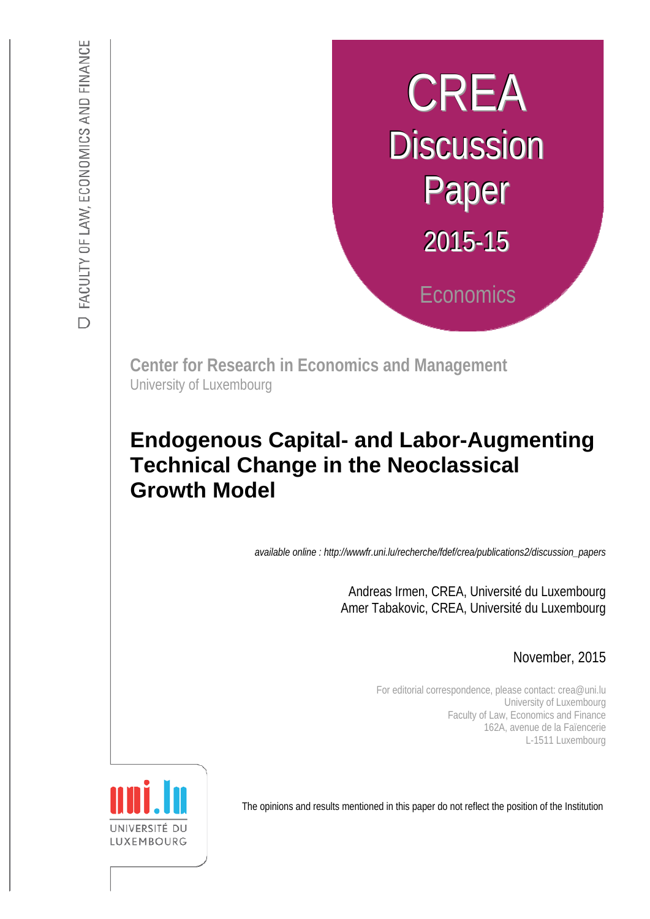FACULTY OF LAW, ECONOMICS AND FINANCE

# CREA Discussion Paper 2015-15

Economics

**Center for Research in Economics and Management**
University of Luxembourg

# Endogenous Capital- and Labor-Augmenting Technical Change in the Neoclassical Growth Model

*available online : http://wwwfr.uni.lu/recherche/fdef/crea/publications2/discussion_papers*

Andreas Irmen, CREA, Université du Luxembourg
Amer Tabakovic, CREA, Université du Luxembourg

November, 2015

For editorial correspondence, please contact: crea@uni.lu
University of Luxembourg
Faculty of Law, Economics and Finance
162A, avenue de la Faïencerie
L-1511 Luxembourg

UNIVERSITÉ DU LUXEMBOURG

The opinions and results mentioned in this paper do not reflect the position of the Institution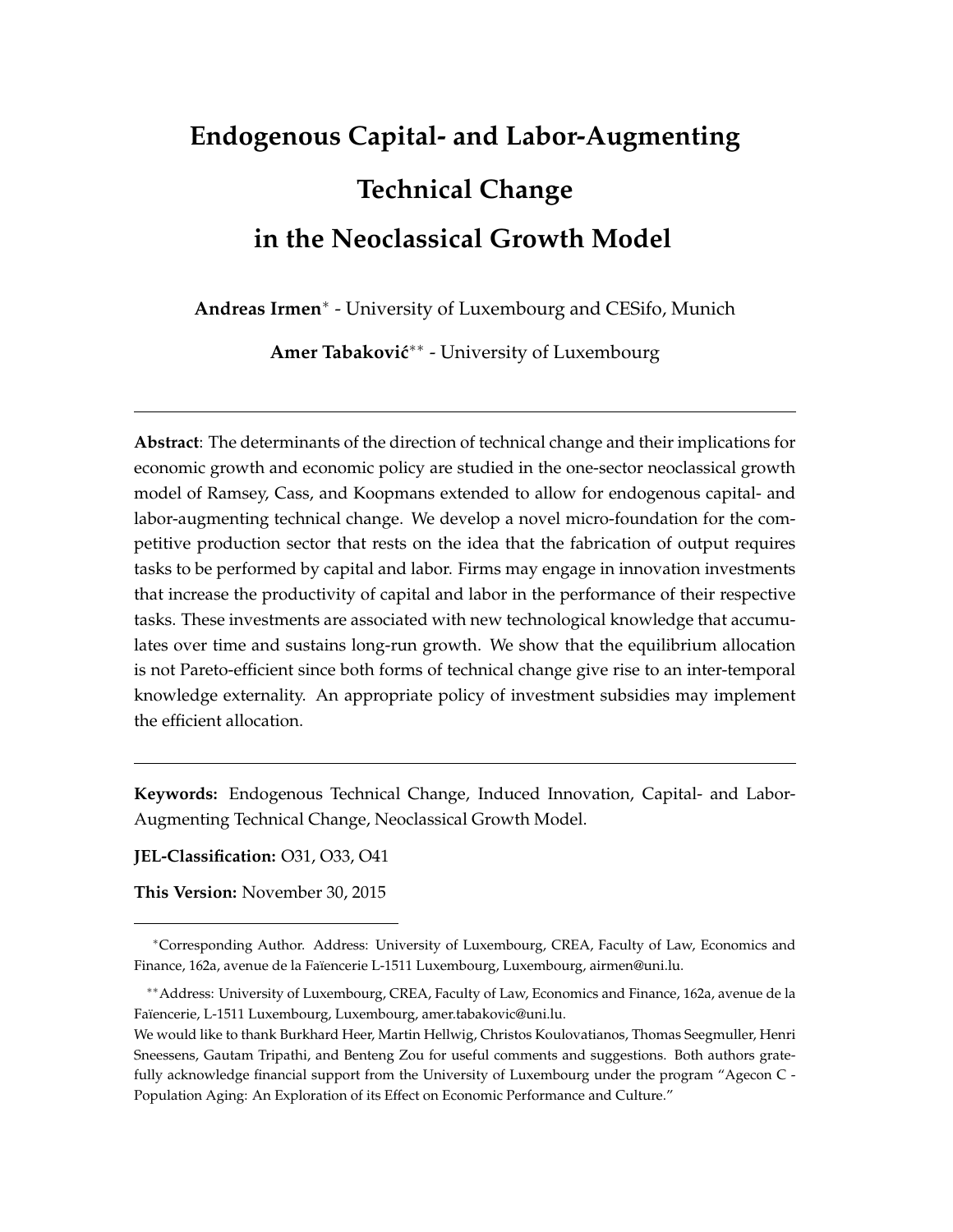# Endogenous Capital- and Labor-Augmenting Technical Change in the Neoclassical Growth Model

**Andreas Irmen**[*] - University of Luxembourg and CESifo, Munich

**Amer Tabaković**[**] - University of Luxembourg

---

**Abstract**: The determinants of the direction of technical change and their implications for economic growth and economic policy are studied in the one-sector neoclassical growth model of Ramsey, Cass, and Koopmans extended to allow for endogenous capital- and labor-augmenting technical change. We develop a novel micro-foundation for the competitive production sector that rests on the idea that the fabrication of output requires tasks to be performed by capital and labor. Firms may engage in innovation investments that increase the productivity of capital and labor in the performance of their respective tasks. These investments are associated with new technological knowledge that accumulates over time and sustains long-run growth. We show that the equilibrium allocation is not Pareto-efficient since both forms of technical change give rise to an inter-temporal knowledge externality. An appropriate policy of investment subsidies may implement the efficient allocation.

---

**Keywords:** Endogenous Technical Change, Induced Innovation, Capital- and Labor-Augmenting Technical Change, Neoclassical Growth Model.

**JEL-Classification:** O31, O33, O41

**This Version:** November 30, 2015

---

[*] Corresponding Author. Address: University of Luxembourg, CREA, Faculty of Law, Economics and Finance, 162a, avenue de la Faïencerie L-1511 Luxembourg, Luxembourg, airmen@uni.lu.

[**] Address: University of Luxembourg, CREA, Faculty of Law, Economics and Finance, 162a, avenue de la Faïencerie, L-1511 Luxembourg, Luxembourg, amer.tabakovic@uni.lu.

We would like to thank Burkhard Heer, Martin Hellwig, Christos Koulovatianos, Thomas Seegmuller, Henri Sneessens, Gautam Tripathi, and Benteng Zou for useful comments and suggestions. Both authors gratefully acknowledge financial support from the University of Luxembourg under the program "Agecon C - Population Aging: An Exploration of its Effect on Economic Performance and Culture."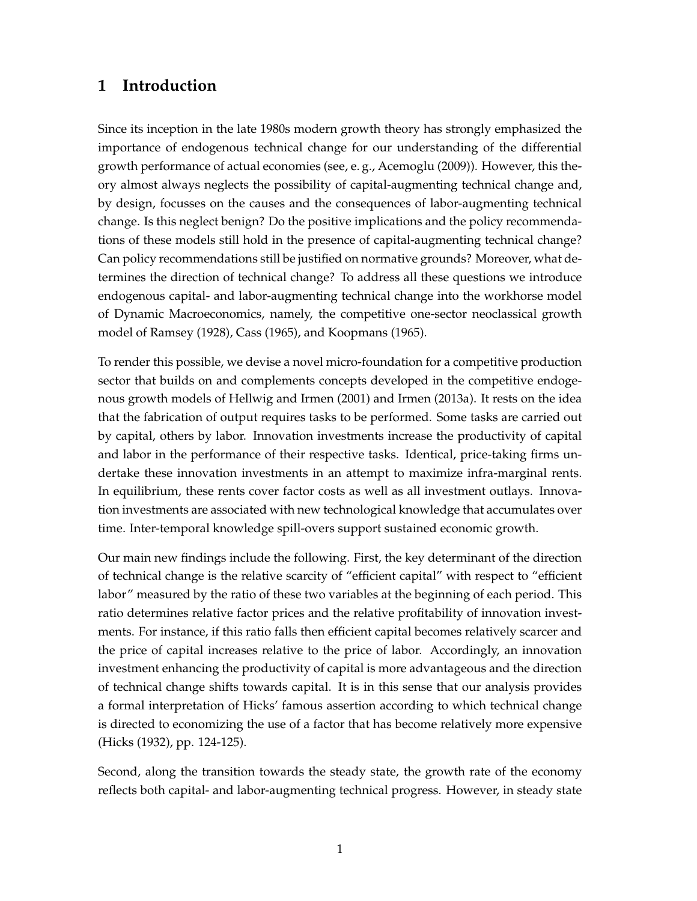# 1 Introduction

Since its inception in the late 1980s modern growth theory has strongly emphasized the importance of endogenous technical change for our understanding of the differential growth performance of actual economies (see, e. g., Acemoglu (2009)). However, this theory almost always neglects the possibility of capital-augmenting technical change and, by design, focusses on the causes and the consequences of labor-augmenting technical change. Is this neglect benign? Do the positive implications and the policy recommendations of these models still hold in the presence of capital-augmenting technical change? Can policy recommendations still be justified on normative grounds? Moreover, what determines the direction of technical change? To address all these questions we introduce endogenous capital- and labor-augmenting technical change into the workhorse model of Dynamic Macroeconomics, namely, the competitive one-sector neoclassical growth model of Ramsey (1928), Cass (1965), and Koopmans (1965).

To render this possible, we devise a novel micro-foundation for a competitive production sector that builds on and complements concepts developed in the competitive endogenous growth models of Hellwig and Irmen (2001) and Irmen (2013a). It rests on the idea that the fabrication of output requires tasks to be performed. Some tasks are carried out by capital, others by labor. Innovation investments increase the productivity of capital and labor in the performance of their respective tasks. Identical, price-taking firms undertake these innovation investments in an attempt to maximize infra-marginal rents. In equilibrium, these rents cover factor costs as well as all investment outlays. Innovation investments are associated with new technological knowledge that accumulates over time. Inter-temporal knowledge spill-overs support sustained economic growth.

Our main new findings include the following. First, the key determinant of the direction of technical change is the relative scarcity of "efficient capital" with respect to "efficient labor" measured by the ratio of these two variables at the beginning of each period. This ratio determines relative factor prices and the relative profitability of innovation investments. For instance, if this ratio falls then efficient capital becomes relatively scarcer and the price of capital increases relative to the price of labor. Accordingly, an innovation investment enhancing the productivity of capital is more advantageous and the direction of technical change shifts towards capital. It is in this sense that our analysis provides a formal interpretation of Hicks' famous assertion according to which technical change is directed to economizing the use of a factor that has become relatively more expensive (Hicks (1932), pp. 124-125).

Second, along the transition towards the steady state, the growth rate of the economy reflects both capital- and labor-augmenting technical progress. However, in steady state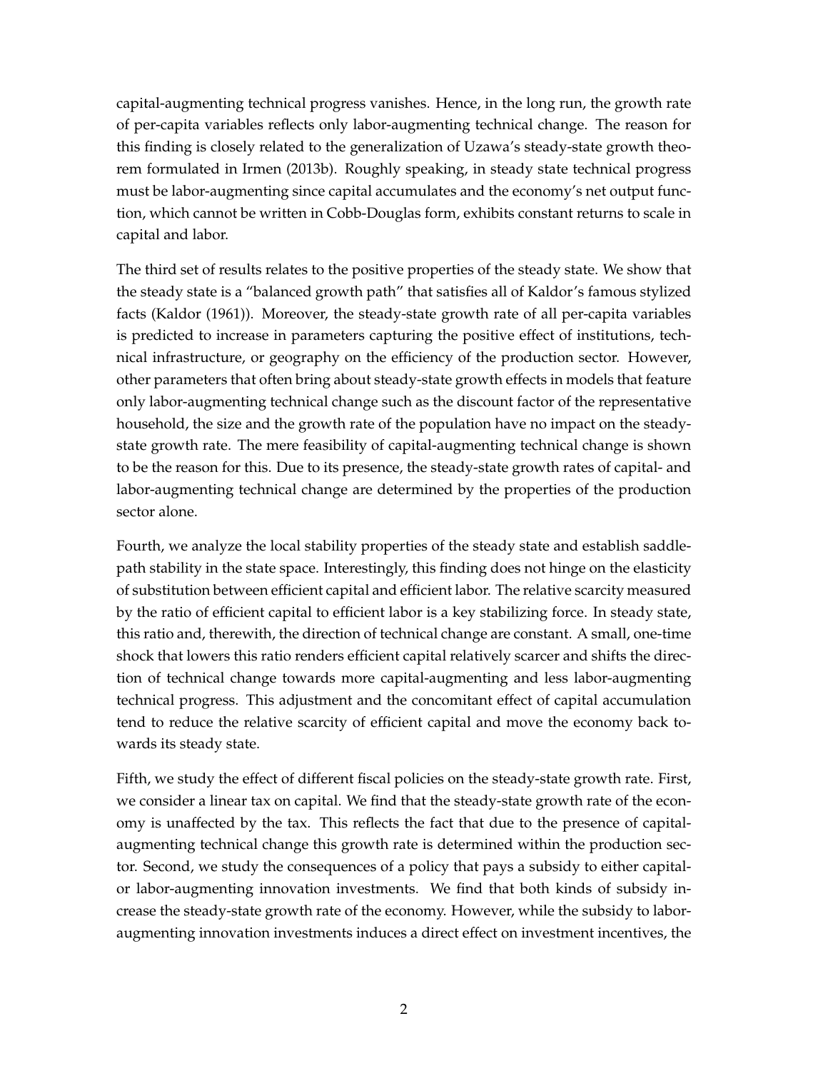capital-augmenting technical progress vanishes. Hence, in the long run, the growth rate of per-capita variables reflects only labor-augmenting technical change. The reason for this finding is closely related to the generalization of Uzawa's steady-state growth theorem formulated in Irmen (2013b). Roughly speaking, in steady state technical progress must be labor-augmenting since capital accumulates and the economy's net output function, which cannot be written in Cobb-Douglas form, exhibits constant returns to scale in capital and labor.

The third set of results relates to the positive properties of the steady state. We show that the steady state is a "balanced growth path" that satisfies all of Kaldor's famous stylized facts (Kaldor (1961)). Moreover, the steady-state growth rate of all per-capita variables is predicted to increase in parameters capturing the positive effect of institutions, technical infrastructure, or geography on the efficiency of the production sector. However, other parameters that often bring about steady-state growth effects in models that feature only labor-augmenting technical change such as the discount factor of the representative household, the size and the growth rate of the population have no impact on the steady-state growth rate. The mere feasibility of capital-augmenting technical change is shown to be the reason for this. Due to its presence, the steady-state growth rates of capital- and labor-augmenting technical change are determined by the properties of the production sector alone.

Fourth, we analyze the local stability properties of the steady state and establish saddle-path stability in the state space. Interestingly, this finding does not hinge on the elasticity of substitution between efficient capital and efficient labor. The relative scarcity measured by the ratio of efficient capital to efficient labor is a key stabilizing force. In steady state, this ratio and, therewith, the direction of technical change are constant. A small, one-time shock that lowers this ratio renders efficient capital relatively scarcer and shifts the direction of technical change towards more capital-augmenting and less labor-augmenting technical progress. This adjustment and the concomitant effect of capital accumulation tend to reduce the relative scarcity of efficient capital and move the economy back towards its steady state.

Fifth, we study the effect of different fiscal policies on the steady-state growth rate. First, we consider a linear tax on capital. We find that the steady-state growth rate of the economy is unaffected by the tax. This reflects the fact that due to the presence of capital-augmenting technical change this growth rate is determined within the production sector. Second, we study the consequences of a policy that pays a subsidy to either capital- or labor-augmenting innovation investments. We find that both kinds of subsidy increase the steady-state growth rate of the economy. However, while the subsidy to labor-augmenting innovation investments induces a direct effect on investment incentives, the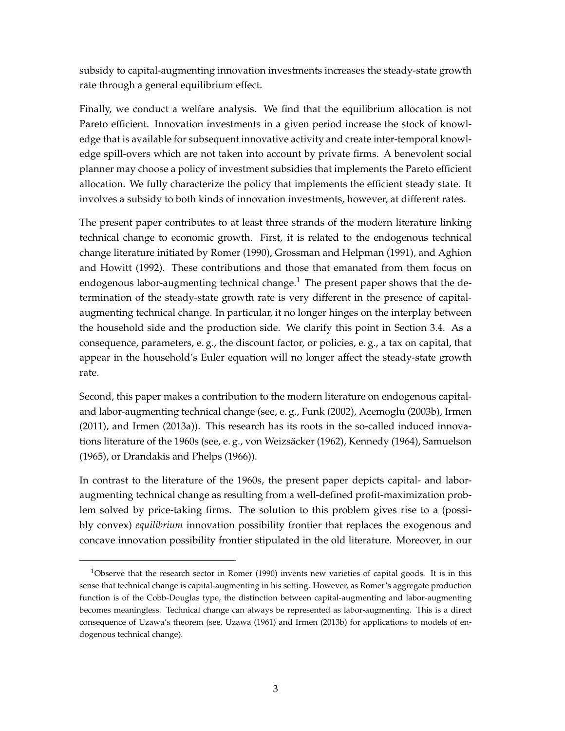subsidy to capital-augmenting innovation investments increases the steady-state growth rate through a general equilibrium effect.

Finally, we conduct a welfare analysis. We find that the equilibrium allocation is not Pareto efficient. Innovation investments in a given period increase the stock of knowledge that is available for subsequent innovative activity and create inter-temporal knowledge spill-overs which are not taken into account by private firms. A benevolent social planner may choose a policy of investment subsidies that implements the Pareto efficient allocation. We fully characterize the policy that implements the efficient steady state. It involves a subsidy to both kinds of innovation investments, however, at different rates.

The present paper contributes to at least three strands of the modern literature linking technical change to economic growth. First, it is related to the endogenous technical change literature initiated by Romer (1990), Grossman and Helpman (1991), and Aghion and Howitt (1992). These contributions and those that emanated from them focus on endogenous labor-augmenting technical change.[1] The present paper shows that the determination of the steady-state growth rate is very different in the presence of capital-augmenting technical change. In particular, it no longer hinges on the interplay between the household side and the production side. We clarify this point in Section 3.4. As a consequence, parameters, e. g., the discount factor, or policies, e. g., a tax on capital, that appear in the household's Euler equation will no longer affect the steady-state growth rate.

Second, this paper makes a contribution to the modern literature on endogenous capital- and labor-augmenting technical change (see, e. g., Funk (2002), Acemoglu (2003b), Irmen (2011), and Irmen (2013a)). This research has its roots in the so-called induced innovations literature of the 1960s (see, e. g., von Weizsäcker (1962), Kennedy (1964), Samuelson (1965), or Drandakis and Phelps (1966)).

In contrast to the literature of the 1960s, the present paper depicts capital- and labor-augmenting technical change as resulting from a well-defined profit-maximization problem solved by price-taking firms. The solution to this problem gives rise to a (possibly convex) *equilibrium* innovation possibility frontier that replaces the exogenous and concave innovation possibility frontier stipulated in the old literature. Moreover, in our

[1] Observe that the research sector in Romer (1990) invents new varieties of capital goods. It is in this sense that technical change is capital-augmenting in his setting. However, as Romer's aggregate production function is of the Cobb-Douglas type, the distinction between capital-augmenting and labor-augmenting becomes meaningless. Technical change can always be represented as labor-augmenting. This is a direct consequence of Uzawa's theorem (see, Uzawa (1961) and Irmen (2013b) for applications to models of endogenous technical change).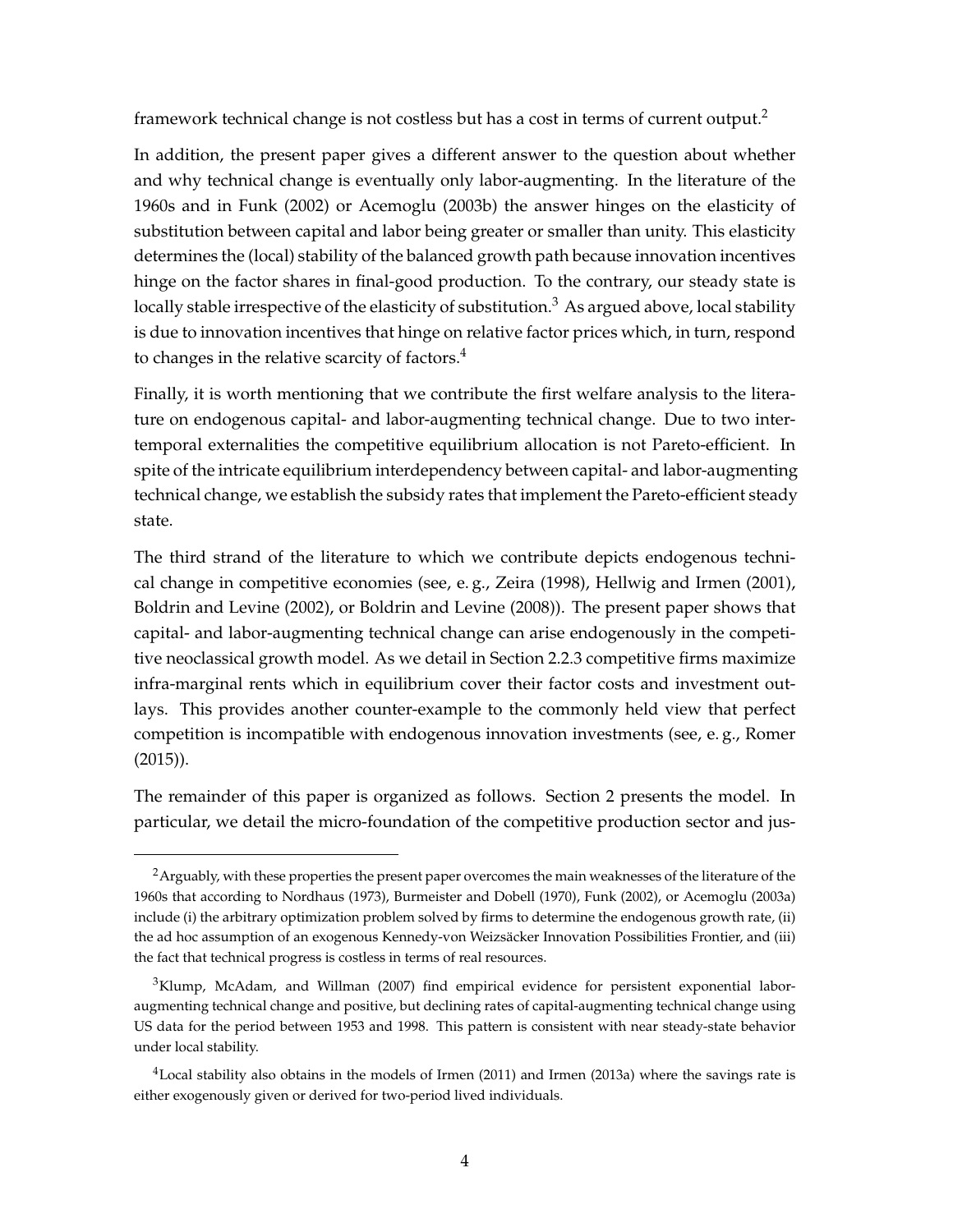framework technical change is not costless but has a cost in terms of current output.[2]

In addition, the present paper gives a different answer to the question about whether and why technical change is eventually only labor-augmenting. In the literature of the 1960s and in Funk (2002) or Acemoglu (2003b) the answer hinges on the elasticity of substitution between capital and labor being greater or smaller than unity. This elasticity determines the (local) stability of the balanced growth path because innovation incentives hinge on the factor shares in final-good production. To the contrary, our steady state is locally stable irrespective of the elasticity of substitution.[3] As argued above, local stability is due to innovation incentives that hinge on relative factor prices which, in turn, respond to changes in the relative scarcity of factors.[4]

Finally, it is worth mentioning that we contribute the first welfare analysis to the literature on endogenous capital- and labor-augmenting technical change. Due to two intertemporal externalities the competitive equilibrium allocation is not Pareto-efficient. In spite of the intricate equilibrium interdependency between capital- and labor-augmenting technical change, we establish the subsidy rates that implement the Pareto-efficient steady state.

The third strand of the literature to which we contribute depicts endogenous technical change in competitive economies (see, e. g., Zeira (1998), Hellwig and Irmen (2001), Boldrin and Levine (2002), or Boldrin and Levine (2008)). The present paper shows that capital- and labor-augmenting technical change can arise endogenously in the competitive neoclassical growth model. As we detail in Section 2.2.3 competitive firms maximize infra-marginal rents which in equilibrium cover their factor costs and investment outlays. This provides another counter-example to the commonly held view that perfect competition is incompatible with endogenous innovation investments (see, e. g., Romer (2015)).

The remainder of this paper is organized as follows. Section 2 presents the model. In particular, we detail the micro-foundation of the competitive production sector and jus-

---

[2] Arguably, with these properties the present paper overcomes the main weaknesses of the literature of the 1960s that according to Nordhaus (1973), Burmeister and Dobell (1970), Funk (2002), or Acemoglu (2003a) include (i) the arbitrary optimization problem solved by firms to determine the endogenous growth rate, (ii) the ad hoc assumption of an exogenous Kennedy-von Weizsäcker Innovation Possibilities Frontier, and (iii) the fact that technical progress is costless in terms of real resources.

[3] Klump, McAdam, and Willman (2007) find empirical evidence for persistent exponential labor-augmenting technical change and positive, but declining rates of capital-augmenting technical change using US data for the period between 1953 and 1998. This pattern is consistent with near steady-state behavior under local stability.

[4] Local stability also obtains in the models of Irmen (2011) and Irmen (2013a) where the savings rate is either exogenously given or derived for two-period lived individuals.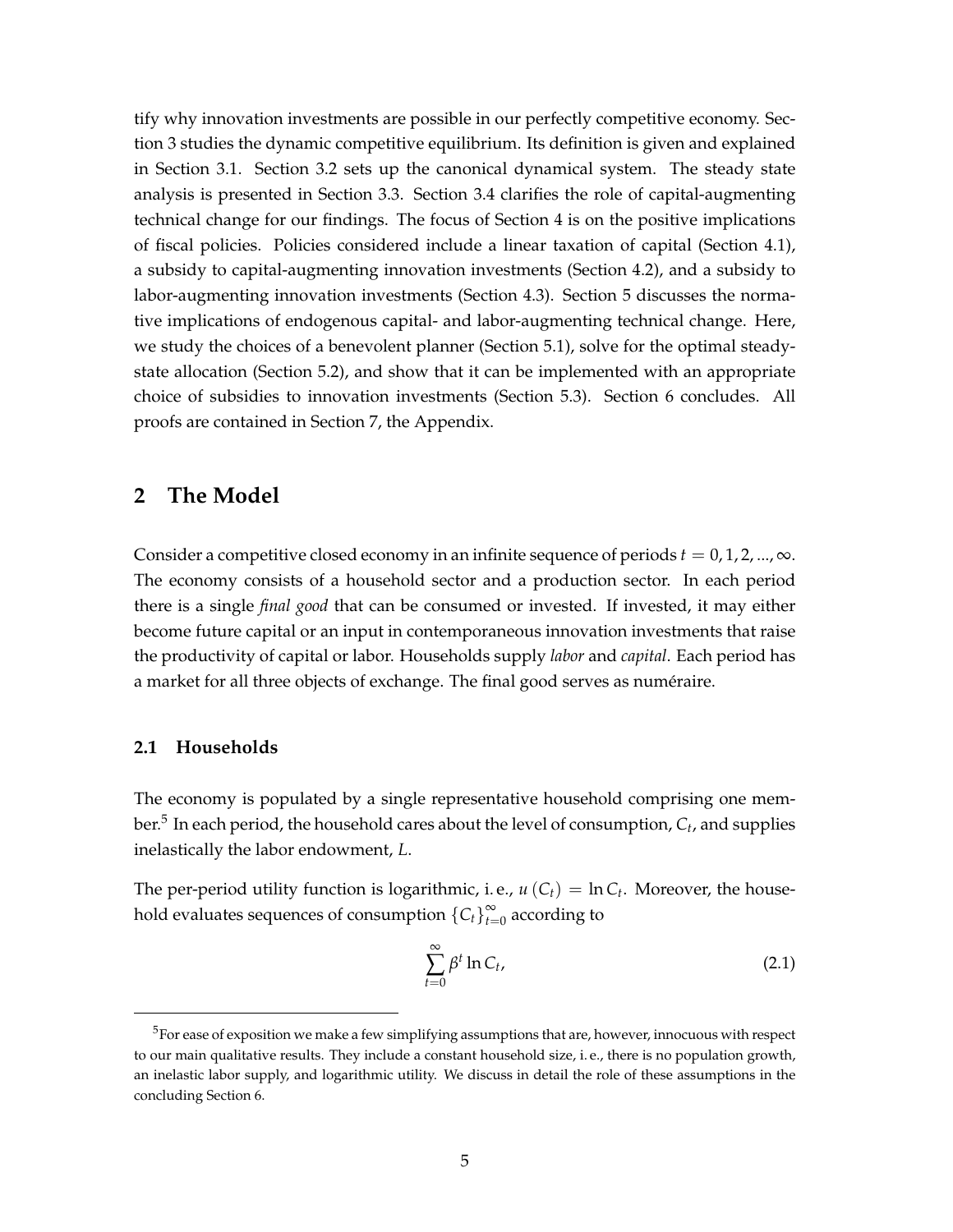tify why innovation investments are possible in our perfectly competitive economy. Section 3 studies the dynamic competitive equilibrium. Its definition is given and explained in Section 3.1. Section 3.2 sets up the canonical dynamical system. The steady state analysis is presented in Section 3.3. Section 3.4 clarifies the role of capital-augmenting technical change for our findings. The focus of Section 4 is on the positive implications of fiscal policies. Policies considered include a linear taxation of capital (Section 4.1), a subsidy to capital-augmenting innovation investments (Section 4.2), and a subsidy to labor-augmenting innovation investments (Section 4.3). Section 5 discusses the normative implications of endogenous capital- and labor-augmenting technical change. Here, we study the choices of a benevolent planner (Section 5.1), solve for the optimal steady-state allocation (Section 5.2), and show that it can be implemented with an appropriate choice of subsidies to innovation investments (Section 5.3). Section 6 concludes. All proofs are contained in Section 7, the Appendix.

## 2 The Model

Consider a competitive closed economy in an infinite sequence of periods $t = 0, 1, 2, ..., \infty$. The economy consists of a household sector and a production sector. In each period there is a single *final good* that can be consumed or invested. If invested, it may either become future capital or an input in contemporaneous innovation investments that raise the productivity of capital or labor. Households supply *labor* and *capital*. Each period has a market for all three objects of exchange. The final good serves as numéraire.

### 2.1 Households

The economy is populated by a single representative household comprising one member.[5] In each period, the household cares about the level of consumption, $C_t$, and supplies inelastically the labor endowment, $L$.

The per-period utility function is logarithmic, i. e., $u(C_t) = \ln C_t$. Moreover, the household evaluates sequences of consumption $\{C_t\}_{t=0}^{\infty}$ according to

$$\sum_{t=0}^{\infty} \beta^t \ln C_t, \tag{2.1}$$

[5]For ease of exposition we make a few simplifying assumptions that are, however, innocuous with respect to our main qualitative results. They include a constant household size, i. e., there is no population growth, an inelastic labor supply, and logarithmic utility. We discuss in detail the role of these assumptions in the concluding Section 6.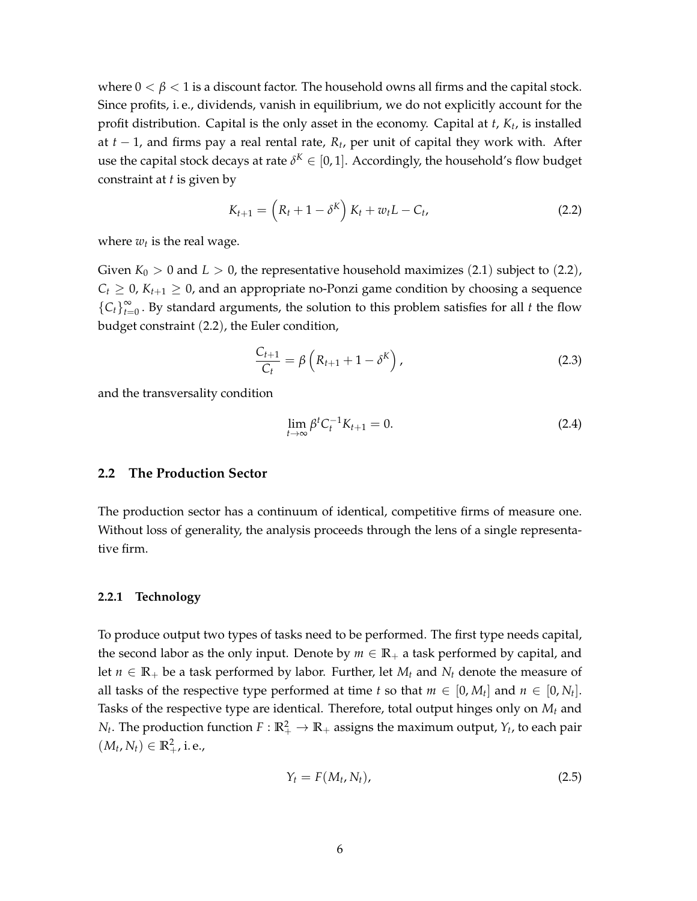where $0 < \beta < 1$ is a discount factor. The household owns all firms and the capital stock. Since profits, i. e., dividends, vanish in equilibrium, we do not explicitly account for the profit distribution. Capital is the only asset in the economy. Capital at $t$, $K_t$, is installed at $t-1$, and firms pay a real rental rate, $R_t$, per unit of capital they work with. After use the capital stock decays at rate $\delta^K \in [0,1]$. Accordingly, the household's flow budget constraint at $t$ is given by

$$K_{t+1} = \left(R_t + 1 - \delta^K\right) K_t + w_t L - C_t, \tag{2.2}$$

where $w_t$ is the real wage.

Given $K_0 > 0$ and $L > 0$, the representative household maximizes (2.1) subject to (2.2), $C_t \geq 0$, $K_{t+1} \geq 0$, and an appropriate no-Ponzi game condition by choosing a sequence $\{C_t\}_{t=0}^{\infty}$. By standard arguments, the solution to this problem satisfies for all $t$ the flow budget constraint (2.2), the Euler condition,

$$\frac{C_{t+1}}{C_t} = \beta\left(R_{t+1} + 1 - \delta^K\right), \tag{2.3}$$

and the transversality condition

$$\lim_{t\to\infty} \beta^t C_t^{-1} K_{t+1} = 0. \tag{2.4}$$

## 2.2 The Production Sector

The production sector has a continuum of identical, competitive firms of measure one. Without loss of generality, the analysis proceeds through the lens of a single representative firm.

### 2.2.1 Technology

To produce output two types of tasks need to be performed. The first type needs capital, the second labor as the only input. Denote by $m \in \mathbb{R}_+$ a task performed by capital, and let $n \in \mathbb{R}_+$ be a task performed by labor. Further, let $M_t$ and $N_t$ denote the measure of all tasks of the respective type performed at time $t$ so that $m \in [0, M_t]$ and $n \in [0, N_t]$. Tasks of the respective type are identical. Therefore, total output hinges only on $M_t$ and $N_t$. The production function $F : \mathbb{R}_+^2 \to \mathbb{R}_+$ assigns the maximum output, $Y_t$, to each pair $(M_t, N_t) \in \mathbb{R}_+^2$, i. e.,

$$Y_t = F(M_t, N_t), \tag{2.5}$$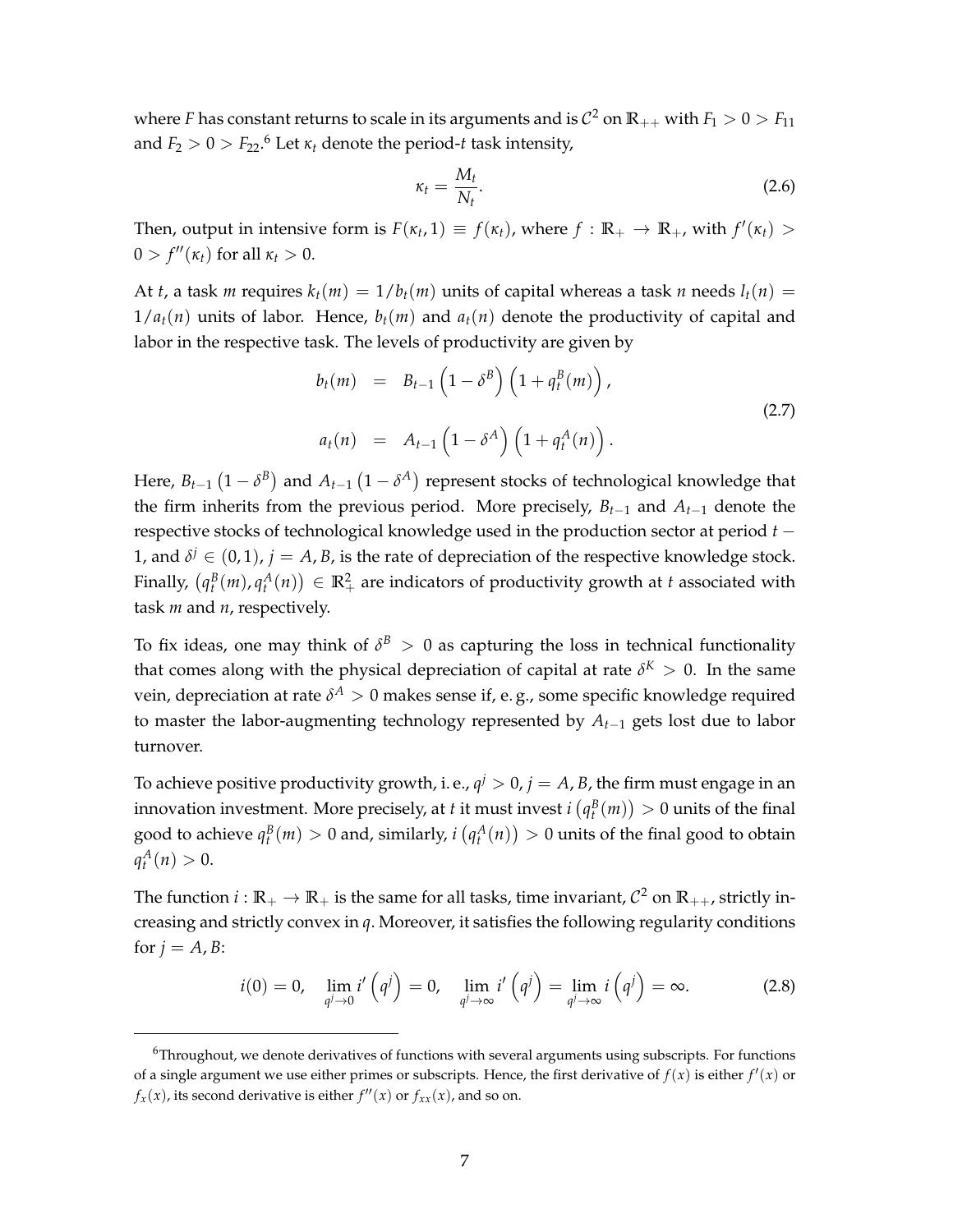where $F$ has constant returns to scale in its arguments and is $\mathcal{C}^2$ on $\mathbb{R}_{++}$ with $F_1 > 0 > F_{11}$ and $F_2 > 0 > F_{22}$.[6] Let $\kappa_t$ denote the period-$t$ task intensity,

$$\kappa_t = \frac{M_t}{N_t}. \tag{2.6}$$

Then, output in intensive form is $F(\kappa_t, 1) \equiv f(\kappa_t)$, where $f : \mathbb{R}_+ \to \mathbb{R}_+$, with $f'(\kappa_t) > 0 > f''(\kappa_t)$ for all $\kappa_t > 0$.

At $t$, a task $m$ requires $k_t(m) = 1/b_t(m)$ units of capital whereas a task $n$ needs $l_t(n) = 1/a_t(n)$ units of labor. Hence, $b_t(m)$ and $a_t(n)$ denote the productivity of capital and labor in the respective task. The levels of productivity are given by

$$\begin{aligned} b_t(m) &= B_{t-1}\left(1-\delta^B\right)\left(1+q_t^B(m)\right), \\ a_t(n) &= A_{t-1}\left(1-\delta^A\right)\left(1+q_t^A(n)\right). \end{aligned} \tag{2.7}$$

Here, $B_{t-1}\left(1-\delta^B\right)$ and $A_{t-1}\left(1-\delta^A\right)$ represent stocks of technological knowledge that the firm inherits from the previous period. More precisely, $B_{t-1}$ and $A_{t-1}$ denote the respective stocks of technological knowledge used in the production sector at period $t-1$, and $\delta^j \in (0,1)$, $j = A, B$, is the rate of depreciation of the respective knowledge stock. Finally, $\left(q_t^B(m), q_t^A(n)\right) \in \mathbb{R}_+^2$ are indicators of productivity growth at $t$ associated with task $m$ and $n$, respectively.

To fix ideas, one may think of $\delta^B > 0$ as capturing the loss in technical functionality that comes along with the physical depreciation of capital at rate $\delta^K > 0$. In the same vein, depreciation at rate $\delta^A > 0$ makes sense if, e. g., some specific knowledge required to master the labor-augmenting technology represented by $A_{t-1}$ gets lost due to labor turnover.

To achieve positive productivity growth, i. e., $q^j > 0$, $j = A, B$, the firm must engage in an innovation investment. More precisely, at $t$ it must invest $i\left(q_t^B(m)\right) > 0$ units of the final good to achieve $q_t^B(m) > 0$ and, similarly, $i\left(q_t^A(n)\right) > 0$ units of the final good to obtain $q_t^A(n) > 0$.

The function $i : \mathbb{R}_+ \to \mathbb{R}_+$ is the same for all tasks, time invariant, $\mathcal{C}^2$ on $\mathbb{R}_{++}$, strictly increasing and strictly convex in $q$. Moreover, it satisfies the following regularity conditions for $j = A, B$:

$$i(0) = 0, \quad \lim_{q^j \to 0} i'\left(q^j\right) = 0, \quad \lim_{q^j \to \infty} i'\left(q^j\right) = \lim_{q^j \to \infty} i\left(q^j\right) = \infty. \tag{2.8}$$

[6] Throughout, we denote derivatives of functions with several arguments using subscripts. For functions of a single argument we use either primes or subscripts. Hence, the first derivative of $f(x)$ is either $f'(x)$ or $f_x(x)$, its second derivative is either $f''(x)$ or $f_{xx}(x)$, and so on.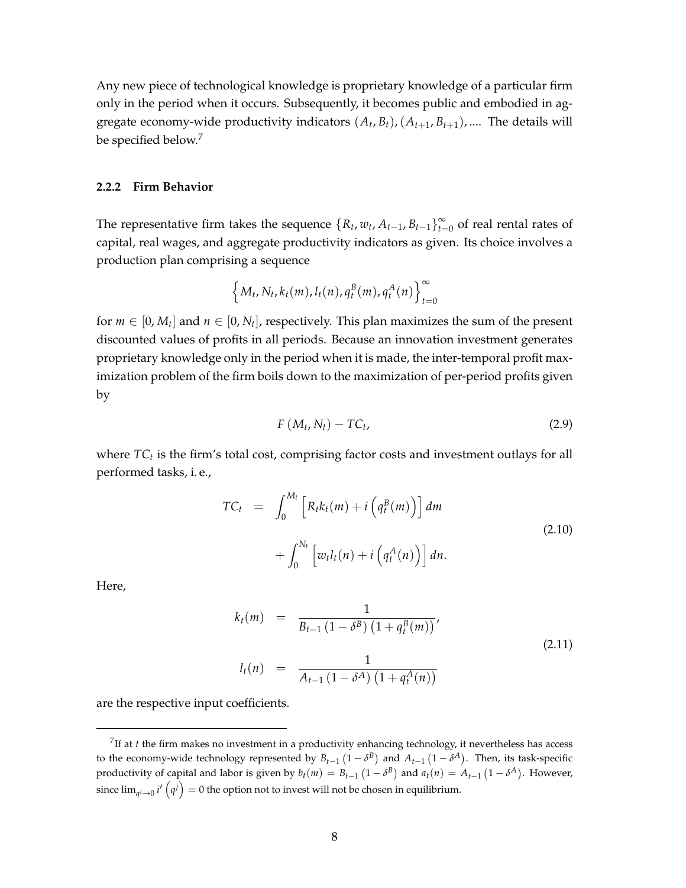Any new piece of technological knowledge is proprietary knowledge of a particular firm only in the period when it occurs. Subsequently, it becomes public and embodied in aggregate economy-wide productivity indicators $(A_t, B_t), (A_{t+1}, B_{t+1}), \ldots$. The details will be specified below.[7]

#### 2.2.2 Firm Behavior

The representative firm takes the sequence $\{R_t, w_t, A_{t-1}, B_{t-1}\}_{t=0}^{\infty}$ of real rental rates of capital, real wages, and aggregate productivity indicators as given. Its choice involves a production plan comprising a sequence

$$\left\{M_t, N_t, k_t(m), l_t(n), q_t^B(m), q_t^A(n)\right\}_{t=0}^{\infty}$$

for $m \in [0, M_t]$ and $n \in [0, N_t]$, respectively. This plan maximizes the sum of the present discounted values of profits in all periods. Because an innovation investment generates proprietary knowledge only in the period when it is made, the inter-temporal profit maximization problem of the firm boils down to the maximization of per-period profits given by

$$F(M_t, N_t) - TC_t, \tag{2.9}$$

where $TC_t$ is the firm's total cost, comprising factor costs and investment outlays for all performed tasks, i. e.,

$$\begin{aligned} TC_t &= \int_0^{M_t} \left[R_t k_t(m) + i\left(q_t^B(m)\right)\right] dm \\ &\quad + \int_0^{N_t} \left[w_t l_t(n) + i\left(q_t^A(n)\right)\right] dn. \end{aligned} \tag{2.10}$$

Here,

$$\begin{aligned} k_t(m) &= \frac{1}{B_{t-1}\left(1-\delta^B\right)\left(1+q_t^B(m)\right)}, \\ l_t(n) &= \frac{1}{A_{t-1}\left(1-\delta^A\right)\left(1+q_t^A(n)\right)} \end{aligned} \tag{2.11}$$

are the respective input coefficients.

[7] If at $t$ the firm makes no investment in a productivity enhancing technology, it nevertheless has access to the economy-wide technology represented by $B_{t-1}\left(1-\delta^B\right)$ and $A_{t-1}\left(1-\delta^A\right)$. Then, its task-specific productivity of capital and labor is given by $b_t(m) = B_{t-1}\left(1-\delta^B\right)$ and $a_t(n) = A_{t-1}\left(1-\delta^A\right)$. However, since $\lim_{q^j \to 0} i'\left(q^j\right) = 0$ the option not to invest will not be chosen in equilibrium.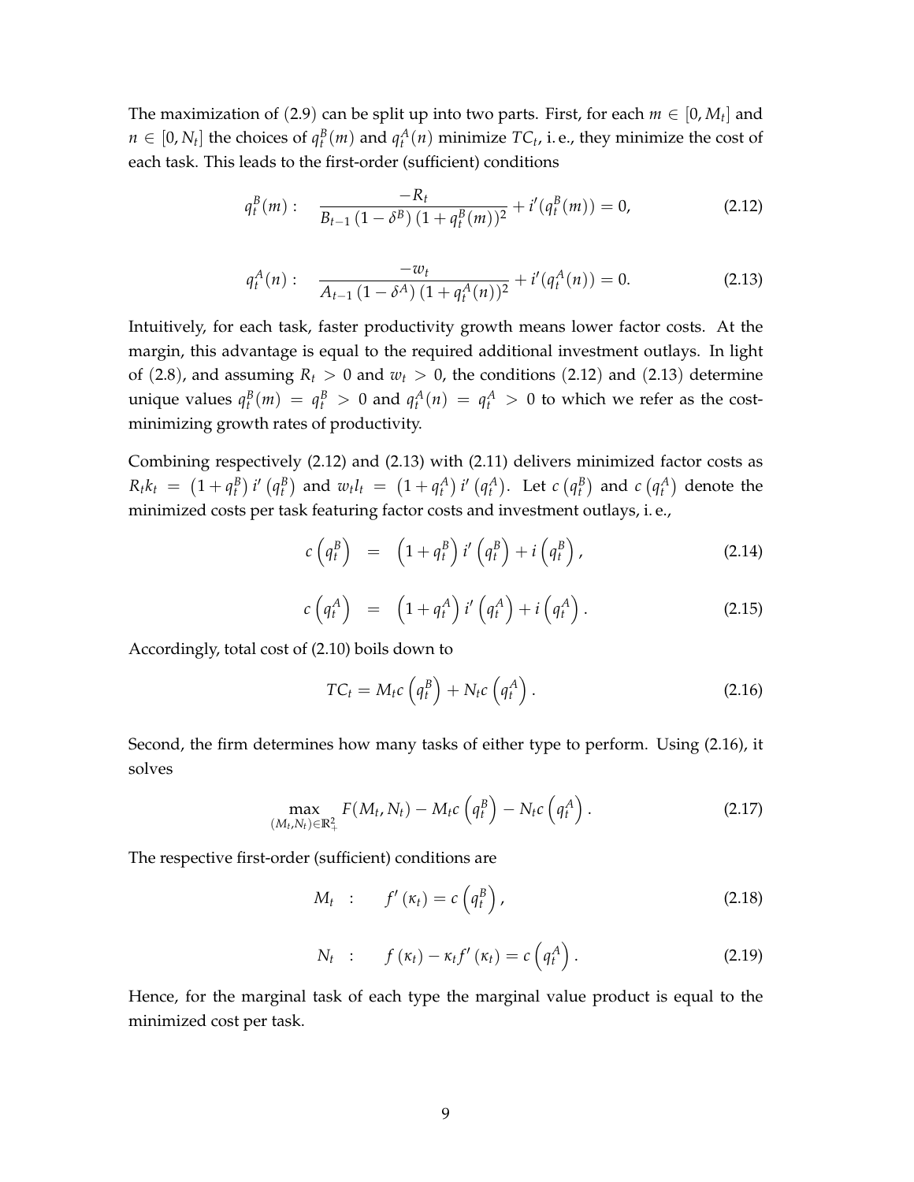The maximization of (2.9) can be split up into two parts. First, for each $m \in [0, M_t]$ and $n \in [0, N_t]$ the choices of $q_t^B(m)$ and $q_t^A(n)$ minimize $TC_t$, i. e., they minimize the cost of each task. This leads to the first-order (sufficient) conditions

$$q_t^B(m): \quad \frac{-R_t}{B_{t-1}\left(1-\delta^B\right)\left(1+q_t^B(m)\right)^2} + i'(q_t^B(m)) = 0, \tag{2.12}$$

$$q_t^A(n): \quad \frac{-w_t}{A_{t-1}\left(1-\delta^A\right)\left(1+q_t^A(n)\right)^2} + i'(q_t^A(n)) = 0. \tag{2.13}$$

Intuitively, for each task, faster productivity growth means lower factor costs. At the margin, this advantage is equal to the required additional investment outlays. In light of (2.8), and assuming $R_t > 0$ and $w_t > 0$, the conditions (2.12) and (2.13) determine unique values $q_t^B(m) = q_t^B > 0$ and $q_t^A(n) = q_t^A > 0$ to which we refer as the cost-minimizing growth rates of productivity.

Combining respectively (2.12) and (2.13) with (2.11) delivers minimized factor costs as $R_t k_t = \left(1+q_t^B\right) i'\left(q_t^B\right)$ and $w_t l_t = \left(1+q_t^A\right) i'\left(q_t^A\right)$. Let $c\left(q_t^B\right)$ and $c\left(q_t^A\right)$ denote the minimized costs per task featuring factor costs and investment outlays, i. e.,

$$c\left(q_t^B\right) = \left(1+q_t^B\right) i'\left(q_t^B\right) + i\left(q_t^B\right), \tag{2.14}$$

$$c\left(q_t^A\right) = \left(1+q_t^A\right) i'\left(q_t^A\right) + i\left(q_t^A\right). \tag{2.15}$$

Accordingly, total cost of (2.10) boils down to

$$TC_t = M_t c\left(q_t^B\right) + N_t c\left(q_t^A\right). \tag{2.16}$$

Second, the firm determines how many tasks of either type to perform. Using (2.16), it solves

$$\max_{(M_t, N_t) \in \mathbb{R}_+^2} F(M_t, N_t) - M_t c\left(q_t^B\right) - N_t c\left(q_t^A\right). \tag{2.17}$$

The respective first-order (sufficient) conditions are

$$M_t \quad : \quad f'\left(\kappa_t\right) = c\left(q_t^B\right), \tag{2.18}$$

$$N_t \quad : \quad f\left(\kappa_t\right) - \kappa_t f'\left(\kappa_t\right) = c\left(q_t^A\right). \tag{2.19}$$

Hence, for the marginal task of each type the marginal value product is equal to the minimized cost per task.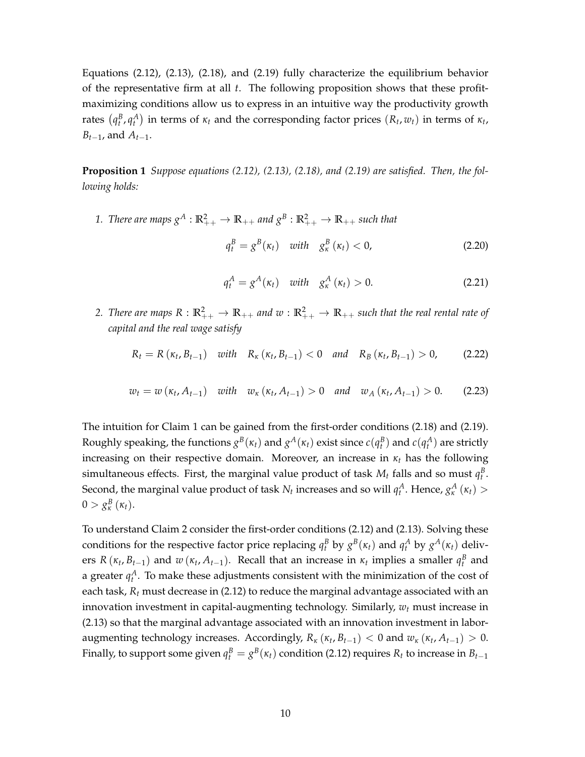Equations (2.12), (2.13), (2.18), and (2.19) fully characterize the equilibrium behavior of the representative firm at all $t$. The following proposition shows that these profit-maximizing conditions allow us to express in an intuitive way the productivity growth rates $\left(q_t^B, q_t^A\right)$ in terms of $\kappa_t$ and the corresponding factor prices $(R_t, w_t)$ in terms of $\kappa_t$, $B_{t-1}$, and $A_{t-1}$.

**Proposition 1** *Suppose equations (2.12), (2.13), (2.18), and (2.19) are satisfied. Then, the following holds:*

1. *There are maps $g^A : \mathbb{R}^2_{++} \to \mathbb{R}_{++}$ and $g^B : \mathbb{R}^2_{++} \to \mathbb{R}_{++}$ such that*

$$q_t^B = g^B(\kappa_t) \quad \textit{with} \quad g^B_\kappa(\kappa_t) < 0, \tag{2.20}$$

$$q_t^A = g^A(\kappa_t) \quad \textit{with} \quad g^A_\kappa(\kappa_t) > 0. \tag{2.21}$$

2. *There are maps $R : \mathbb{R}^2_{++} \to \mathbb{R}_{++}$ and $w : \mathbb{R}^2_{++} \to \mathbb{R}_{++}$ such that the real rental rate of capital and the real wage satisfy*

$$R_t = R(\kappa_t, B_{t-1}) \quad \textit{with} \quad R_\kappa(\kappa_t, B_{t-1}) < 0 \quad \textit{and} \quad R_B(\kappa_t, B_{t-1}) > 0, \tag{2.22}$$

$$w_t = w(\kappa_t, A_{t-1}) \quad \textit{with} \quad w_\kappa(\kappa_t, A_{t-1}) > 0 \quad \textit{and} \quad w_A(\kappa_t, A_{t-1}) > 0. \tag{2.23}$$

The intuition for Claim 1 can be gained from the first-order conditions (2.18) and (2.19). Roughly speaking, the functions $g^B(\kappa_t)$ and $g^A(\kappa_t)$ exist since $c(q_t^B)$ and $c(q_t^A)$ are strictly increasing on their respective domain. Moreover, an increase in $\kappa_t$ has the following simultaneous effects. First, the marginal value product of task $M_t$ falls and so must $q_t^B$. Second, the marginal value product of task $N_t$ increases and so will $q_t^A$. Hence, $g^A_\kappa(\kappa_t) > 0 > g^B_\kappa(\kappa_t)$.

To understand Claim 2 consider the first-order conditions (2.12) and (2.13). Solving these conditions for the respective factor price replacing $q_t^B$ by $g^B(\kappa_t)$ and $q_t^A$ by $g^A(\kappa_t)$ delivers $R(\kappa_t, B_{t-1})$ and $w(\kappa_t, A_{t-1})$. Recall that an increase in $\kappa_t$ implies a smaller $q_t^B$ and a greater $q_t^A$. To make these adjustments consistent with the minimization of the cost of each task, $R_t$ must decrease in (2.12) to reduce the marginal advantage associated with an innovation investment in capital-augmenting technology. Similarly, $w_t$ must increase in (2.13) so that the marginal advantage associated with an innovation investment in labor-augmenting technology increases. Accordingly, $R_\kappa(\kappa_t, B_{t-1}) < 0$ and $w_\kappa(\kappa_t, A_{t-1}) > 0$. Finally, to support some given $q_t^B = g^B(\kappa_t)$ condition (2.12) requires $R_t$ to increase in $B_{t-1}$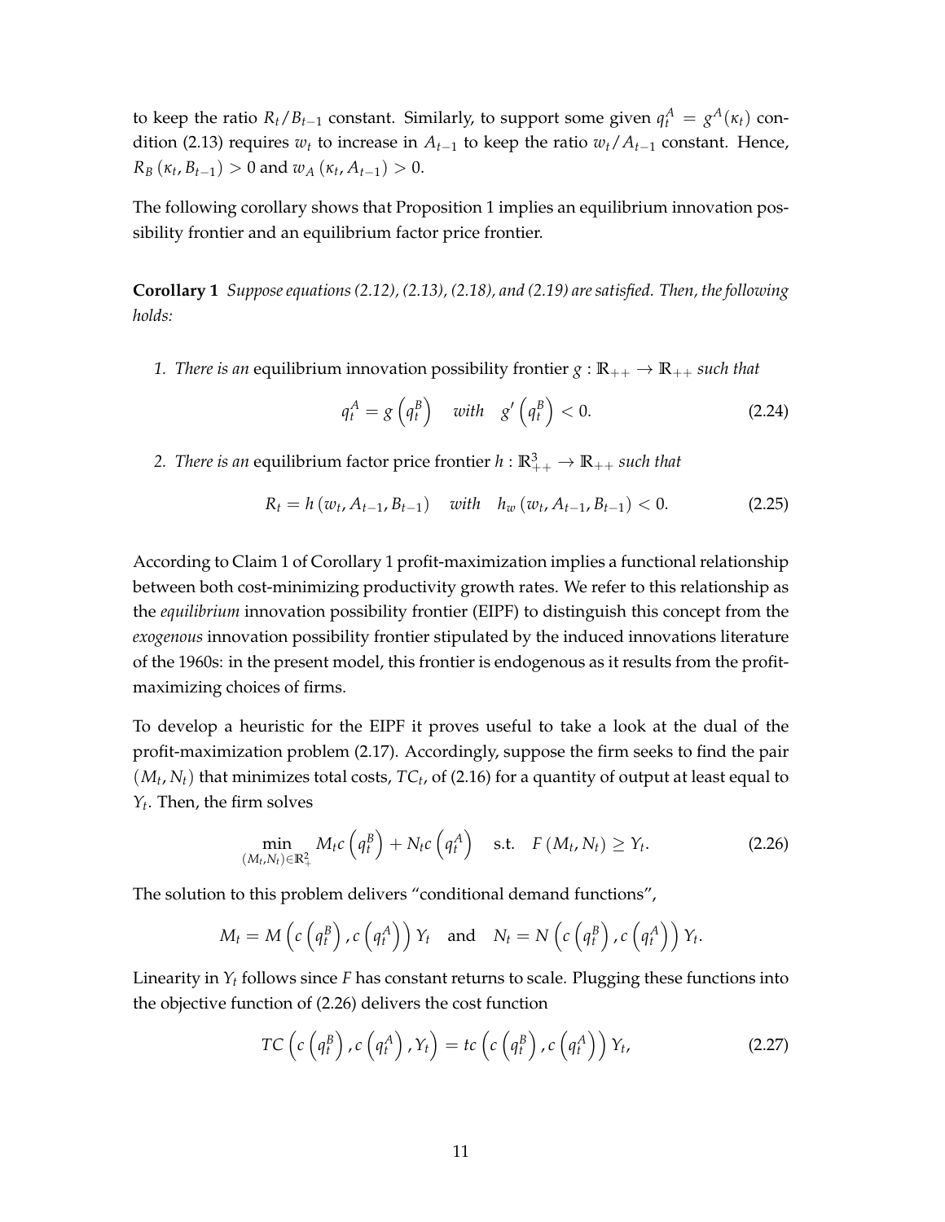to keep the ratio $R_t/B_{t-1}$ constant. Similarly, to support some given $q_t^A = g^A(\kappa_t)$ condition (2.13) requires $w_t$ to increase in $A_{t-1}$ to keep the ratio $w_t/A_{t-1}$ constant. Hence, $R_B(\kappa_t, B_{t-1}) > 0$ and $w_A(\kappa_t, A_{t-1}) > 0$.

The following corollary shows that Proposition 1 implies an equilibrium innovation possibility frontier and an equilibrium factor price frontier.

**Corollary 1** *Suppose equations (2.12), (2.13), (2.18), and (2.19) are satisfied. Then, the following holds:*

1. *There is an* equilibrium innovation possibility frontier $g : \mathbb{R}_{++} \to \mathbb{R}_{++}$ *such that*

$$q_t^A = g\left(q_t^B\right) \quad \textit{with} \quad g'\left(q_t^B\right) < 0. \tag{2.24}$$

2. *There is an* equilibrium factor price frontier $h : \mathbb{R}_{++}^3 \to \mathbb{R}_{++}$ *such that*

$$R_t = h\left(w_t, A_{t-1}, B_{t-1}\right) \quad \textit{with} \quad h_w\left(w_t, A_{t-1}, B_{t-1}\right) < 0. \tag{2.25}$$

According to Claim 1 of Corollary 1 profit-maximization implies a functional relationship between both cost-minimizing productivity growth rates. We refer to this relationship as the *equilibrium* innovation possibility frontier (EIPF) to distinguish this concept from the *exogenous* innovation possibility frontier stipulated by the induced innovations literature of the 1960s: in the present model, this frontier is endogenous as it results from the profit-maximizing choices of firms.

To develop a heuristic for the EIPF it proves useful to take a look at the dual of the profit-maximization problem (2.17). Accordingly, suppose the firm seeks to find the pair $(M_t, N_t)$ that minimizes total costs, $TC_t$, of (2.16) for a quantity of output at least equal to $Y_t$. Then, the firm solves

$$\min_{(M_t,N_t)\in\mathbb{R}_+^2} M_t c\left(q_t^B\right) + N_t c\left(q_t^A\right) \quad \text{s.t.} \quad F\left(M_t, N_t\right) \geq Y_t. \tag{2.26}$$

The solution to this problem delivers "conditional demand functions",

$$M_t = M\left(c\left(q_t^B\right), c\left(q_t^A\right)\right) Y_t \quad \text{and} \quad N_t = N\left(c\left(q_t^B\right), c\left(q_t^A\right)\right) Y_t.$$

Linearity in $Y_t$ follows since $F$ has constant returns to scale. Plugging these functions into the objective function of (2.26) delivers the cost function

$$TC\left(c\left(q_t^B\right), c\left(q_t^A\right), Y_t\right) = tc\left(c\left(q_t^B\right), c\left(q_t^A\right)\right) Y_t, \tag{2.27}$$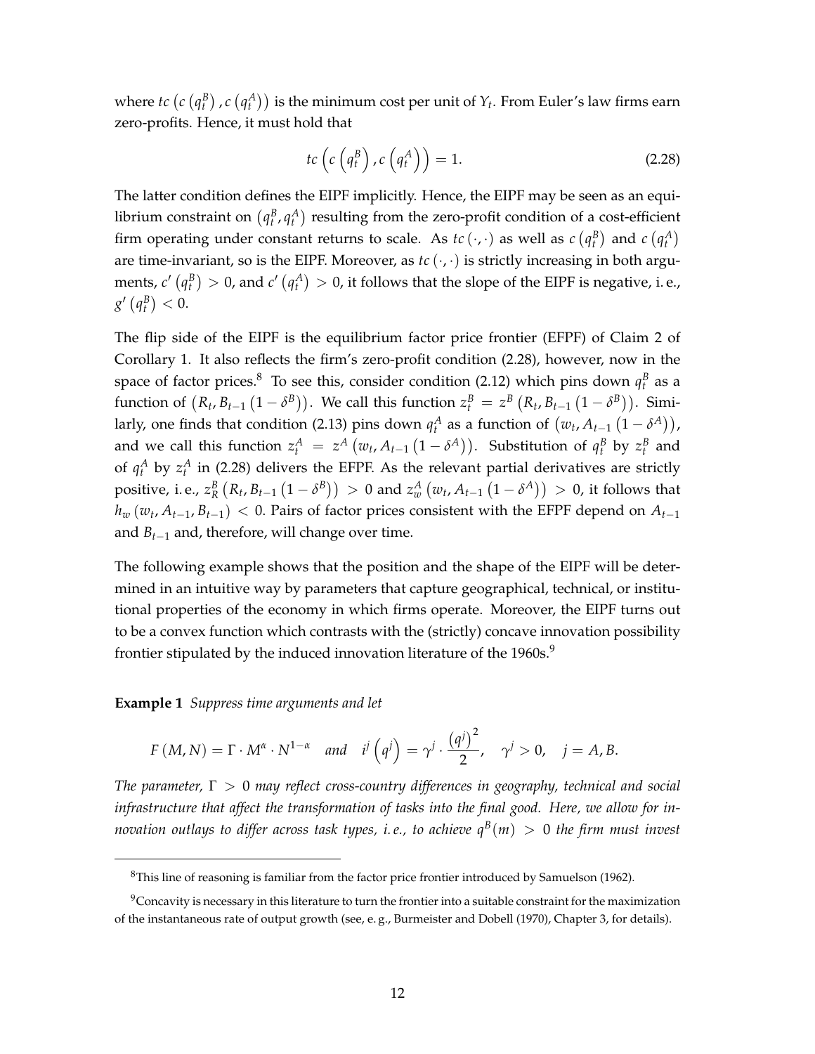where $tc\left(c\left(q_t^B\right), c\left(q_t^A\right)\right)$ is the minimum cost per unit of $Y_t$. From Euler's law firms earn zero-profits. Hence, it must hold that

$$tc\left(c\left(q_t^B\right), c\left(q_t^A\right)\right) = 1. \tag{2.28}$$

The latter condition defines the EIPF implicitly. Hence, the EIPF may be seen as an equilibrium constraint on $\left(q_t^B, q_t^A\right)$ resulting from the zero-profit condition of a cost-efficient firm operating under constant returns to scale. As $tc(\cdot,\cdot)$ as well as $c\left(q_t^B\right)$ and $c\left(q_t^A\right)$ are time-invariant, so is the EIPF. Moreover, as $tc(\cdot,\cdot)$ is strictly increasing in both arguments, $c'\left(q_t^B\right) > 0$, and $c'\left(q_t^A\right) > 0$, it follows that the slope of the EIPF is negative, i. e., $g'\left(q_t^B\right) < 0$.

The flip side of the EIPF is the equilibrium factor price frontier (EFPF) of Claim 2 of Corollary 1. It also reflects the firm's zero-profit condition (2.28), however, now in the space of factor prices.[8] To see this, consider condition (2.12) which pins down $q_t^B$ as a function of $\left(R_t, B_{t-1}\left(1-\delta^B\right)\right)$. We call this function $z_t^B = z^B\left(R_t, B_{t-1}\left(1-\delta^B\right)\right)$. Similarly, one finds that condition (2.13) pins down $q_t^A$ as a function of $\left(w_t, A_{t-1}\left(1-\delta^A\right)\right)$, and we call this function $z_t^A = z^A\left(w_t, A_{t-1}\left(1-\delta^A\right)\right)$. Substitution of $q_t^B$ by $z_t^B$ and of $q_t^A$ by $z_t^A$ in (2.28) delivers the EFPF. As the relevant partial derivatives are strictly positive, i. e., $z_R^B\left(R_t, B_{t-1}\left(1-\delta^B\right)\right) > 0$ and $z_w^A\left(w_t, A_{t-1}\left(1-\delta^A\right)\right) > 0$, it follows that $h_w\left(w_t, A_{t-1}, B_{t-1}\right) < 0$. Pairs of factor prices consistent with the EFPF depend on $A_{t-1}$ and $B_{t-1}$ and, therefore, will change over time.

The following example shows that the position and the shape of the EIPF will be determined in an intuitive way by parameters that capture geographical, technical, or institutional properties of the economy in which firms operate. Moreover, the EIPF turns out to be a convex function which contrasts with the (strictly) concave innovation possibility frontier stipulated by the induced innovation literature of the 1960s.[9]

**Example 1** *Suppress time arguments and let*

$$F(M, N) = \Gamma \cdot M^{\alpha} \cdot N^{1-\alpha} \quad \text{and} \quad i^j\left(q^j\right) = \gamma^j \cdot \frac{\left(q^j\right)^2}{2}, \quad \gamma^j > 0, \quad j = A, B.$$

*The parameter, $\Gamma > 0$ may reflect cross-country differences in geography, technical and social infrastructure that affect the transformation of tasks into the final good. Here, we allow for innovation outlays to differ across task types, i. e., to achieve $q^B(m) > 0$ the firm must invest*

[8] This line of reasoning is familiar from the factor price frontier introduced by Samuelson (1962).

[9] Concavity is necessary in this literature to turn the frontier into a suitable constraint for the maximization of the instantaneous rate of output growth (see, e. g., Burmeister and Dobell (1970), Chapter 3, for details).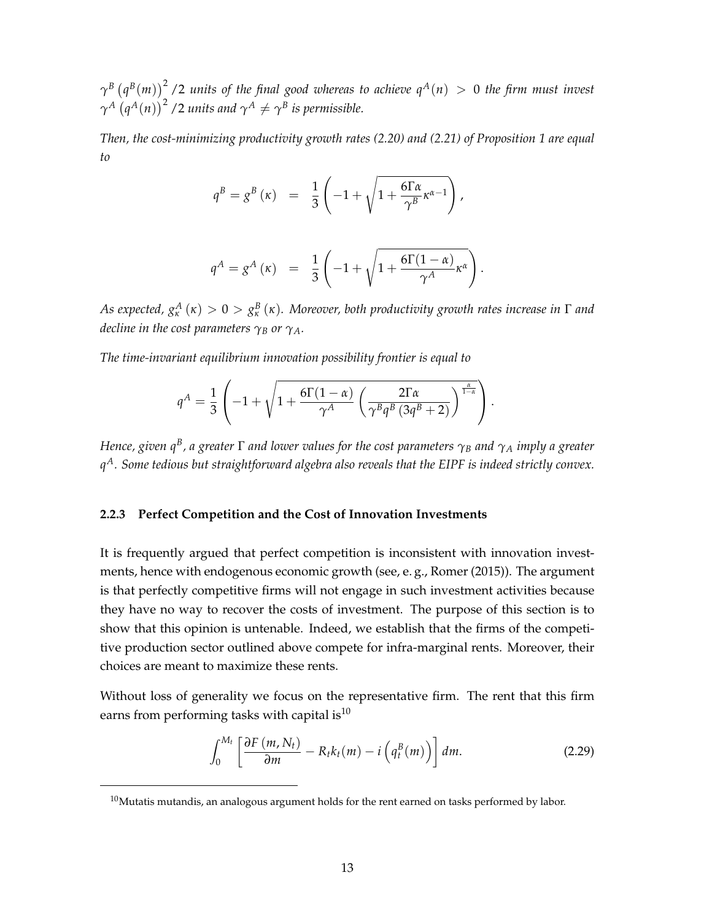*$\gamma^B \left(q^B(m)\right)^2 /2$ units of the final good whereas to achieve $q^A(n) > 0$ the firm must invest $\gamma^A \left(q^A(n)\right)^2 /2$ units and $\gamma^A \neq \gamma^B$ is permissible.*

*Then, the cost-minimizing productivity growth rates (2.20) and (2.21) of Proposition 1 are equal to*

$$q^B = g^B(\kappa) = \frac{1}{3}\left(-1 + \sqrt{1 + \frac{6\Gamma\alpha}{\gamma^B}\kappa^{\alpha-1}}\right),$$

$$q^A = g^A(\kappa) = \frac{1}{3}\left(-1 + \sqrt{1 + \frac{6\Gamma(1-\alpha)}{\gamma^A}\kappa^{\alpha}}\right).$$

*As expected, $g^A_\kappa(\kappa) > 0 > g^B_\kappa(\kappa)$. Moreover, both productivity growth rates increase in $\Gamma$ and decline in the cost parameters $\gamma_B$ or $\gamma_A$.*

*The time-invariant equilibrium innovation possibility frontier is equal to*

$$q^A = \frac{1}{3}\left(-1 + \sqrt{1 + \frac{6\Gamma(1-\alpha)}{\gamma^A}\left(\frac{2\Gamma\alpha}{\gamma^B q^B\left(3q^B+2\right)}\right)^{\frac{\alpha}{1-\alpha}}}\right).$$

*Hence, given $q^B$, a greater $\Gamma$ and lower values for the cost parameters $\gamma_B$ and $\gamma_A$ imply a greater $q^A$. Some tedious but straightforward algebra also reveals that the EIPF is indeed strictly convex.*

### 2.2.3 Perfect Competition and the Cost of Innovation Investments

It is frequently argued that perfect competition is inconsistent with innovation investments, hence with endogenous economic growth (see, e. g., Romer (2015)). The argument is that perfectly competitive firms will not engage in such investment activities because they have no way to recover the costs of investment. The purpose of this section is to show that this opinion is untenable. Indeed, we establish that the firms of the competitive production sector outlined above compete for infra-marginal rents. Moreover, their choices are meant to maximize these rents.

Without loss of generality we focus on the representative firm. The rent that this firm earns from performing tasks with capital is[10]

$$\int_0^{M_t}\left[\frac{\partial F(m, N_t)}{\partial m} - R_t k_t(m) - i\left(q^B_t(m)\right)\right]dm. \tag{2.29}$$

[10] Mutatis mutandis, an analogous argument holds for the rent earned on tasks performed by labor.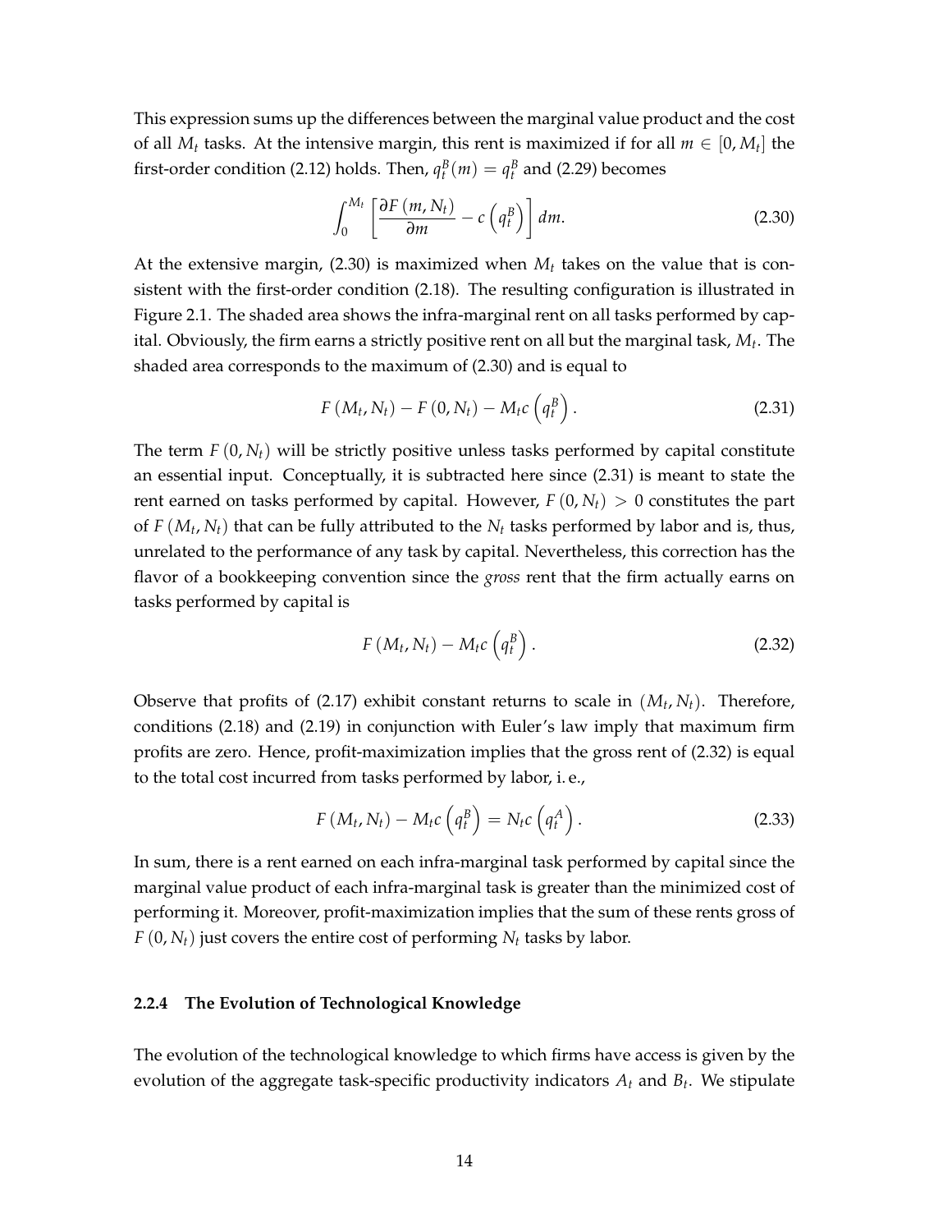This expression sums up the differences between the marginal value product and the cost of all $M_t$ tasks. At the intensive margin, this rent is maximized if for all $m \in [0, M_t]$ the first-order condition (2.12) holds. Then, $q_t^B(m) = q_t^B$ and (2.29) becomes

$$\int_0^{M_t} \left[ \frac{\partial F(m, N_t)}{\partial m} - c\left(q_t^B\right) \right] dm. \tag{2.30}$$

At the extensive margin, (2.30) is maximized when $M_t$ takes on the value that is consistent with the first-order condition (2.18). The resulting configuration is illustrated in Figure 2.1. The shaded area shows the infra-marginal rent on all tasks performed by capital. Obviously, the firm earns a strictly positive rent on all but the marginal task, $M_t$. The shaded area corresponds to the maximum of (2.30) and is equal to

$$F(M_t, N_t) - F(0, N_t) - M_t c\left(q_t^B\right). \tag{2.31}$$

The term $F(0, N_t)$ will be strictly positive unless tasks performed by capital constitute an essential input. Conceptually, it is subtracted here since (2.31) is meant to state the rent earned on tasks performed by capital. However, $F(0, N_t) > 0$ constitutes the part of $F(M_t, N_t)$ that can be fully attributed to the $N_t$ tasks performed by labor and is, thus, unrelated to the performance of any task by capital. Nevertheless, this correction has the flavor of a bookkeeping convention since the *gross* rent that the firm actually earns on tasks performed by capital is

$$F(M_t, N_t) - M_t c\left(q_t^B\right). \tag{2.32}$$

Observe that profits of (2.17) exhibit constant returns to scale in $(M_t, N_t)$. Therefore, conditions (2.18) and (2.19) in conjunction with Euler's law imply that maximum firm profits are zero. Hence, profit-maximization implies that the gross rent of (2.32) is equal to the total cost incurred from tasks performed by labor, i. e.,

$$F(M_t, N_t) - M_t c\left(q_t^B\right) = N_t c\left(q_t^A\right). \tag{2.33}$$

In sum, there is a rent earned on each infra-marginal task performed by capital since the marginal value product of each infra-marginal task is greater than the minimized cost of performing it. Moreover, profit-maximization implies that the sum of these rents gross of $F(0, N_t)$ just covers the entire cost of performing $N_t$ tasks by labor.

### 2.2.4 The Evolution of Technological Knowledge

The evolution of the technological knowledge to which firms have access is given by the evolution of the aggregate task-specific productivity indicators $A_t$ and $B_t$. We stipulate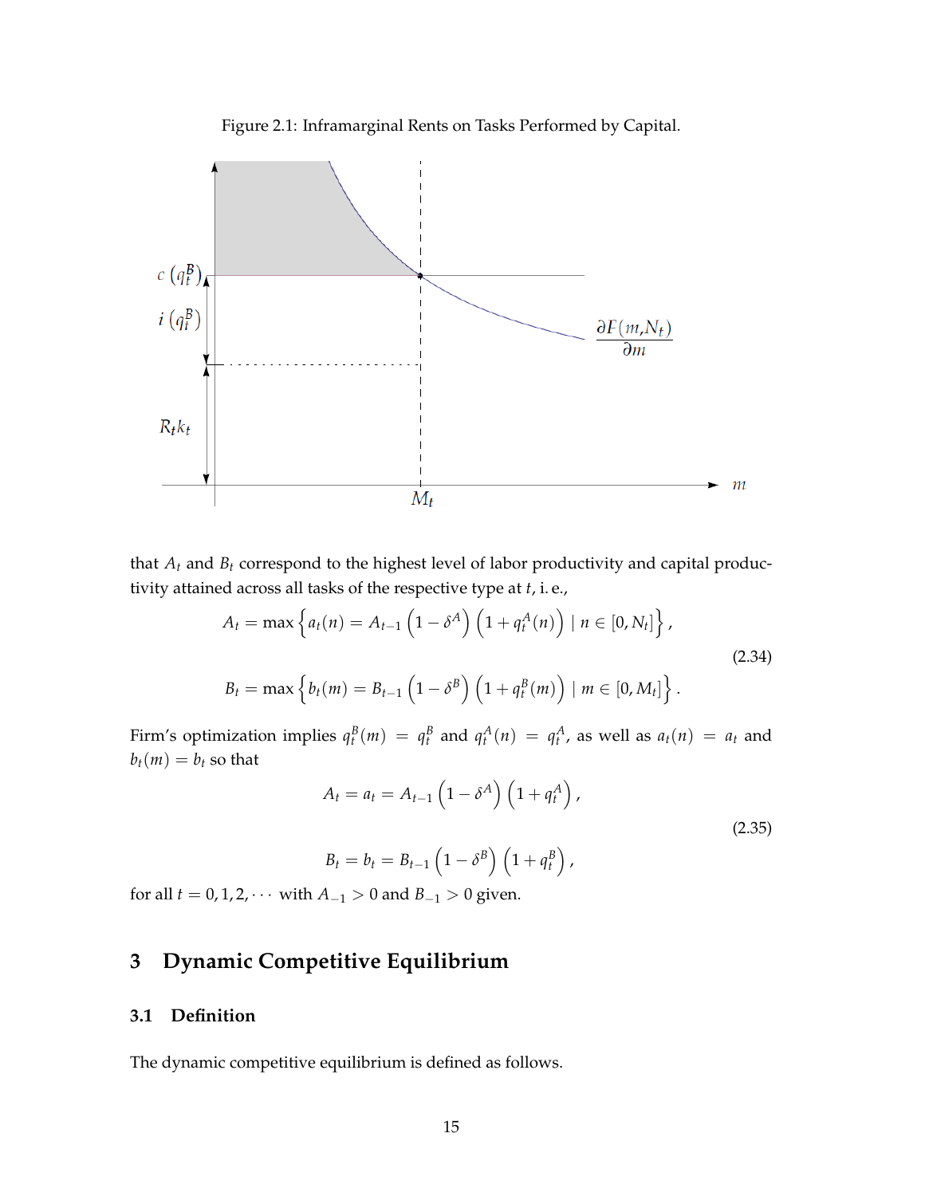Figure 2.1: Inframarginal Rents on Tasks Performed by Capital.

that $A_t$ and $B_t$ correspond to the highest level of labor productivity and capital productivity attained across all tasks of the respective type at $t$, i. e.,

$$A_t = \max\left\{a_t(n) = A_{t-1}\left(1-\delta^A\right)\left(1+q_t^A(n)\right) \mid n \in [0, N_t]\right\},$$

$$B_t = \max\left\{b_t(m) = B_{t-1}\left(1-\delta^B\right)\left(1+q_t^B(m)\right) \mid m \in [0, M_t]\right\}. \tag{2.34}$$

Firm's optimization implies $q_t^B(m) = q_t^B$ and $q_t^A(n) = q_t^A$, as well as $a_t(n) = a_t$ and $b_t(m) = b_t$ so that

$$A_t = a_t = A_{t-1}\left(1-\delta^A\right)\left(1+q_t^A\right),$$

$$B_t = b_t = B_{t-1}\left(1-\delta^B\right)\left(1+q_t^B\right), \tag{2.35}$$

for all $t = 0, 1, 2, \cdots$ with $A_{-1} > 0$ and $B_{-1} > 0$ given.

# 3 Dynamic Competitive Equilibrium

## 3.1 Definition

The dynamic competitive equilibrium is defined as follows.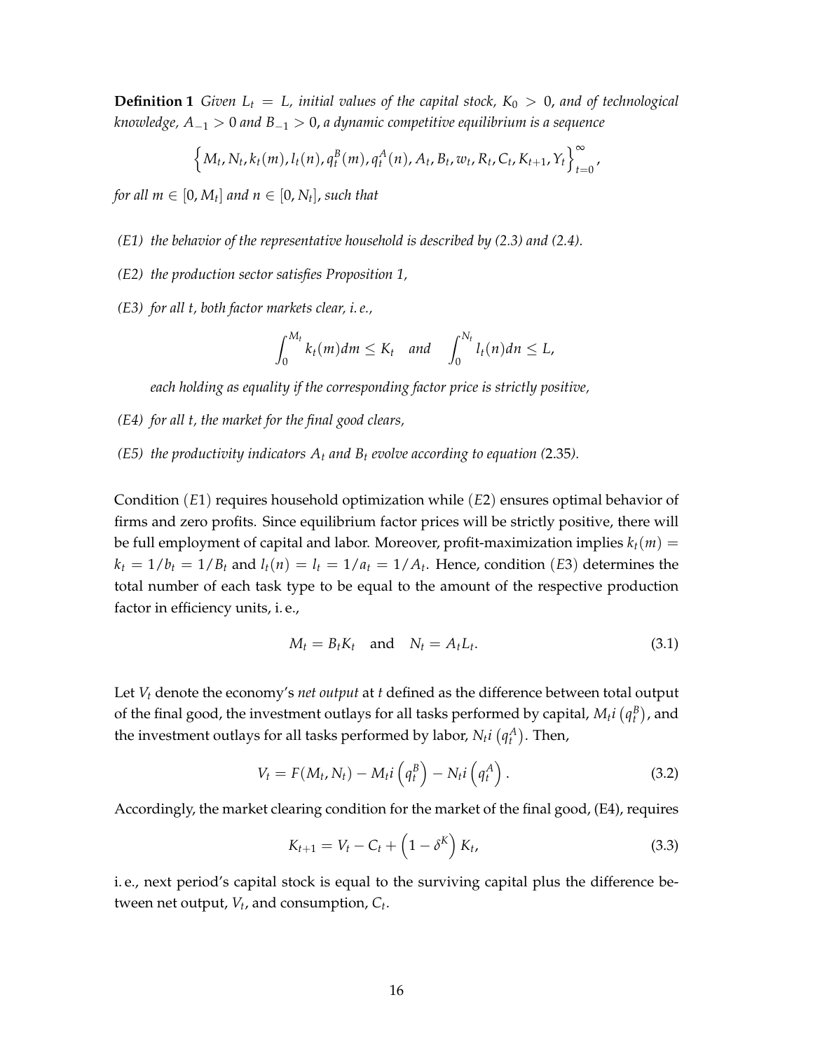**Definition 1** *Given $L_t = L$, initial values of the capital stock, $K_0 > 0$, and of technological knowledge, $A_{-1} > 0$ and $B_{-1} > 0$, a dynamic competitive equilibrium is a sequence*

$$\left\{ M_t, N_t, k_t(m), l_t(n), q_t^B(m), q_t^A(n), A_t, B_t, w_t, R_t, C_t, K_{t+1}, Y_t \right\}_{t=0}^{\infty},$$

*for all $m \in [0, M_t]$ and $n \in [0, N_t]$, such that*

*(E1) the behavior of the representative household is described by (2.3) and (2.4).*

*(E2) the production sector satisfies Proposition 1,*

*(E3) for all $t$, both factor markets clear, i. e.,*

$$\int_0^{M_t} k_t(m)dm \leq K_t \quad and \quad \int_0^{N_t} l_t(n)dn \leq L,$$

*each holding as equality if the corresponding factor price is strictly positive,*

*(E4) for all $t$, the market for the final good clears,*

*(E5) the productivity indicators $A_t$ and $B_t$ evolve according to equation (2.35).*

Condition $(E1)$ requires household optimization while $(E2)$ ensures optimal behavior of firms and zero profits. Since equilibrium factor prices will be strictly positive, there will be full employment of capital and labor. Moreover, profit-maximization implies $k_t(m) = k_t = 1/b_t = 1/B_t$ and $l_t(n) = l_t = 1/a_t = 1/A_t$. Hence, condition $(E3)$ determines the total number of each task type to be equal to the amount of the respective production factor in efficiency units, i. e.,

$$M_t = B_t K_t \quad \text{and} \quad N_t = A_t L_t. \tag{3.1}$$

Let $V_t$ denote the economy's *net output* at $t$ defined as the difference between total output of the final good, the investment outlays for all tasks performed by capital, $M_t i\left(q_t^B\right)$, and the investment outlays for all tasks performed by labor, $N_t i\left(q_t^A\right)$. Then,

$$V_t = F(M_t, N_t) - M_t i\left(q_t^B\right) - N_t i\left(q_t^A\right). \tag{3.2}$$

Accordingly, the market clearing condition for the market of the final good, (E4), requires

$$K_{t+1} = V_t - C_t + \left(1 - \delta^K\right) K_t, \tag{3.3}$$

i. e., next period's capital stock is equal to the surviving capital plus the difference between net output, $V_t$, and consumption, $C_t$.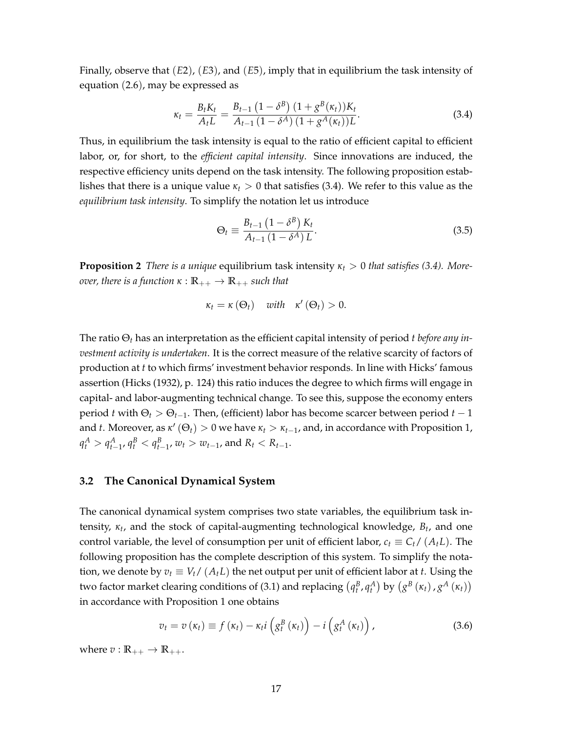Finally, observe that $(E2)$, $(E3)$, and $(E5)$, imply that in equilibrium the task intensity of equation (2.6), may be expressed as

$$\kappa_t = \frac{B_t K_t}{A_t L} = \frac{B_{t-1}\left(1-\delta^B\right)(1+g^B(\kappa_t))K_t}{A_{t-1}\left(1-\delta^A\right)(1+g^A(\kappa_t))L}. \tag{3.4}$$

Thus, in equilibrium the task intensity is equal to the ratio of efficient capital to efficient labor, or, for short, to the *efficient capital intensity*. Since innovations are induced, the respective efficiency units depend on the task intensity. The following proposition establishes that there is a unique value $\kappa_t > 0$ that satisfies (3.4). We refer to this value as the *equilibrium task intensity*. To simplify the notation let us introduce

$$\Theta_t \equiv \frac{B_{t-1}\left(1-\delta^B\right)K_t}{A_{t-1}\left(1-\delta^A\right)L}. \tag{3.5}$$

**Proposition 2** *There is a unique* equilibrium task intensity $\kappa_t > 0$ *that satisfies (3.4). Moreover, there is a function* $\kappa : \mathbb{R}_{++} \to \mathbb{R}_{++}$ *such that*

$$\kappa_t = \kappa\left(\Theta_t\right) \quad \textit{with} \quad \kappa'\left(\Theta_t\right) > 0.$$

The ratio $\Theta_t$ has an interpretation as the efficient capital intensity of period $t$ *before any investment activity is undertaken*. It is the correct measure of the relative scarcity of factors of production at $t$ to which firms' investment behavior responds. In line with Hicks' famous assertion (Hicks (1932), p. 124) this ratio induces the degree to which firms will engage in capital- and labor-augmenting technical change. To see this, suppose the economy enters period $t$ with $\Theta_t > \Theta_{t-1}$. Then, (efficient) labor has become scarcer between period $t-1$ and $t$. Moreover, as $\kappa'\left(\Theta_t\right) > 0$ we have $\kappa_t > \kappa_{t-1}$, and, in accordance with Proposition 1, $q_t^A > q_{t-1}^A$, $q_t^B < q_{t-1}^B$, $w_t > w_{t-1}$, and $R_t < R_{t-1}$.

### 3.2 The Canonical Dynamical System

The canonical dynamical system comprises two state variables, the equilibrium task intensity, $\kappa_t$, and the stock of capital-augmenting technological knowledge, $B_t$, and one control variable, the level of consumption per unit of efficient labor, $c_t \equiv C_t/\left(A_t L\right)$. The following proposition has the complete description of this system. To simplify the notation, we denote by $v_t \equiv V_t/\left(A_t L\right)$ the net output per unit of efficient labor at $t$. Using the two factor market clearing conditions of (3.1) and replacing $\left(q_t^B, q_t^A\right)$ by $\left(g^B\left(\kappa_t\right), g^A\left(\kappa_t\right)\right)$ in accordance with Proposition 1 one obtains

$$v_t = v\left(\kappa_t\right) \equiv f\left(\kappa_t\right) - \kappa_t i\left(g_t^B\left(\kappa_t\right)\right) - i\left(g_t^A\left(\kappa_t\right)\right), \tag{3.6}$$

where $v : \mathbb{R}_{++} \to \mathbb{R}_{++}$.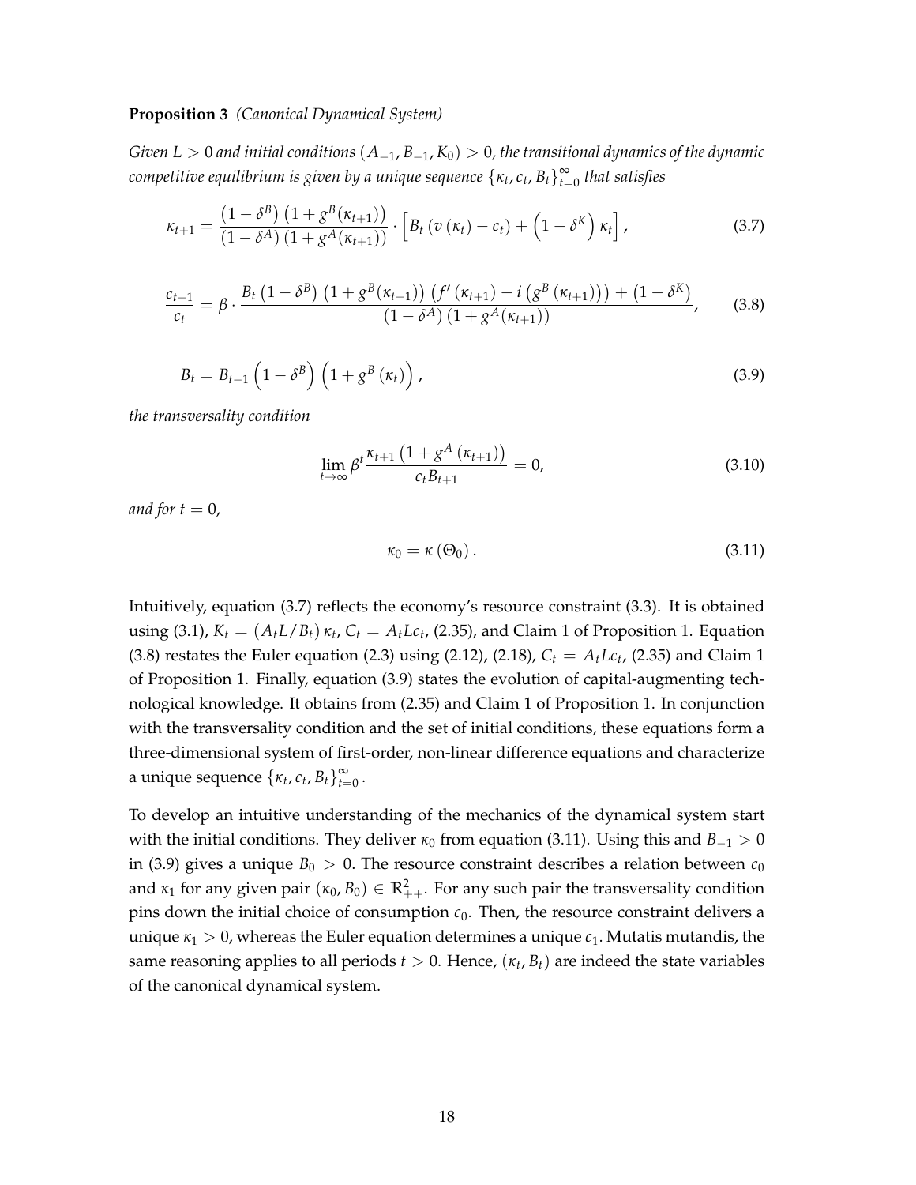**Proposition 3** *(Canonical Dynamical System)*

*Given $L > 0$ and initial conditions $(A_{-1}, B_{-1}, K_0) > 0$, the transitional dynamics of the dynamic competitive equilibrium is given by a unique sequence $\{\kappa_t, c_t, B_t\}_{t=0}^{\infty}$ that satisfies*

$$\kappa_{t+1} = \frac{\left(1-\delta^B\right)\left(1+g^B(\kappa_{t+1})\right)}{\left(1-\delta^A\right)\left(1+g^A(\kappa_{t+1})\right)} \cdot \left[B_t\left(v\left(\kappa_t\right)-c_t\right)+\left(1-\delta^K\right)\kappa_t\right], \tag{3.7}$$

$$\frac{c_{t+1}}{c_t} = \beta \cdot \frac{B_t\left(1-\delta^B\right)\left(1+g^B(\kappa_{t+1})\right)\left(f'\left(\kappa_{t+1}\right)-i\left(g^B\left(\kappa_{t+1}\right)\right)\right)+\left(1-\delta^K\right)}{\left(1-\delta^A\right)\left(1+g^A(\kappa_{t+1})\right)}, \tag{3.8}$$

$$B_t = B_{t-1}\left(1-\delta^B\right)\left(1+g^B\left(\kappa_t\right)\right), \tag{3.9}$$

*the transversality condition*

$$\lim_{t\to\infty} \beta^t \frac{\kappa_{t+1}\left(1+g^A\left(\kappa_{t+1}\right)\right)}{c_t B_{t+1}} = 0, \tag{3.10}$$

*and for $t = 0$,*

$$\kappa_0 = \kappa\left(\Theta_0\right). \tag{3.11}$$

Intuitively, equation (3.7) reflects the economy's resource constraint (3.3). It is obtained using (3.1), $K_t = (A_t L/B_t)\,\kappa_t$, $C_t = A_t L c_t$, (2.35), and Claim 1 of Proposition 1. Equation (3.8) restates the Euler equation (2.3) using (2.12), (2.18), $C_t = A_t L c_t$, (2.35) and Claim 1 of Proposition 1. Finally, equation (3.9) states the evolution of capital-augmenting technological knowledge. It obtains from (2.35) and Claim 1 of Proposition 1. In conjunction with the transversality condition and the set of initial conditions, these equations form a three-dimensional system of first-order, non-linear difference equations and characterize a unique sequence $\{\kappa_t, c_t, B_t\}_{t=0}^{\infty}$.

To develop an intuitive understanding of the mechanics of the dynamical system start with the initial conditions. They deliver $\kappa_0$ from equation (3.11). Using this and $B_{-1} > 0$ in (3.9) gives a unique $B_0 > 0$. The resource constraint describes a relation between $c_0$ and $\kappa_1$ for any given pair $(\kappa_0, B_0) \in \mathbb{R}^2_{++}$. For any such pair the transversality condition pins down the initial choice of consumption $c_0$. Then, the resource constraint delivers a unique $\kappa_1 > 0$, whereas the Euler equation determines a unique $c_1$. Mutatis mutandis, the same reasoning applies to all periods $t > 0$. Hence, $(\kappa_t, B_t)$ are indeed the state variables of the canonical dynamical system.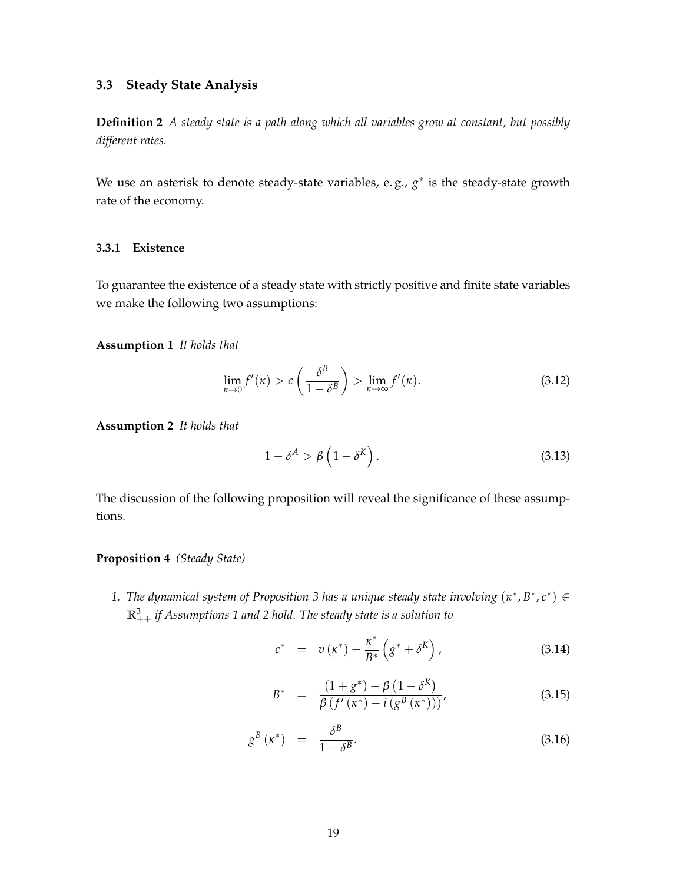### 3.3 Steady State Analysis

**Definition 2** *A steady state is a path along which all variables grow at constant, but possibly different rates.*

We use an asterisk to denote steady-state variables, e. g., $g^*$ is the steady-state growth rate of the economy.

#### 3.3.1 Existence

To guarantee the existence of a steady state with strictly positive and finite state variables we make the following two assumptions:

**Assumption 1** *It holds that*

$$\lim_{\kappa \to 0} f'(\kappa) > c\left(\frac{\delta^B}{1-\delta^B}\right) > \lim_{\kappa \to \infty} f'(\kappa). \tag{3.12}$$

**Assumption 2** *It holds that*

$$1 - \delta^A > \beta\left(1 - \delta^K\right). \tag{3.13}$$

The discussion of the following proposition will reveal the significance of these assumptions.

**Proposition 4** *(Steady State)*

1. *The dynamical system of Proposition 3 has a unique steady state involving $(\kappa^*, B^*, c^*) \in \mathbb{R}^3_{++}$ if Assumptions 1 and 2 hold. The steady state is a solution to*

$$c^* = v\left(\kappa^*\right) - \frac{\kappa^*}{B^*}\left(g^* + \delta^K\right), \tag{3.14}$$

$$B^* = \frac{(1+g^*) - \beta\left(1-\delta^K\right)}{\beta\left(f'\left(\kappa^*\right) - i\left(g^B\left(\kappa^*\right)\right)\right)}, \tag{3.15}$$

$$g^B\left(\kappa^*\right) = \frac{\delta^B}{1-\delta^B}. \tag{3.16}$$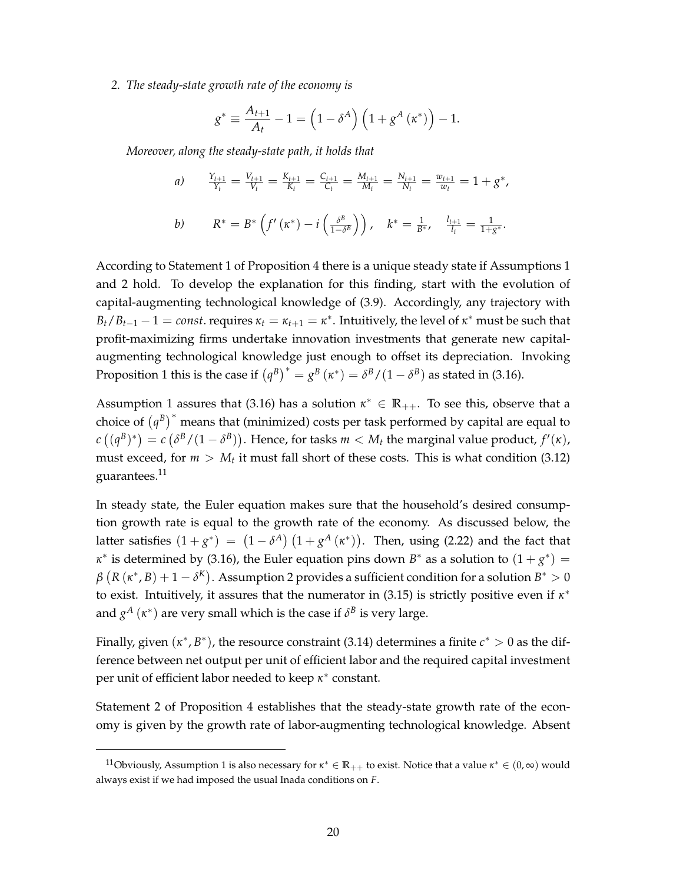2. *The steady-state growth rate of the economy is*

$$g^* \equiv \frac{A_{t+1}}{A_t} - 1 = \left(1 - \delta^A\right)\left(1 + g^A\left(\kappa^*\right)\right) - 1.$$

*Moreover, along the steady-state path, it holds that*

$$a) \qquad \tfrac{Y_{t+1}}{Y_t} = \tfrac{V_{t+1}}{V_t} = \tfrac{K_{t+1}}{K_t} = \tfrac{C_{t+1}}{C_t} = \tfrac{M_{t+1}}{M_t} = \tfrac{N_{t+1}}{N_t} = \tfrac{w_{t+1}}{w_t} = 1 + g^*,$$

$$b) \qquad R^* = B^*\left(f'\left(\kappa^*\right) - i\left(\tfrac{\delta^B}{1-\delta^B}\right)\right), \quad k^* = \tfrac{1}{B^*}, \quad \tfrac{l_{t+1}}{l_t} = \tfrac{1}{1+g^*}.$$

According to Statement 1 of Proposition 4 there is a unique steady state if Assumptions 1 and 2 hold. To develop the explanation for this finding, start with the evolution of capital-augmenting technological knowledge of (3.9). Accordingly, any trajectory with $B_t/B_{t-1} - 1 = const.$ requires $\kappa_t = \kappa_{t+1} = \kappa^*$. Intuitively, the level of $\kappa^*$ must be such that profit-maximizing firms undertake innovation investments that generate new capital-augmenting technological knowledge just enough to offset its depreciation. Invoking Proposition 1 this is the case if $\left(q^B\right)^* = g^B\left(\kappa^*\right) = \delta^B/(1-\delta^B)$ as stated in (3.16).

Assumption 1 assures that (3.16) has a solution $\kappa^* \in \mathbb{R}_{++}$. To see this, observe that a choice of $\left(q^B\right)^*$ means that (minimized) costs per task performed by capital are equal to $c\left(\left(q^B\right)^*\right) = c\left(\delta^B/(1-\delta^B)\right)$. Hence, for tasks $m < M_t$ the marginal value product, $f'(\kappa)$, must exceed, for $m > M_t$ it must fall short of these costs. This is what condition (3.12) guarantees.[11]

In steady state, the Euler equation makes sure that the household's desired consumption growth rate is equal to the growth rate of the economy. As discussed below, the latter satisfies $(1+g^*) = \left(1-\delta^A\right)\left(1+g^A\left(\kappa^*\right)\right)$. Then, using (2.22) and the fact that $\kappa^*$ is determined by (3.16), the Euler equation pins down $B^*$ as a solution to $(1+g^*) = \beta\left(R\left(\kappa^*, B\right) + 1 - \delta^K\right)$. Assumption 2 provides a sufficient condition for a solution $B^* > 0$ to exist. Intuitively, it assures that the numerator in (3.15) is strictly positive even if $\kappa^*$ and $g^A\left(\kappa^*\right)$ are very small which is the case if $\delta^B$ is very large.

Finally, given $(\kappa^*, B^*)$, the resource constraint (3.14) determines a finite $c^* > 0$ as the difference between net output per unit of efficient labor and the required capital investment per unit of efficient labor needed to keep $\kappa^*$ constant.

Statement 2 of Proposition 4 establishes that the steady-state growth rate of the economy is given by the growth rate of labor-augmenting technological knowledge. Absent

[11] Obviously, Assumption 1 is also necessary for $\kappa^* \in \mathbb{R}_{++}$ to exist. Notice that a value $\kappa^* \in (0, \infty)$ would always exist if we had imposed the usual Inada conditions on $F$.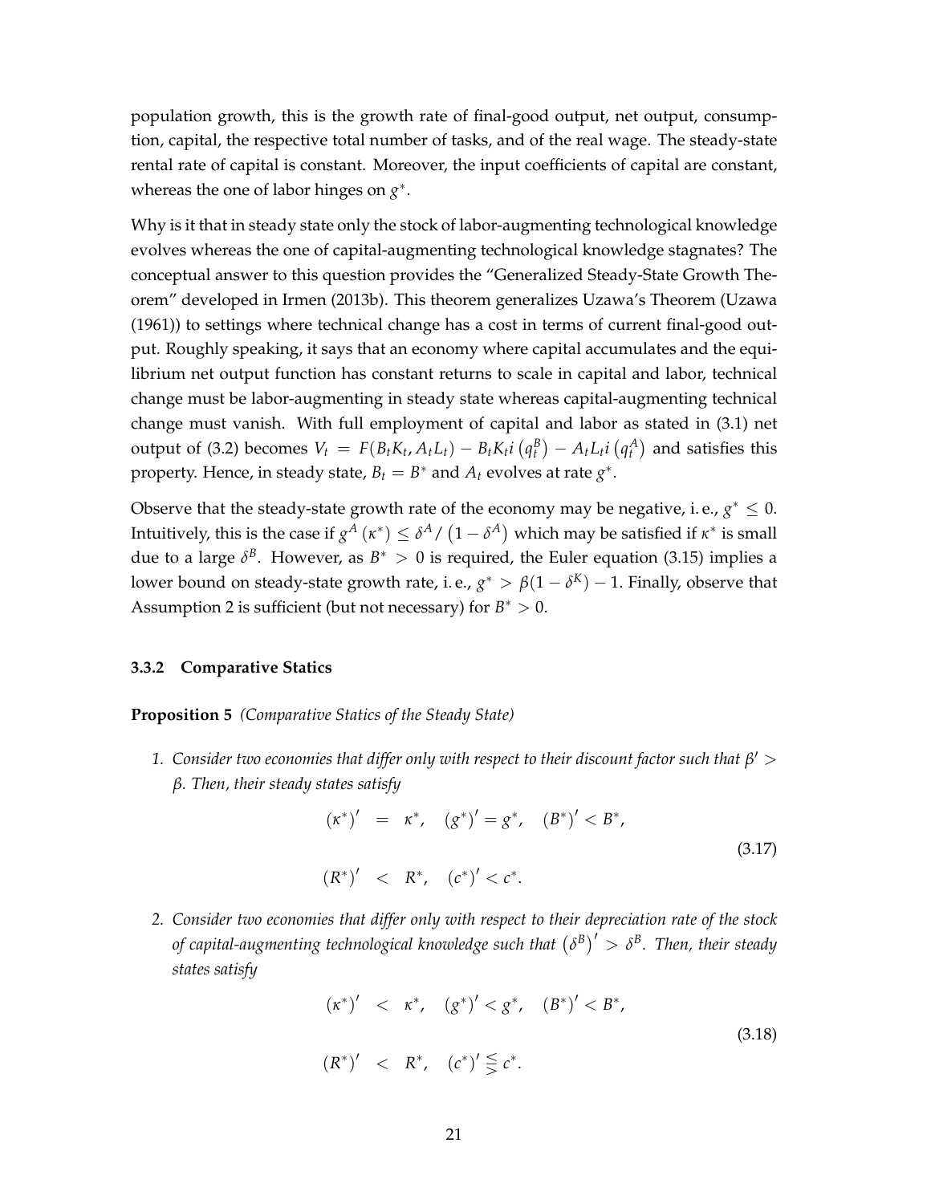population growth, this is the growth rate of final-good output, net output, consumption, capital, the respective total number of tasks, and of the real wage. The steady-state rental rate of capital is constant. Moreover, the input coefficients of capital are constant, whereas the one of labor hinges on $g^*$.

Why is it that in steady state only the stock of labor-augmenting technological knowledge evolves whereas the one of capital-augmenting technological knowledge stagnates? The conceptual answer to this question provides the "Generalized Steady-State Growth Theorem" developed in Irmen (2013b). This theorem generalizes Uzawa's Theorem (Uzawa (1961)) to settings where technical change has a cost in terms of current final-good output. Roughly speaking, it says that an economy where capital accumulates and the equilibrium net output function has constant returns to scale in capital and labor, technical change must be labor-augmenting in steady state whereas capital-augmenting technical change must vanish. With full employment of capital and labor as stated in (3.1) net output of (3.2) becomes $V_t = F(B_t K_t, A_t L_t) - B_t K_t i\left(q_t^B\right) - A_t L_t i\left(q_t^A\right)$ and satisfies this property. Hence, in steady state, $B_t = B^*$ and $A_t$ evolves at rate $g^*$.

Observe that the steady-state growth rate of the economy may be negative, i. e., $g^* \leq 0$. Intuitively, this is the case if $g^A(\kappa^*) \leq \delta^A / \left(1 - \delta^A\right)$ which may be satisfied if $\kappa^*$ is small due to a large $\delta^B$. However, as $B^* > 0$ is required, the Euler equation (3.15) implies a lower bound on steady-state growth rate, i. e., $g^* > \beta(1 - \delta^K) - 1$. Finally, observe that Assumption 2 is sufficient (but not necessary) for $B^* > 0$.

### 3.3.2 Comparative Statics

**Proposition 5** *(Comparative Statics of the Steady State)*

1. *Consider two economies that differ only with respect to their discount factor such that $\beta' > \beta$. Then, their steady states satisfy*

$$
\begin{aligned}
(\kappa^*)' &= \kappa^*, \quad (g^*)' = g^*, \quad (B^*)' < B^*, \\
(R^*)' &< R^*, \quad (c^*)' < c^*.
\end{aligned}
\tag{3.17}
$$

2. *Consider two economies that differ only with respect to their depreciation rate of the stock of capital-augmenting technological knowledge such that $\left(\delta^B\right)' > \delta^B$. Then, their steady states satisfy*

$$
\begin{aligned}
(\kappa^*)' &< \kappa^*, \quad (g^*)' < g^*, \quad (B^*)' < B^*, \\
(R^*)' &< R^*, \quad (c^*)' \lesseqgtr c^*.
\end{aligned}
\tag{3.18}
$$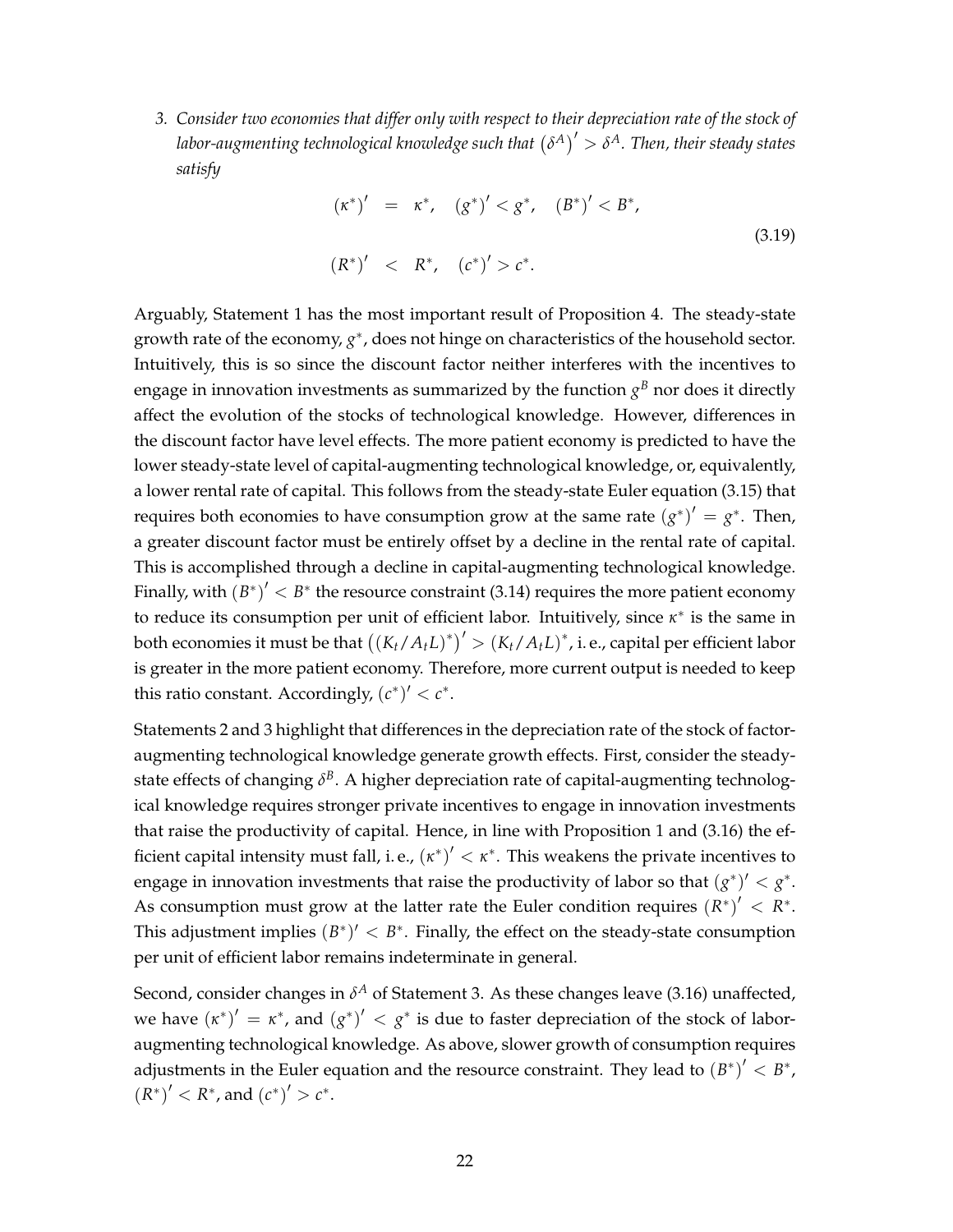3. *Consider two economies that differ only with respect to their depreciation rate of the stock of labor-augmenting technological knowledge such that $\left(\delta^A\right)' > \delta^A$. Then, their steady states satisfy*

$$
\begin{aligned}
(\kappa^*)' &= \kappa^*, \quad (g^*)' < g^*, \quad (B^*)' < B^*, \\
(R^*)' &< R^*, \quad (c^*)' > c^*.
\end{aligned}
\tag{3.19}
$$

Arguably, Statement 1 has the most important result of Proposition 4. The steady-state growth rate of the economy, $g^*$, does not hinge on characteristics of the household sector. Intuitively, this is so since the discount factor neither interferes with the incentives to engage in innovation investments as summarized by the function $g^B$ nor does it directly affect the evolution of the stocks of technological knowledge. However, differences in the discount factor have level effects. The more patient economy is predicted to have the lower steady-state level of capital-augmenting technological knowledge, or, equivalently, a lower rental rate of capital. This follows from the steady-state Euler equation (3.15) that requires both economies to have consumption grow at the same rate $(g^*)' = g^*$. Then, a greater discount factor must be entirely offset by a decline in the rental rate of capital. This is accomplished through a decline in capital-augmenting technological knowledge. Finally, with $(B^*)' < B^*$ the resource constraint (3.14) requires the more patient economy to reduce its consumption per unit of efficient labor. Intuitively, since $\kappa^*$ is the same in both economies it must be that $\left((K_t/A_tL)^*\right)' > (K_t/A_tL)^*$, i. e., capital per efficient labor is greater in the more patient economy. Therefore, more current output is needed to keep this ratio constant. Accordingly, $(c^*)' < c^*$.

Statements 2 and 3 highlight that differences in the depreciation rate of the stock of factor-augmenting technological knowledge generate growth effects. First, consider the steady-state effects of changing $\delta^B$. A higher depreciation rate of capital-augmenting technological knowledge requires stronger private incentives to engage in innovation investments that raise the productivity of capital. Hence, in line with Proposition 1 and (3.16) the efficient capital intensity must fall, i. e., $(\kappa^*)' < \kappa^*$. This weakens the private incentives to engage in innovation investments that raise the productivity of labor so that $(g^*)' < g^*$. As consumption must grow at the latter rate the Euler condition requires $(R^*)' < R^*$. This adjustment implies $(B^*)' < B^*$. Finally, the effect on the steady-state consumption per unit of efficient labor remains indeterminate in general.

Second, consider changes in $\delta^A$ of Statement 3. As these changes leave (3.16) unaffected, we have $(\kappa^*)' = \kappa^*$, and $(g^*)' < g^*$ is due to faster depreciation of the stock of labor-augmenting technological knowledge. As above, slower growth of consumption requires adjustments in the Euler equation and the resource constraint. They lead to $(B^*)' < B^*$, $(R^*)' < R^*$, and $(c^*)' > c^*$.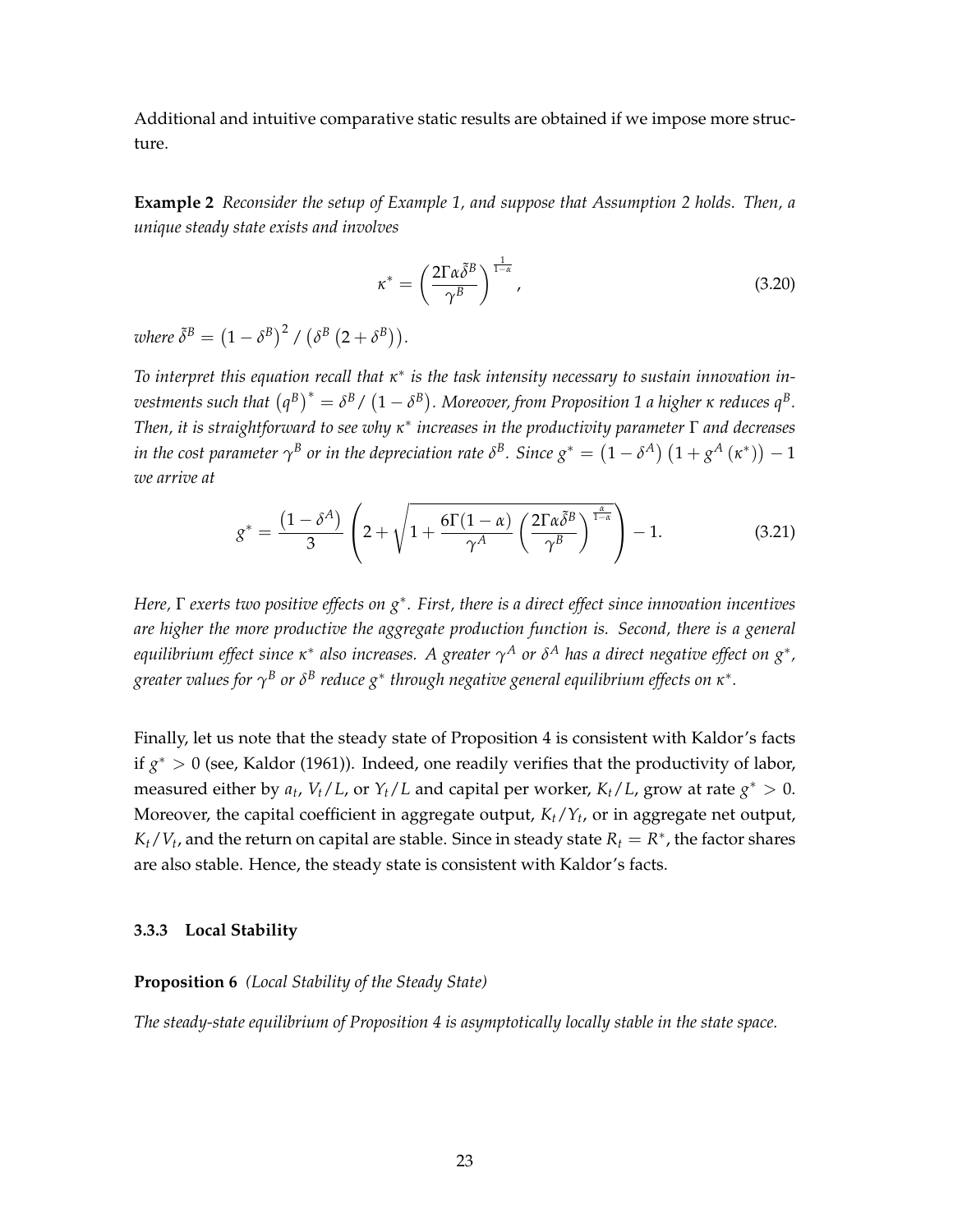Additional and intuitive comparative static results are obtained if we impose more structure.

**Example 2** *Reconsider the setup of Example 1, and suppose that Assumption 2 holds. Then, a unique steady state exists and involves*

$$\kappa^* = \left( \frac{2\Gamma \alpha \tilde{\delta}^B}{\gamma^B} \right)^{\frac{1}{1-\alpha}}, \tag{3.20}$$

*where* $\tilde{\delta}^B = \left(1 - \delta^B\right)^2 / \left(\delta^B \left(2 + \delta^B\right)\right)$.

*To interpret this equation recall that* $\kappa^*$ *is the task intensity necessary to sustain innovation investments such that* $\left(q^B\right)^* = \delta^B / \left(1 - \delta^B\right)$*. Moreover, from Proposition 1 a higher* $\kappa$ *reduces* $q^B$*. Then, it is straightforward to see why* $\kappa^*$ *increases in the productivity parameter* $\Gamma$ *and decreases in the cost parameter* $\gamma^B$ *or in the depreciation rate* $\delta^B$*. Since* $g^* = \left(1 - \delta^A\right)\left(1 + g^A\left(\kappa^*\right)\right) - 1$ *we arrive at*

$$g^* = \frac{\left(1 - \delta^A\right)}{3} \left( 2 + \sqrt{1 + \frac{6\Gamma(1-\alpha)}{\gamma^A} \left( \frac{2\Gamma \alpha \tilde{\delta}^B}{\gamma^B} \right)^{\frac{\alpha}{1-\alpha}}} \right) - 1. \tag{3.21}$$

*Here,* $\Gamma$ *exerts two positive effects on* $g^*$*. First, there is a direct effect since innovation incentives are higher the more productive the aggregate production function is. Second, there is a general equilibrium effect since* $\kappa^*$ *also increases. A greater* $\gamma^A$ *or* $\delta^A$ *has a direct negative effect on* $g^*$*, greater values for* $\gamma^B$ *or* $\delta^B$ *reduce* $g^*$ *through negative general equilibrium effects on* $\kappa^*$*.*

Finally, let us note that the steady state of Proposition 4 is consistent with Kaldor's facts if $g^* > 0$ (see, Kaldor (1961)). Indeed, one readily verifies that the productivity of labor, measured either by $a_t$, $V_t/L$, or $Y_t/L$ and capital per worker, $K_t/L$, grow at rate $g^* > 0$. Moreover, the capital coefficient in aggregate output, $K_t/Y_t$, or in aggregate net output, $K_t/V_t$, and the return on capital are stable. Since in steady state $R_t = R^*$, the factor shares are also stable. Hence, the steady state is consistent with Kaldor's facts.

### 3.3.3 Local Stability

**Proposition 6** *(Local Stability of the Steady State)*

*The steady-state equilibrium of Proposition 4 is asymptotically locally stable in the state space.*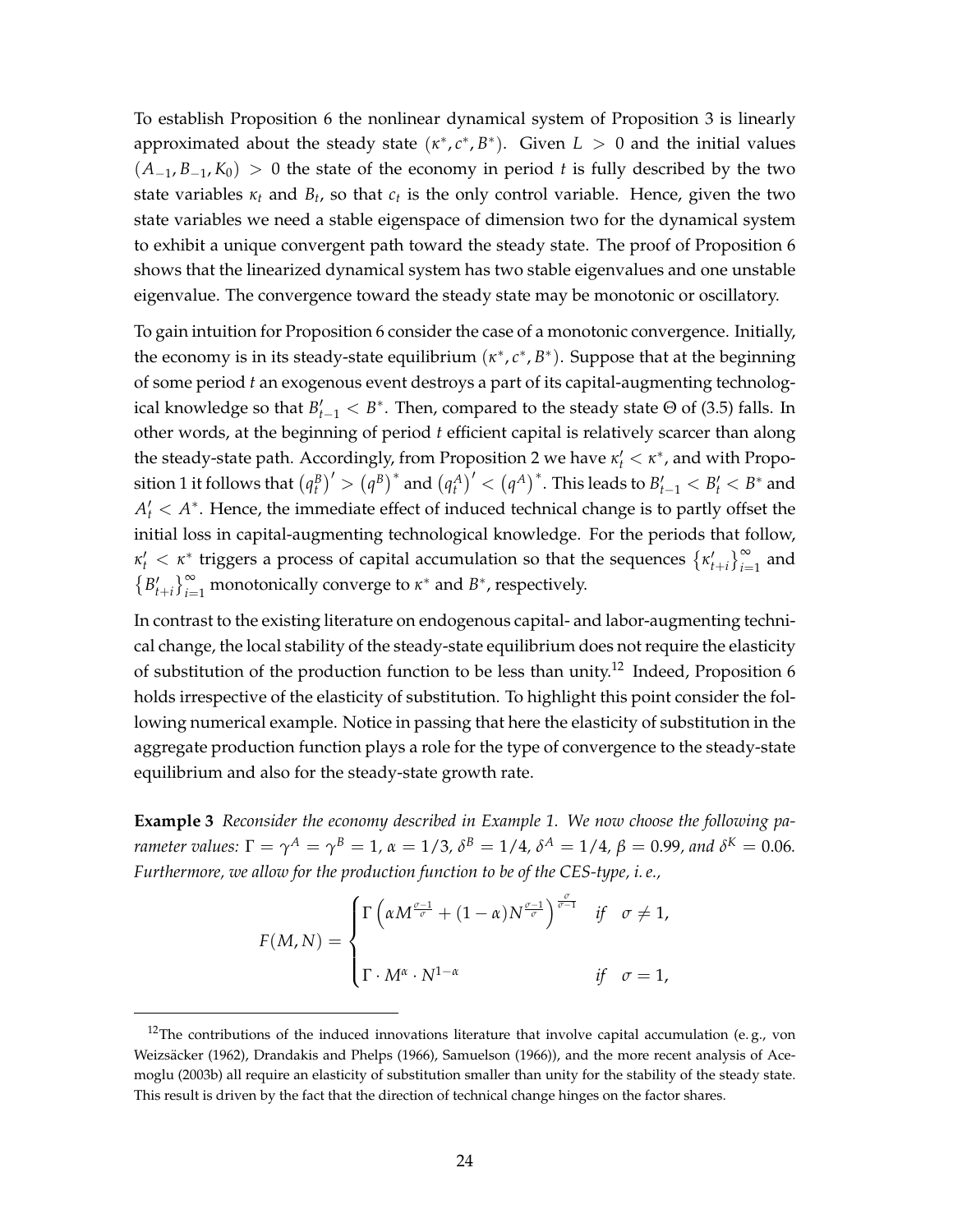To establish Proposition 6 the nonlinear dynamical system of Proposition 3 is linearly approximated about the steady state $(\kappa^*, c^*, B^*)$. Given $L > 0$ and the initial values $(A_{-1}, B_{-1}, K_0) > 0$ the state of the economy in period $t$ is fully described by the two state variables $\kappa_t$ and $B_t$, so that $c_t$ is the only control variable. Hence, given the two state variables we need a stable eigenspace of dimension two for the dynamical system to exhibit a unique convergent path toward the steady state. The proof of Proposition 6 shows that the linearized dynamical system has two stable eigenvalues and one unstable eigenvalue. The convergence toward the steady state may be monotonic or oscillatory.

To gain intuition for Proposition 6 consider the case of a monotonic convergence. Initially, the economy is in its steady-state equilibrium $(\kappa^*, c^*, B^*)$. Suppose that at the beginning of some period $t$ an exogenous event destroys a part of its capital-augmenting technological knowledge so that $B'_{t-1} < B^*$. Then, compared to the steady state $\Theta$ of (3.5) falls. In other words, at the beginning of period $t$ efficient capital is relatively scarcer than along the steady-state path. Accordingly, from Proposition 2 we have $\kappa'_t < \kappa^*$, and with Proposition 1 it follows that $\left(q_t^B\right)' > \left(q^B\right)^*$ and $\left(q_t^A\right)' < \left(q^A\right)^*$. This leads to $B'_{t-1} < B'_t < B^*$ and $A'_t < A^*$. Hence, the immediate effect of induced technical change is to partly offset the initial loss in capital-augmenting technological knowledge. For the periods that follow, $\kappa'_t < \kappa^*$ triggers a process of capital accumulation so that the sequences $\left\{\kappa'_{t+i}\right\}_{i=1}^{\infty}$ and $\left\{B'_{t+i}\right\}_{i=1}^{\infty}$ monotonically converge to $\kappa^*$ and $B^*$, respectively.

In contrast to the existing literature on endogenous capital- and labor-augmenting technical change, the local stability of the steady-state equilibrium does not require the elasticity of substitution of the production function to be less than unity.[12] Indeed, Proposition 6 holds irrespective of the elasticity of substitution. To highlight this point consider the following numerical example. Notice in passing that here the elasticity of substitution in the aggregate production function plays a role for the type of convergence to the steady-state equilibrium and also for the steady-state growth rate.

**Example 3** *Reconsider the economy described in Example 1. We now choose the following parameter values:* $\Gamma = \gamma^A = \gamma^B = 1$, $\alpha = 1/3$, $\delta^B = 1/4$, $\delta^A = 1/4$, $\beta = 0.99$, *and* $\delta^K = 0.06$. *Furthermore, we allow for the production function to be of the CES-type, i. e.,*

$$F(M, N) = \begin{cases} \Gamma\left(\alpha M^{\frac{\sigma-1}{\sigma}} + (1-\alpha) N^{\frac{\sigma-1}{\sigma}}\right)^{\frac{\sigma}{\sigma-1}} & \text{if} \quad \sigma \neq 1, \\ \Gamma \cdot M^{\alpha} \cdot N^{1-\alpha} & \text{if} \quad \sigma = 1, \end{cases}$$

[12] The contributions of the induced innovations literature that involve capital accumulation (e. g., von Weizsäcker (1962), Drandakis and Phelps (1966), Samuelson (1966)), and the more recent analysis of Acemoglu (2003b) all require an elasticity of substitution smaller than unity for the stability of the steady state. This result is driven by the fact that the direction of technical change hinges on the factor shares.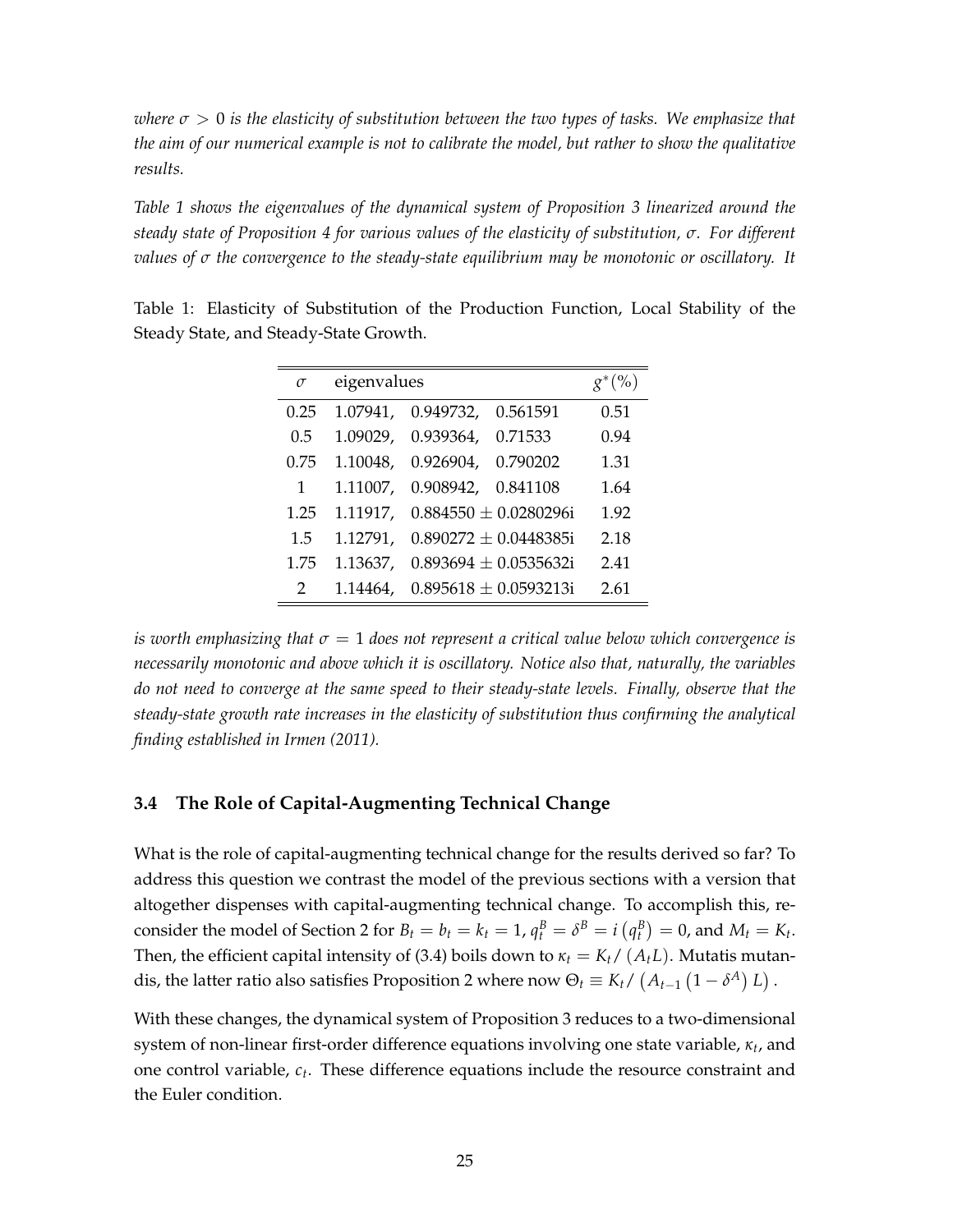*where $\sigma > 0$ is the elasticity of substitution between the two types of tasks. We emphasize that the aim of our numerical example is not to calibrate the model, but rather to show the qualitative results.*

*Table 1 shows the eigenvalues of the dynamical system of Proposition 3 linearized around the steady state of Proposition 4 for various values of the elasticity of substitution, $\sigma$. For different values of $\sigma$ the convergence to the steady-state equilibrium may be monotonic or oscillatory. It is worth emphasizing that $\sigma = 1$ does not represent a critical value below which convergence is necessarily monotonic and above which it is oscillatory. Notice also that, naturally, the variables do not need to converge at the same speed to their steady-state levels. Finally, observe that the steady-state growth rate increases in the elasticity of substitution thus confirming the analytical finding established in Irmen (2011).*

Table 1: Elasticity of Substitution of the Production Function, Local Stability of the Steady State, and Steady-State Growth.

| $\sigma$ | eigenvalues | | | $g^*(\%)$ |
|---|---|---|---|---|
| 0.25 | 1.07941, | 0.949732, | 0.561591 | 0.51 |
| 0.5 | 1.09029, | 0.939364, | 0.71533 | 0.94 |
| 0.75 | 1.10048, | 0.926904, | 0.790202 | 1.31 |
| 1 | 1.11007, | 0.908942, | 0.841108 | 1.64 |
| 1.25 | 1.11917, | $0.884550 \pm 0.0280296i$ | | 1.92 |
| 1.5 | 1.12791, | $0.890272 \pm 0.0448385i$ | | 2.18 |
| 1.75 | 1.13637, | $0.893694 \pm 0.0535632i$ | | 2.41 |
| 2 | 1.14464, | $0.895618 \pm 0.0593213i$ | | 2.61 |

### 3.4 The Role of Capital-Augmenting Technical Change

What is the role of capital-augmenting technical change for the results derived so far? To address this question we contrast the model of the previous sections with a version that altogether dispenses with capital-augmenting technical change. To accomplish this, reconsider the model of Section 2 for $B_t = b_t = k_t = 1$, $q_t^B = \delta^B = i\left(q_t^B\right) = 0$, and $M_t = K_t$. Then, the efficient capital intensity of (3.4) boils down to $\kappa_t = K_t / \left(A_t L\right)$. Mutatis mutandis, the latter ratio also satisfies Proposition 2 where now $\Theta_t \equiv K_t / \left(A_{t-1}\left(1 - \delta^A\right) L\right)$.

With these changes, the dynamical system of Proposition 3 reduces to a two-dimensional system of non-linear first-order difference equations involving one state variable, $\kappa_t$, and one control variable, $c_t$. These difference equations include the resource constraint and the Euler condition.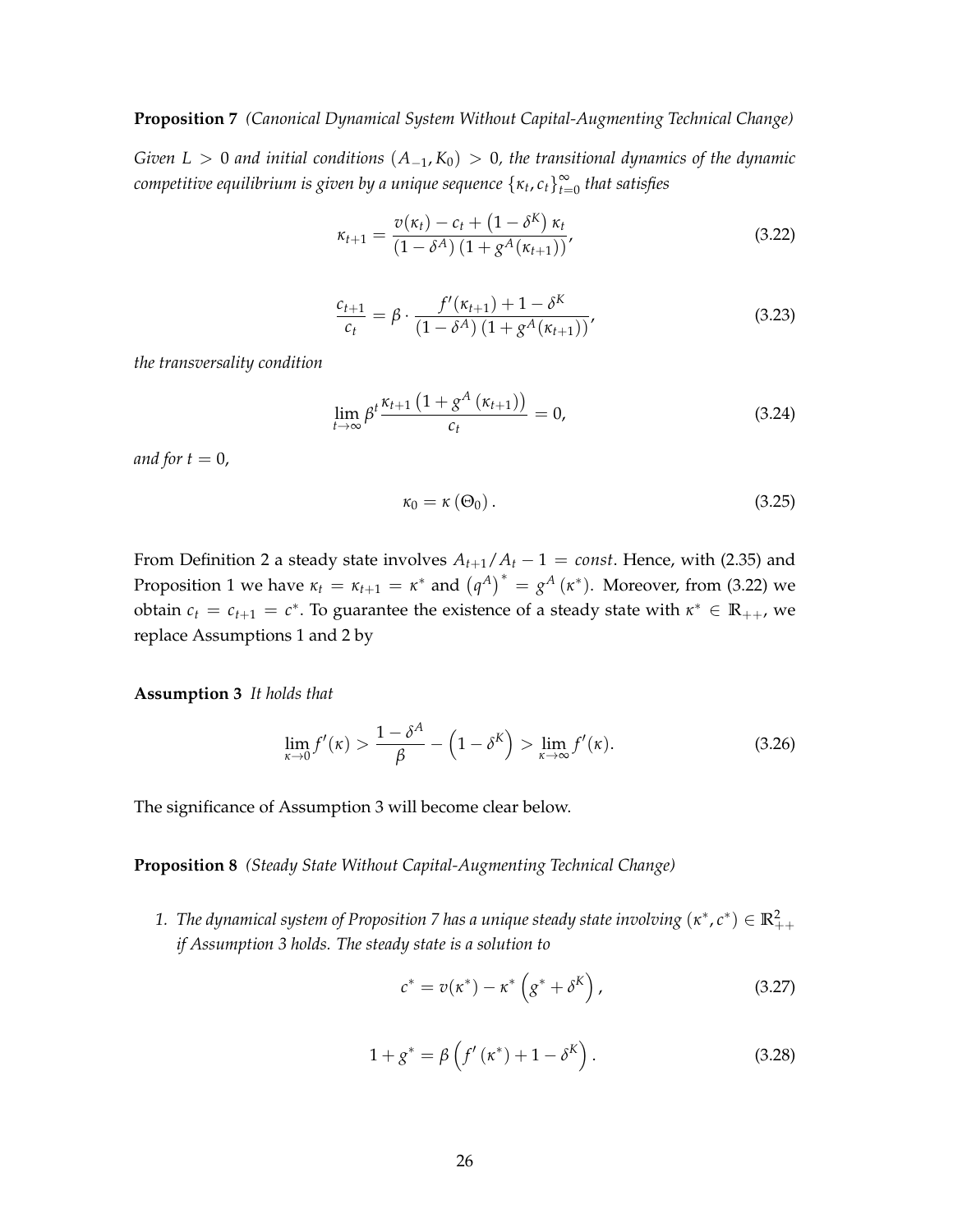**Proposition 7** *(Canonical Dynamical System Without Capital-Augmenting Technical Change)*

*Given $L > 0$ and initial conditions $(A_{-1}, K_0) > 0$, the transitional dynamics of the dynamic competitive equilibrium is given by a unique sequence $\{\kappa_t, c_t\}_{t=0}^{\infty}$ that satisfies*

$$\kappa_{t+1} = \frac{v(\kappa_t) - c_t + \left(1 - \delta^K\right) \kappa_t}{\left(1 - \delta^A\right)\left(1 + g^A(\kappa_{t+1})\right)}, \tag{3.22}$$

$$\frac{c_{t+1}}{c_t} = \beta \cdot \frac{f'(\kappa_{t+1}) + 1 - \delta^K}{\left(1 - \delta^A\right)\left(1 + g^A(\kappa_{t+1})\right)}, \tag{3.23}$$

*the transversality condition*

$$\lim_{t \to \infty} \beta^t \frac{\kappa_{t+1}\left(1 + g^A\left(\kappa_{t+1}\right)\right)}{c_t} = 0, \tag{3.24}$$

*and for $t = 0$,*

$$\kappa_0 = \kappa\left(\Theta_0\right). \tag{3.25}$$

From Definition 2 a steady state involves $A_{t+1}/A_t - 1 = const$. Hence, with (2.35) and Proposition 1 we have $\kappa_t = \kappa_{t+1} = \kappa^*$ and $\left(q^A\right)^* = g^A\left(\kappa^*\right)$. Moreover, from (3.22) we obtain $c_t = c_{t+1} = c^*$. To guarantee the existence of a steady state with $\kappa^* \in \mathbb{R}_{++}$, we replace Assumptions 1 and 2 by

**Assumption 3** *It holds that*

$$\lim_{\kappa \to 0} f'(\kappa) > \frac{1 - \delta^A}{\beta} - \left(1 - \delta^K\right) > \lim_{\kappa \to \infty} f'(\kappa). \tag{3.26}$$

The significance of Assumption 3 will become clear below.

**Proposition 8** *(Steady State Without Capital-Augmenting Technical Change)*

1. *The dynamical system of Proposition 7 has a unique steady state involving $(\kappa^*, c^*) \in \mathbb{R}^2_{++}$ if Assumption 3 holds. The steady state is a solution to*

$$c^* = v(\kappa^*) - \kappa^*\left(g^* + \delta^K\right), \tag{3.27}$$

$$1 + g^* = \beta\left(f'\left(\kappa^*\right) + 1 - \delta^K\right). \tag{3.28}$$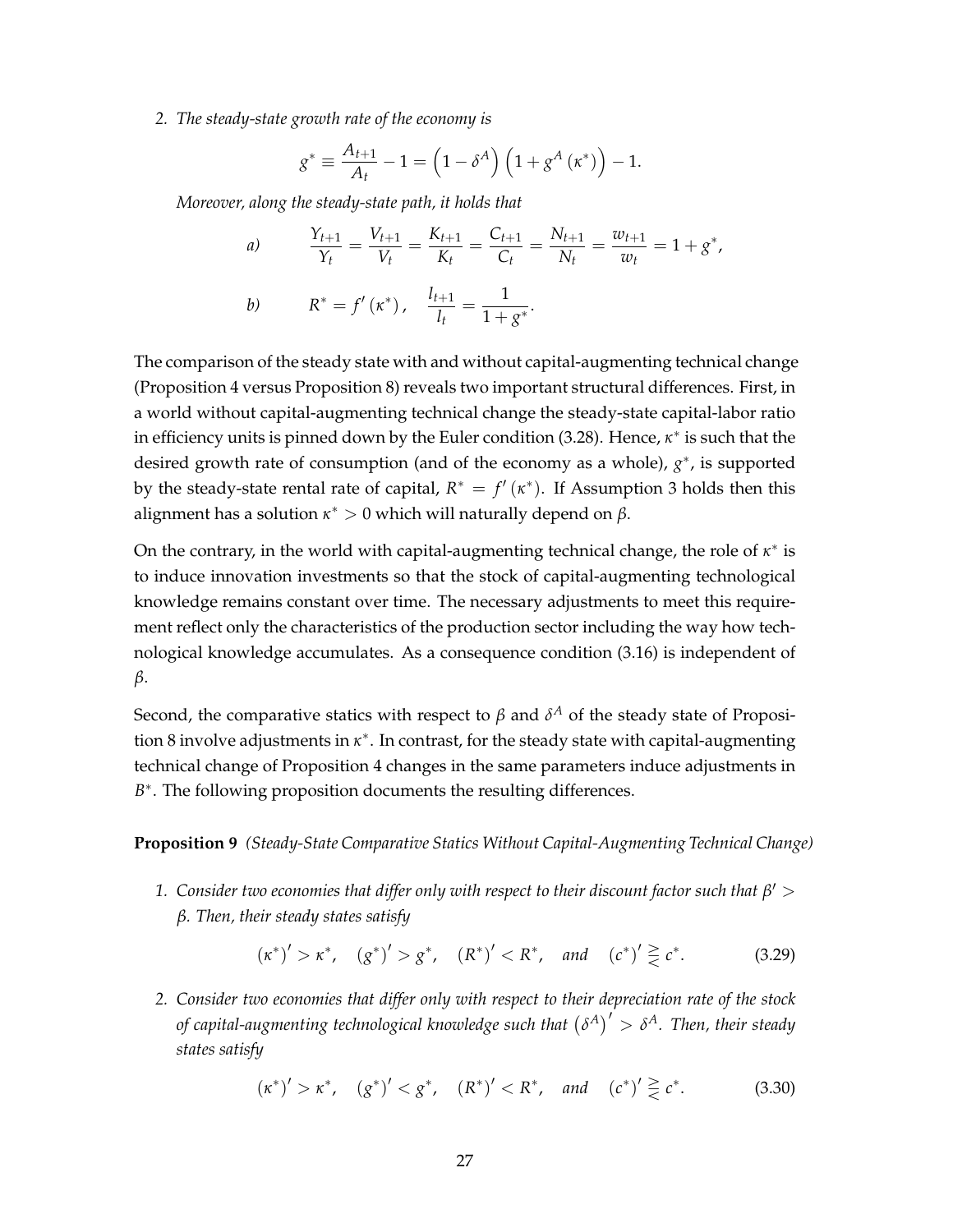2. *The steady-state growth rate of the economy is*

$$g^* \equiv \frac{A_{t+1}}{A_t} - 1 = \left(1 - \delta^A\right)\left(1 + g^A\left(\kappa^*\right)\right) - 1.$$

*Moreover, along the steady-state path, it holds that*

*a)* $$\frac{Y_{t+1}}{Y_t} = \frac{V_{t+1}}{V_t} = \frac{K_{t+1}}{K_t} = \frac{C_{t+1}}{C_t} = \frac{N_{t+1}}{N_t} = \frac{w_{t+1}}{w_t} = 1 + g^*,$$

*b)* $$R^* = f'\left(\kappa^*\right), \quad \frac{l_{t+1}}{l_t} = \frac{1}{1+g^*}.$$

The comparison of the steady state with and without capital-augmenting technical change (Proposition 4 versus Proposition 8) reveals two important structural differences. First, in a world without capital-augmenting technical change the steady-state capital-labor ratio in efficiency units is pinned down by the Euler condition (3.28). Hence, $\kappa^*$ is such that the desired growth rate of consumption (and of the economy as a whole), $g^*$, is supported by the steady-state rental rate of capital, $R^* = f'\left(\kappa^*\right)$. If Assumption 3 holds then this alignment has a solution $\kappa^* > 0$ which will naturally depend on $\beta$.

On the contrary, in the world with capital-augmenting technical change, the role of $\kappa^*$ is to induce innovation investments so that the stock of capital-augmenting technological knowledge remains constant over time. The necessary adjustments to meet this requirement reflect only the characteristics of the production sector including the way how technological knowledge accumulates. As a consequence condition (3.16) is independent of $\beta$.

Second, the comparative statics with respect to $\beta$ and $\delta^A$ of the steady state of Proposition 8 involve adjustments in $\kappa^*$. In contrast, for the steady state with capital-augmenting technical change of Proposition 4 changes in the same parameters induce adjustments in $B^*$. The following proposition documents the resulting differences.

**Proposition 9** *(Steady-State Comparative Statics Without Capital-Augmenting Technical Change)*

1. *Consider two economies that differ only with respect to their discount factor such that $\beta' > \beta$. Then, their steady states satisfy*

$$\left(\kappa^*\right)' > \kappa^*, \quad \left(g^*\right)' > g^*, \quad \left(R^*\right)' < R^*, \quad \textit{and} \quad \left(c^*\right)' \gtreqless c^*. \tag{3.29}$$

2. *Consider two economies that differ only with respect to their depreciation rate of the stock of capital-augmenting technological knowledge such that $\left(\delta^A\right)' > \delta^A$. Then, their steady states satisfy*

$$\left(\kappa^*\right)' > \kappa^*, \quad \left(g^*\right)' < g^*, \quad \left(R^*\right)' < R^*, \quad \textit{and} \quad \left(c^*\right)' \gtreqless c^*. \tag{3.30}$$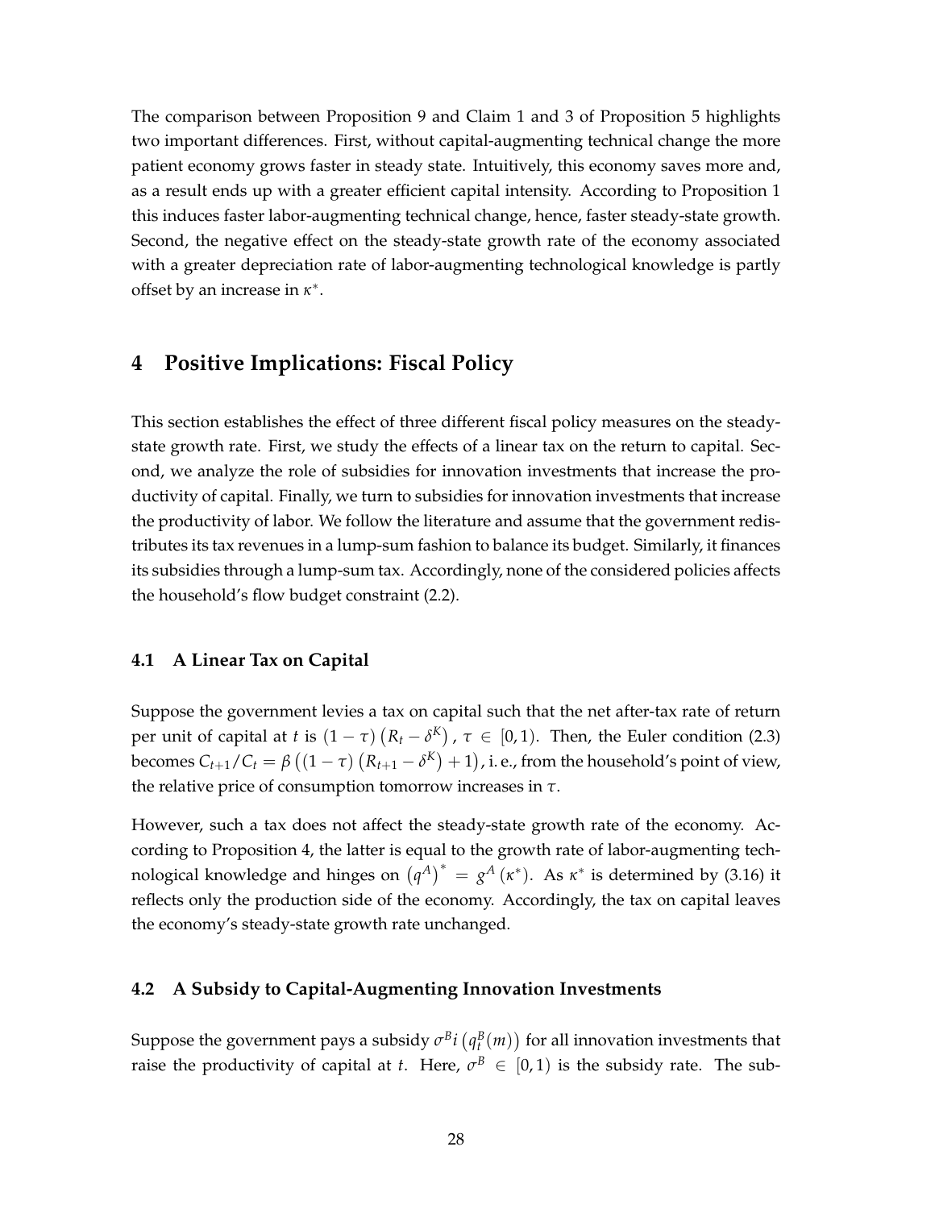The comparison between Proposition 9 and Claim 1 and 3 of Proposition 5 highlights two important differences. First, without capital-augmenting technical change the more patient economy grows faster in steady state. Intuitively, this economy saves more and, as a result ends up with a greater efficient capital intensity. According to Proposition 1 this induces faster labor-augmenting technical change, hence, faster steady-state growth. Second, the negative effect on the steady-state growth rate of the economy associated with a greater depreciation rate of labor-augmenting technological knowledge is partly offset by an increase in $\kappa^*$.

# 4 Positive Implications: Fiscal Policy

This section establishes the effect of three different fiscal policy measures on the steady-state growth rate. First, we study the effects of a linear tax on the return to capital. Second, we analyze the role of subsidies for innovation investments that increase the productivity of capital. Finally, we turn to subsidies for innovation investments that increase the productivity of labor. We follow the literature and assume that the government redistributes its tax revenues in a lump-sum fashion to balance its budget. Similarly, it finances its subsidies through a lump-sum tax. Accordingly, none of the considered policies affects the household's flow budget constraint (2.2).

## 4.1 A Linear Tax on Capital

Suppose the government levies a tax on capital such that the net after-tax rate of return per unit of capital at $t$ is $(1-\tau)\left(R_t - \delta^K\right)$, $\tau \in [0,1)$. Then, the Euler condition (2.3) becomes $C_{t+1}/C_t = \beta\left((1-\tau)\left(R_{t+1} - \delta^K\right) + 1\right)$, i. e., from the household's point of view, the relative price of consumption tomorrow increases in $\tau$.

However, such a tax does not affect the steady-state growth rate of the economy. According to Proposition 4, the latter is equal to the growth rate of labor-augmenting technological knowledge and hinges on $\left(q^A\right)^* = g^A\left(\kappa^*\right)$. As $\kappa^*$ is determined by (3.16) it reflects only the production side of the economy. Accordingly, the tax on capital leaves the economy's steady-state growth rate unchanged.

## 4.2 A Subsidy to Capital-Augmenting Innovation Investments

Suppose the government pays a subsidy $\sigma^B i\left(q_t^B(m)\right)$ for all innovation investments that raise the productivity of capital at $t$. Here, $\sigma^B \in [0,1)$ is the subsidy rate. The sub-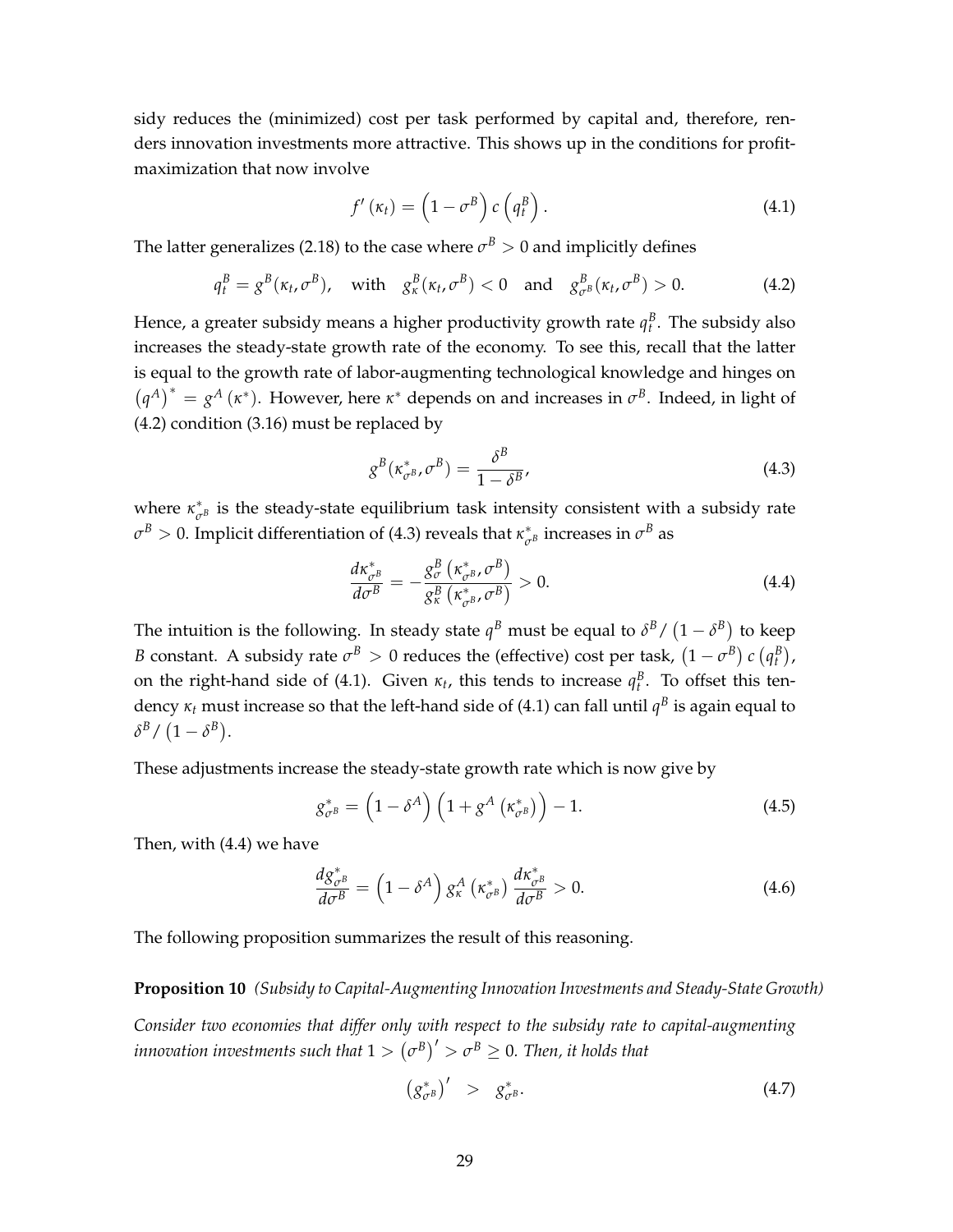sidy reduces the (minimized) cost per task performed by capital and, therefore, renders innovation investments more attractive. This shows up in the conditions for profit-maximization that now involve

$$f'(\kappa_t) = \left(1 - \sigma^B\right) c\left(q_t^B\right). \tag{4.1}$$

The latter generalizes (2.18) to the case where $\sigma^B > 0$ and implicitly defines

$$q_t^B = g^B(\kappa_t, \sigma^B), \quad \text{with} \quad g_\kappa^B(\kappa_t, \sigma^B) < 0 \quad \text{and} \quad g_{\sigma^B}^B(\kappa_t, \sigma^B) > 0. \tag{4.2}$$

Hence, a greater subsidy means a higher productivity growth rate $q_t^B$. The subsidy also increases the steady-state growth rate of the economy. To see this, recall that the latter is equal to the growth rate of labor-augmenting technological knowledge and hinges on $\left(q^A\right)^* = g^A(\kappa^*)$. However, here $\kappa^*$ depends on and increases in $\sigma^B$. Indeed, in light of (4.2) condition (3.16) must be replaced by

$$g^B(\kappa_{\sigma^B}^*, \sigma^B) = \frac{\delta^B}{1 - \delta^B}, \tag{4.3}$$

where $\kappa_{\sigma^B}^*$ is the steady-state equilibrium task intensity consistent with a subsidy rate $\sigma^B > 0$. Implicit differentiation of (4.3) reveals that $\kappa_{\sigma^B}^*$ increases in $\sigma^B$ as

$$\frac{d\kappa_{\sigma^B}^*}{d\sigma^B} = -\frac{g_\sigma^B\left(\kappa_{\sigma^B}^*, \sigma^B\right)}{g_\kappa^B\left(\kappa_{\sigma^B}^*, \sigma^B\right)} > 0. \tag{4.4}$$

The intuition is the following. In steady state $q^B$ must be equal to $\delta^B / \left(1 - \delta^B\right)$ to keep $B$ constant. A subsidy rate $\sigma^B > 0$ reduces the (effective) cost per task, $\left(1 - \sigma^B\right) c\left(q_t^B\right)$, on the right-hand side of (4.1). Given $\kappa_t$, this tends to increase $q_t^B$. To offset this tendency $\kappa_t$ must increase so that the left-hand side of (4.1) can fall until $q^B$ is again equal to $\delta^B / \left(1 - \delta^B\right)$.

These adjustments increase the steady-state growth rate which is now give by

$$g_{\sigma^B}^* = \left(1 - \delta^A\right)\left(1 + g^A\left(\kappa_{\sigma^B}^*\right)\right) - 1. \tag{4.5}$$

Then, with (4.4) we have

$$\frac{dg_{\sigma^B}^*}{d\sigma^B} = \left(1 - \delta^A\right) g_\kappa^A\left(\kappa_{\sigma^B}^*\right) \frac{d\kappa_{\sigma^B}^*}{d\sigma^B} > 0. \tag{4.6}$$

The following proposition summarizes the result of this reasoning.

**Proposition 10** *(Subsidy to Capital-Augmenting Innovation Investments and Steady-State Growth)*

*Consider two economies that differ only with respect to the subsidy rate to capital-augmenting innovation investments such that $1 > \left(\sigma^B\right)' > \sigma^B \geq 0$. Then, it holds that*

$$\left(g_{\sigma^B}^*\right)' \quad > \quad g_{\sigma^B}^*. \tag{4.7}$$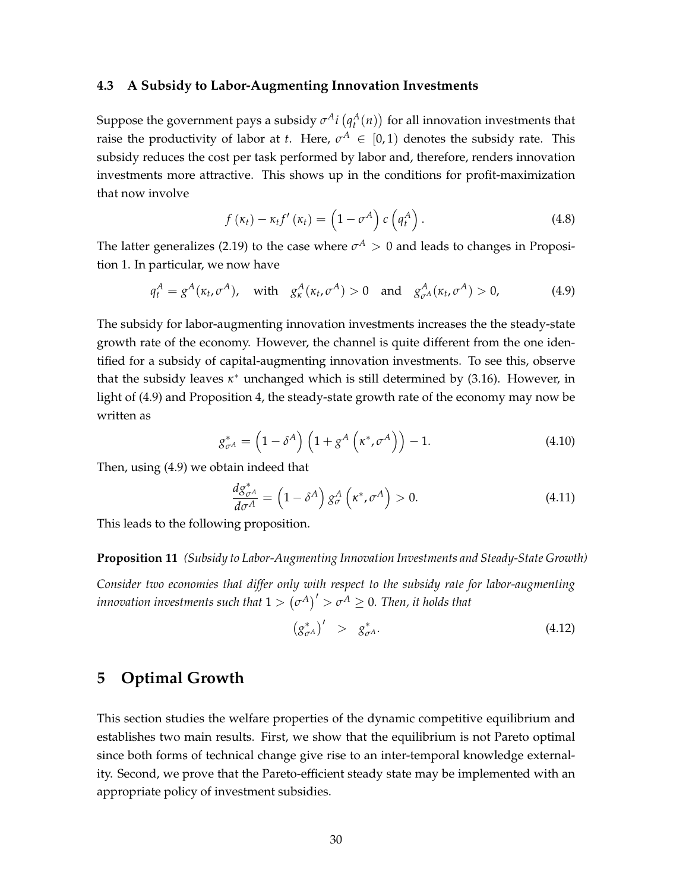### 4.3 A Subsidy to Labor-Augmenting Innovation Investments

Suppose the government pays a subsidy $\sigma^A i\left(q_t^A(n)\right)$ for all innovation investments that raise the productivity of labor at $t$. Here, $\sigma^A \in [0,1)$ denotes the subsidy rate. This subsidy reduces the cost per task performed by labor and, therefore, renders innovation investments more attractive. This shows up in the conditions for profit-maximization that now involve

$$f(\kappa_t) - \kappa_t f'(\kappa_t) = \left(1 - \sigma^A\right) c\left(q_t^A\right). \tag{4.8}$$

The latter generalizes (2.19) to the case where $\sigma^A > 0$ and leads to changes in Proposition 1. In particular, we now have

$$q_t^A = g^A(\kappa_t, \sigma^A), \quad \text{with} \quad g_\kappa^A(\kappa_t, \sigma^A) > 0 \quad \text{and} \quad g_{\sigma^A}^A(\kappa_t, \sigma^A) > 0, \tag{4.9}$$

The subsidy for labor-augmenting innovation investments increases the the steady-state growth rate of the economy. However, the channel is quite different from the one identified for a subsidy of capital-augmenting innovation investments. To see this, observe that the subsidy leaves $\kappa^*$ unchanged which is still determined by (3.16). However, in light of (4.9) and Proposition 4, the steady-state growth rate of the economy may now be written as

$$g_{\sigma^A}^* = \left(1 - \delta^A\right)\left(1 + g^A\left(\kappa^*, \sigma^A\right)\right) - 1. \tag{4.10}$$

Then, using (4.9) we obtain indeed that

$$\frac{dg_{\sigma^A}^*}{d\sigma^A} = \left(1 - \delta^A\right) g_\sigma^A\left(\kappa^*, \sigma^A\right) > 0. \tag{4.11}$$

This leads to the following proposition.

**Proposition 11** *(Subsidy to Labor-Augmenting Innovation Investments and Steady-State Growth)*

*Consider two economies that differ only with respect to the subsidy rate for labor-augmenting innovation investments such that $1 > \left(\sigma^A\right)' > \sigma^A \geq 0$. Then, it holds that*

$$\left(g_{\sigma^A}^*\right)' \quad > \quad g_{\sigma^A}^*. \tag{4.12}$$

## 5 Optimal Growth

This section studies the welfare properties of the dynamic competitive equilibrium and establishes two main results. First, we show that the equilibrium is not Pareto optimal since both forms of technical change give rise to an inter-temporal knowledge externality. Second, we prove that the Pareto-efficient steady state may be implemented with an appropriate policy of investment subsidies.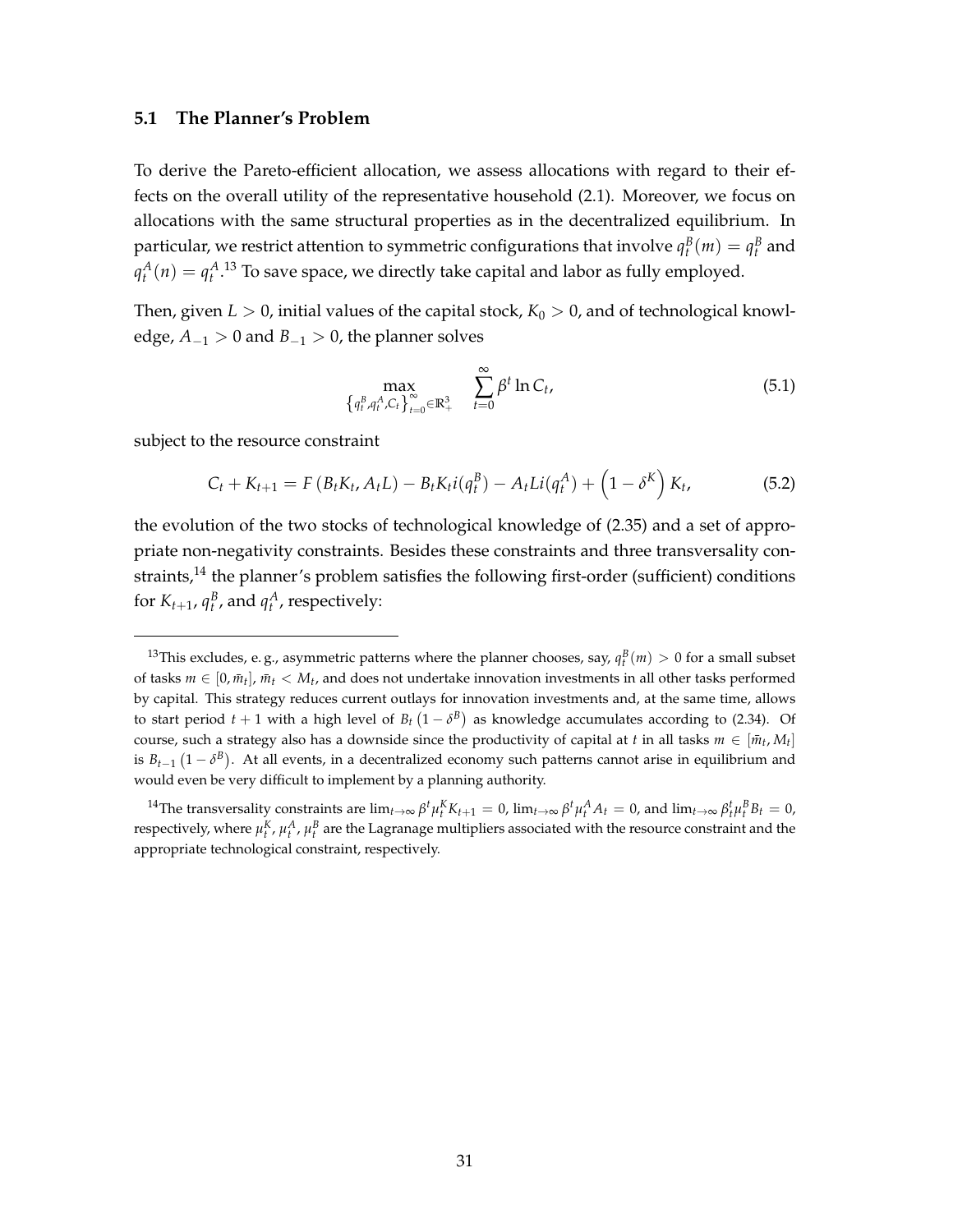### 5.1 The Planner's Problem

To derive the Pareto-efficient allocation, we assess allocations with regard to their effects on the overall utility of the representative household (2.1). Moreover, we focus on allocations with the same structural properties as in the decentralized equilibrium. In particular, we restrict attention to symmetric configurations that involve $q_t^B(m) = q_t^B$ and $q_t^A(n) = q_t^A$.[13] To save space, we directly take capital and labor as fully employed.

Then, given $L > 0$, initial values of the capital stock, $K_0 > 0$, and of technological knowledge, $A_{-1} > 0$ and $B_{-1} > 0$, the planner solves

$$\max_{\left\{q_t^B, q_t^A, C_t\right\}_{t=0}^{\infty} \in \mathbb{R}_+^3} \quad \sum_{t=0}^{\infty} \beta^t \ln C_t, \tag{5.1}$$

subject to the resource constraint

$$C_t + K_{t+1} = F\left(B_t K_t, A_t L\right) - B_t K_t i(q_t^B) - A_t L i(q_t^A) + \left(1 - \delta^K\right) K_t, \tag{5.2}$$

the evolution of the two stocks of technological knowledge of (2.35) and a set of appropriate non-negativity constraints. Besides these constraints and three transversality constraints,[14] the planner's problem satisfies the following first-order (sufficient) conditions for $K_{t+1}$, $q_t^B$, and $q_t^A$, respectively:

---

[13] This excludes, e. g., asymmetric patterns where the planner chooses, say, $q_t^B(m) > 0$ for a small subset of tasks $m \in [0, \bar{m}_t]$, $\bar{m}_t < M_t$, and does not undertake innovation investments in all other tasks performed by capital. This strategy reduces current outlays for innovation investments and, at the same time, allows to start period $t+1$ with a high level of $B_t\left(1 - \delta^B\right)$ as knowledge accumulates according to (2.34). Of course, such a strategy also has a downside since the productivity of capital at $t$ in all tasks $m \in [\bar{m}_t, M_t]$ is $B_{t-1}\left(1 - \delta^B\right)$. At all events, in a decentralized economy such patterns cannot arise in equilibrium and would even be very difficult to implement by a planning authority.

[14] The transversality constraints are $\lim_{t\to\infty} \beta^t \mu_t^K K_{t+1} = 0$, $\lim_{t\to\infty} \beta^t \mu_t^A A_t = 0$, and $\lim_{t\to\infty} \beta_t^t \mu_t^B B_t = 0$, respectively, where $\mu_t^K$, $\mu_t^A$, $\mu_t^B$ are the Lagranage multipliers associated with the resource constraint and the appropriate technological constraint, respectively.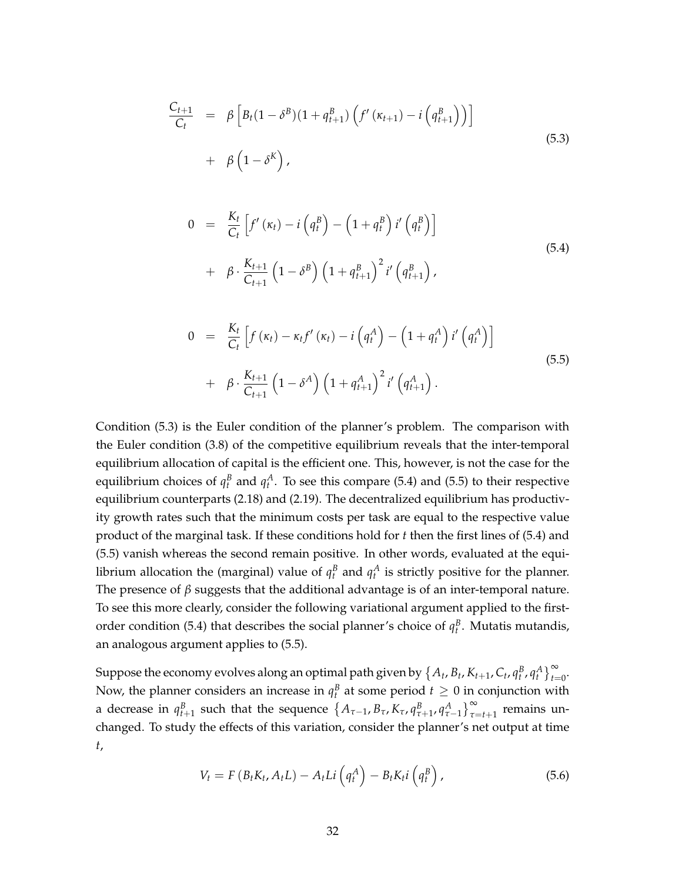$$
\begin{aligned}
\frac{C_{t+1}}{C_t} &= \beta\left[B_t(1-\delta^B)(1+q^B_{t+1})\left(f'\left(\kappa_{t+1}\right)-i\left(q^B_{t+1}\right)\right)\right] \\
&+ \beta\left(1-\delta^K\right),
\end{aligned}
\tag{5.3}
$$

$$
\begin{aligned}
0 &= \frac{K_t}{C_t}\left[f'\left(\kappa_t\right)-i\left(q^B_t\right)-\left(1+q^B_t\right)i'\left(q^B_t\right)\right] \\
&+ \beta\cdot\frac{K_{t+1}}{C_{t+1}}\left(1-\delta^B\right)\left(1+q^B_{t+1}\right)^2 i'\left(q^B_{t+1}\right),
\end{aligned}
\tag{5.4}
$$

$$
\begin{aligned}
0 &= \frac{K_t}{C_t}\left[f\left(\kappa_t\right)-\kappa_t f'\left(\kappa_t\right)-i\left(q^A_t\right)-\left(1+q^A_t\right)i'\left(q^A_t\right)\right] \\
&+ \beta\cdot\frac{K_{t+1}}{C_{t+1}}\left(1-\delta^A\right)\left(1+q^A_{t+1}\right)^2 i'\left(q^A_{t+1}\right).
\end{aligned}
\tag{5.5}
$$

Condition (5.3) is the Euler condition of the planner's problem. The comparison with the Euler condition (3.8) of the competitive equilibrium reveals that the inter-temporal equilibrium allocation of capital is the efficient one. This, however, is not the case for the equilibrium choices of $q^B_t$ and $q^A_t$. To see this compare (5.4) and (5.5) to their respective equilibrium counterparts (2.18) and (2.19). The decentralized equilibrium has productivity growth rates such that the minimum costs per task are equal to the respective value product of the marginal task. If these conditions hold for $t$ then the first lines of (5.4) and (5.5) vanish whereas the second remain positive. In other words, evaluated at the equilibrium allocation the (marginal) value of $q^B_t$ and $q^A_t$ is strictly positive for the planner. The presence of $\beta$ suggests that the additional advantage is of an inter-temporal nature. To see this more clearly, consider the following variational argument applied to the first-order condition (5.4) that describes the social planner's choice of $q^B_t$. Mutatis mutandis, an analogous argument applies to (5.5).

Suppose the economy evolves along an optimal path given by $\left\{A_t, B_t, K_{t+1}, C_t, q^B_t, q^A_t\right\}_{t=0}^{\infty}$. Now, the planner considers an increase in $q^B_t$ at some period $t \geq 0$ in conjunction with a decrease in $q^B_{t+1}$ such that the sequence $\left\{A_{\tau-1}, B_\tau, K_\tau, q^B_{\tau+1}, q^A_{\tau-1}\right\}_{\tau=t+1}^{\infty}$ remains unchanged. To study the effects of this variation, consider the planner's net output at time $t$,

$$
V_t = F\left(B_t K_t, A_t L\right) - A_t L i\left(q^A_t\right) - B_t K_t i\left(q^B_t\right),
\tag{5.6}
$$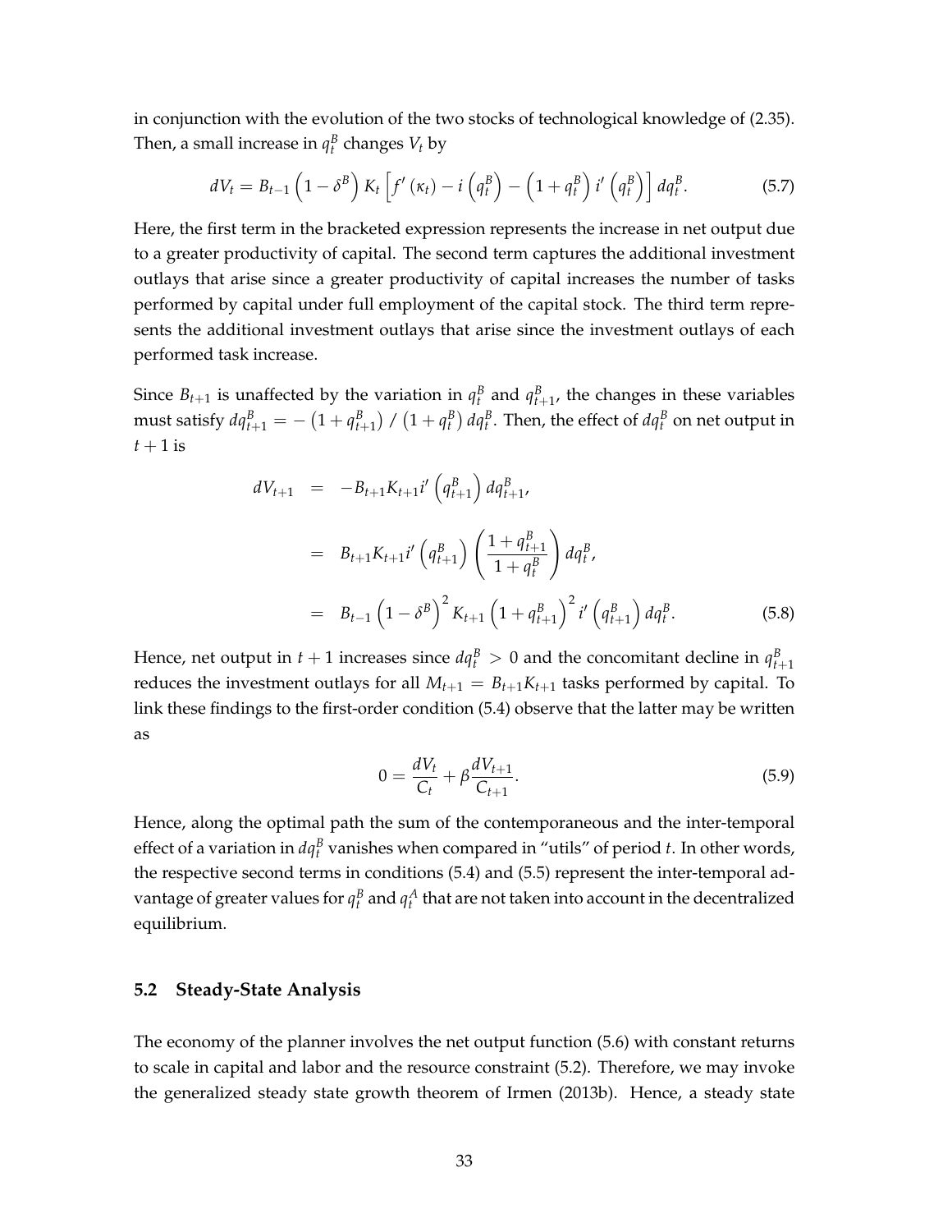in conjunction with the evolution of the two stocks of technological knowledge of (2.35). Then, a small increase in $q_t^B$ changes $V_t$ by

$$dV_t = B_{t-1}\left(1-\delta^B\right)K_t\left[f'\left(\kappa_t\right) - i\left(q_t^B\right) - \left(1+q_t^B\right)i'\left(q_t^B\right)\right]dq_t^B. \tag{5.7}$$

Here, the first term in the bracketed expression represents the increase in net output due to a greater productivity of capital. The second term captures the additional investment outlays that arise since a greater productivity of capital increases the number of tasks performed by capital under full employment of the capital stock. The third term represents the additional investment outlays that arise since the investment outlays of each performed task increase.

Since $B_{t+1}$ is unaffected by the variation in $q_t^B$ and $q_{t+1}^B$, the changes in these variables must satisfy $dq_{t+1}^B = -\left(1+q_{t+1}^B\right)/\left(1+q_t^B\right)dq_t^B$. Then, the effect of $dq_t^B$ on net output in $t+1$ is

$$\begin{aligned}
dV_{t+1} &= -B_{t+1}K_{t+1}i'\left(q_{t+1}^B\right)dq_{t+1}^B, \\
&= B_{t+1}K_{t+1}i'\left(q_{t+1}^B\right)\left(\frac{1+q_{t+1}^B}{1+q_t^B}\right)dq_t^B, \\
&= B_{t-1}\left(1-\delta^B\right)^2 K_{t+1}\left(1+q_{t+1}^B\right)^2 i'\left(q_{t+1}^B\right)dq_t^B.
\end{aligned} \tag{5.8}$$

Hence, net output in $t+1$ increases since $dq_t^B > 0$ and the concomitant decline in $q_{t+1}^B$ reduces the investment outlays for all $M_{t+1} = B_{t+1}K_{t+1}$ tasks performed by capital. To link these findings to the first-order condition (5.4) observe that the latter may be written as

$$0 = \frac{dV_t}{C_t} + \beta\frac{dV_{t+1}}{C_{t+1}}. \tag{5.9}$$

Hence, along the optimal path the sum of the contemporaneous and the inter-temporal effect of a variation in $dq_t^B$ vanishes when compared in "utils" of period $t$. In other words, the respective second terms in conditions (5.4) and (5.5) represent the inter-temporal advantage of greater values for $q_t^B$ and $q_t^A$ that are not taken into account in the decentralized equilibrium.

## 5.2 Steady-State Analysis

The economy of the planner involves the net output function (5.6) with constant returns to scale in capital and labor and the resource constraint (5.2). Therefore, we may invoke the generalized steady state growth theorem of Irmen (2013b). Hence, a steady state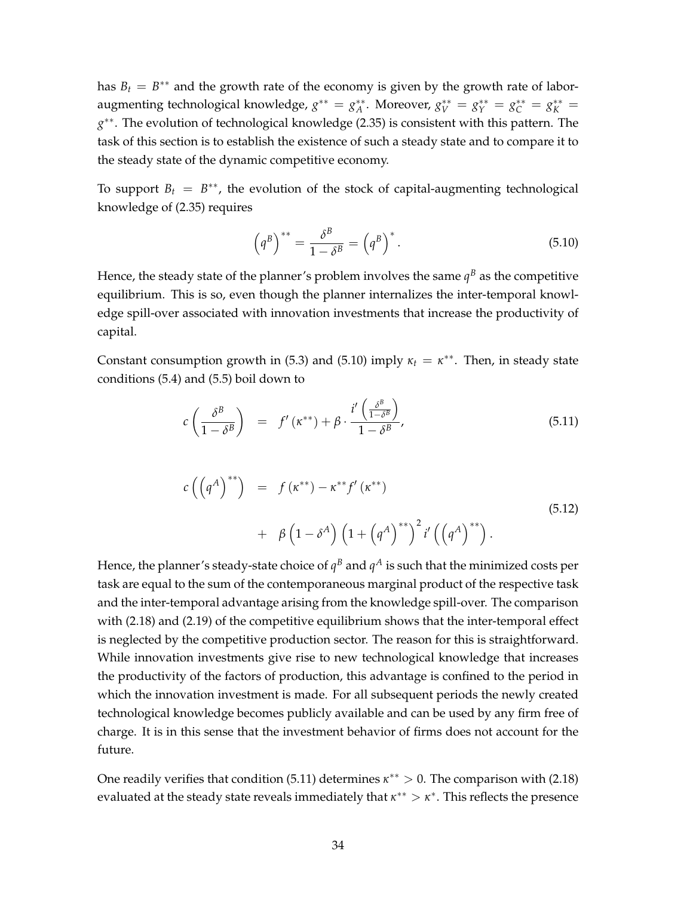has $B_t = B^{**}$ and the growth rate of the economy is given by the growth rate of labor-augmenting technological knowledge, $g^{**} = g_A^{**}$. Moreover, $g_V^{**} = g_Y^{**} = g_C^{**} = g_K^{**} = g^{**}$. The evolution of technological knowledge (2.35) is consistent with this pattern. The task of this section is to establish the existence of such a steady state and to compare it to the steady state of the dynamic competitive economy.

To support $B_t = B^{**}$, the evolution of the stock of capital-augmenting technological knowledge of (2.35) requires

$$\left(q^B\right)^{**} = \frac{\delta^B}{1-\delta^B} = \left(q^B\right)^{*}. \tag{5.10}$$

Hence, the steady state of the planner's problem involves the same $q^B$ as the competitive equilibrium. This is so, even though the planner internalizes the inter-temporal knowledge spill-over associated with innovation investments that increase the productivity of capital.

Constant consumption growth in (5.3) and (5.10) imply $\kappa_t = \kappa^{**}$. Then, in steady state conditions (5.4) and (5.5) boil down to

$$c\left(\frac{\delta^B}{1-\delta^B}\right) = f'\left(\kappa^{**}\right) + \beta \cdot \frac{i'\left(\frac{\delta^B}{1-\delta^B}\right)}{1-\delta^B}, \tag{5.11}$$

$$\begin{aligned} c\left(\left(q^A\right)^{**}\right) &= f\left(\kappa^{**}\right) - \kappa^{**} f'\left(\kappa^{**}\right) \\ &+ \beta\left(1-\delta^A\right)\left(1+\left(q^A\right)^{**}\right)^2 i'\left(\left(q^A\right)^{**}\right). \end{aligned} \tag{5.12}$$

Hence, the planner's steady-state choice of $q^B$ and $q^A$ is such that the minimized costs per task are equal to the sum of the contemporaneous marginal product of the respective task and the inter-temporal advantage arising from the knowledge spill-over. The comparison with (2.18) and (2.19) of the competitive equilibrium shows that the inter-temporal effect is neglected by the competitive production sector. The reason for this is straightforward. While innovation investments give rise to new technological knowledge that increases the productivity of the factors of production, this advantage is confined to the period in which the innovation investment is made. For all subsequent periods the newly created technological knowledge becomes publicly available and can be used by any firm free of charge. It is in this sense that the investment behavior of firms does not account for the future.

One readily verifies that condition (5.11) determines $\kappa^{**} > 0$. The comparison with (2.18) evaluated at the steady state reveals immediately that $\kappa^{**} > \kappa^{*}$. This reflects the presence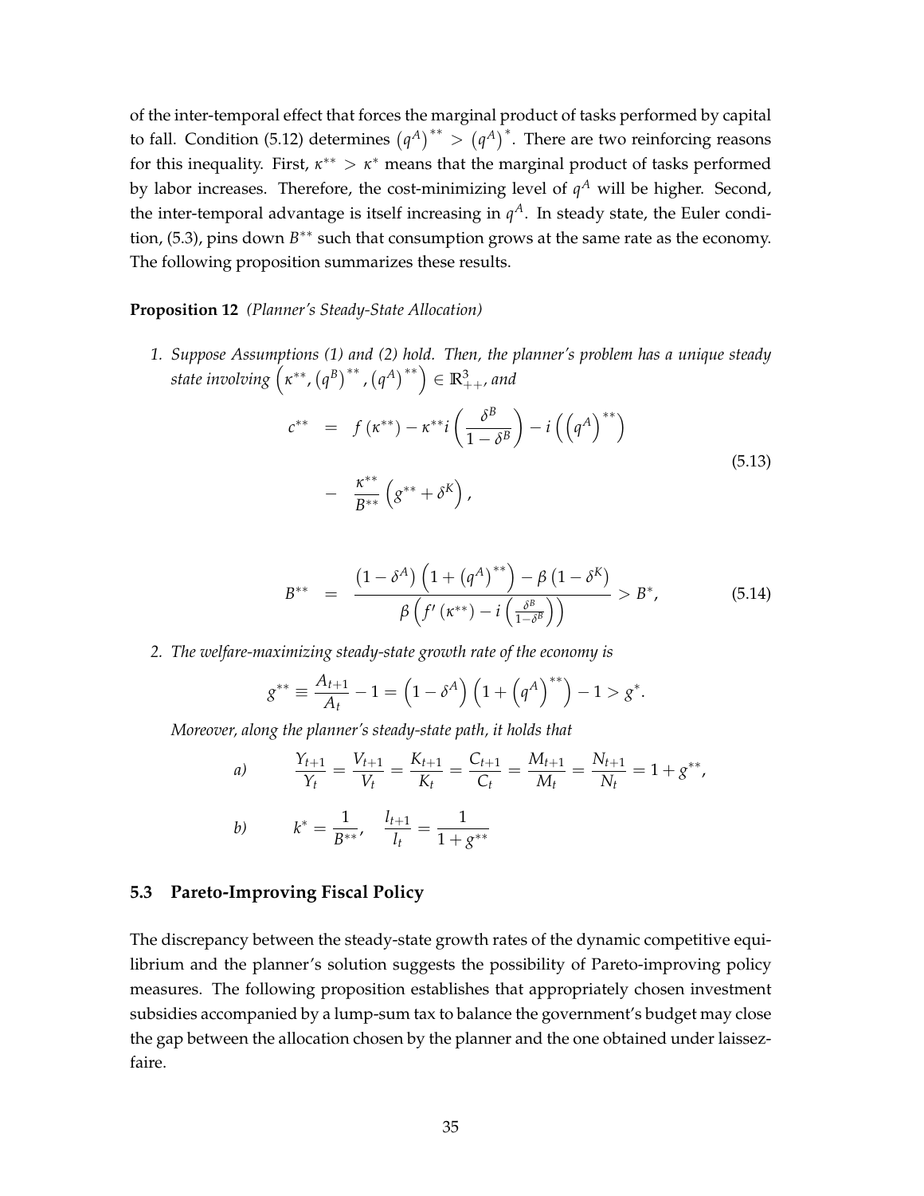of the inter-temporal effect that forces the marginal product of tasks performed by capital to fall. Condition (5.12) determines $\left(q^A\right)^{**} > \left(q^A\right)^*$. There are two reinforcing reasons for this inequality. First, $\kappa^{**} > \kappa^*$ means that the marginal product of tasks performed by labor increases. Therefore, the cost-minimizing level of $q^A$ will be higher. Second, the inter-temporal advantage is itself increasing in $q^A$. In steady state, the Euler condition, (5.3), pins down $B^{**}$ such that consumption grows at the same rate as the economy. The following proposition summarizes these results.

**Proposition 12** *(Planner's Steady-State Allocation)*

1. *Suppose Assumptions (1) and (2) hold. Then, the planner's problem has a unique steady state involving* $\left(\kappa^{**}, \left(q^B\right)^{**}, \left(q^A\right)^{**}\right) \in \mathbb{R}^3_{++}$, *and*

$$
\begin{aligned}
c^{**} &= f\left(\kappa^{**}\right) - \kappa^{**} i\left(\frac{\delta^B}{1-\delta^B}\right) - i\left(\left(q^A\right)^{**}\right) \\
&- \frac{\kappa^{**}}{B^{**}}\left(g^{**} + \delta^K\right),
\end{aligned}
\tag{5.13}
$$

$$
B^{**} = \frac{\left(1-\delta^A\right)\left(1+\left(q^A\right)^{**}\right) - \beta\left(1-\delta^K\right)}{\beta\left(f'\left(\kappa^{**}\right) - i\left(\frac{\delta^B}{1-\delta^B}\right)\right)} > B^*,
\tag{5.14}
$$

2. *The welfare-maximizing steady-state growth rate of the economy is*

$$
g^{**} \equiv \frac{A_{t+1}}{A_t} - 1 = \left(1-\delta^A\right)\left(1+\left(q^A\right)^{**}\right) - 1 > g^*.
$$

*Moreover, along the planner's steady-state path, it holds that*

*a)* $$\frac{Y_{t+1}}{Y_t} = \frac{V_{t+1}}{V_t} = \frac{K_{t+1}}{K_t} = \frac{C_{t+1}}{C_t} = \frac{M_{t+1}}{M_t} = \frac{N_{t+1}}{N_t} = 1 + g^{**},$$

*b)* $$k^* = \frac{1}{B^{**}}, \quad \frac{l_{t+1}}{l_t} = \frac{1}{1+g^{**}}$$

## 5.3 Pareto-Improving Fiscal Policy

The discrepancy between the steady-state growth rates of the dynamic competitive equilibrium and the planner's solution suggests the possibility of Pareto-improving policy measures. The following proposition establishes that appropriately chosen investment subsidies accompanied by a lump-sum tax to balance the government's budget may close the gap between the allocation chosen by the planner and the one obtained under laissez-faire.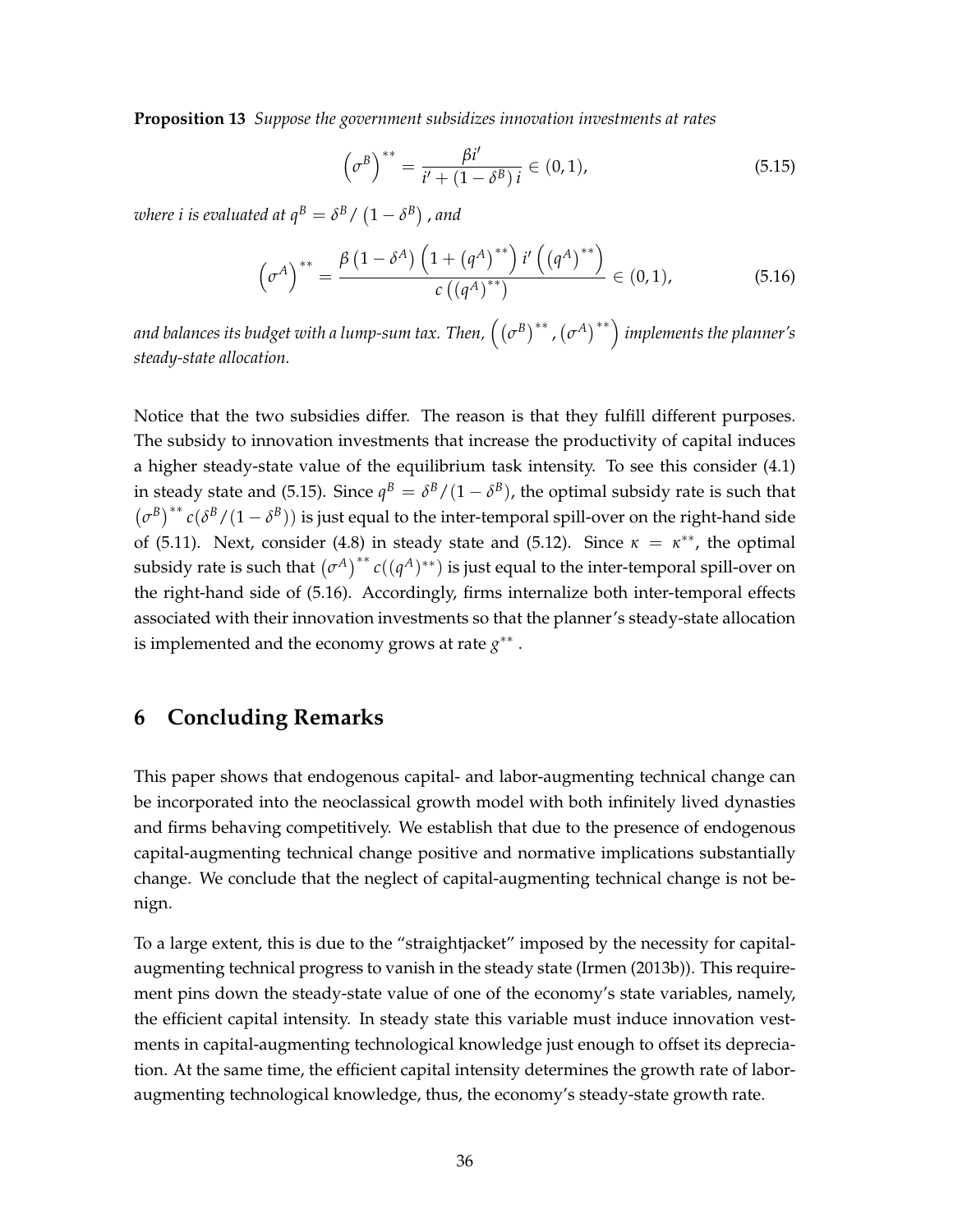**Proposition 13** *Suppose the government subsidizes innovation investments at rates*

$$\left(\sigma^B\right)^{**} = \frac{\beta i'}{i' + (1-\delta^B)\, i} \in (0,1), \tag{5.15}$$

*where $i$ is evaluated at $q^B = \delta^B / \left(1-\delta^B\right)$, and*

$$\left(\sigma^A\right)^{**} = \frac{\beta\left(1-\delta^A\right)\left(1+\left(q^A\right)^{**}\right) i'\left(\left(q^A\right)^{**}\right)}{c\left(\left(q^A\right)^{**}\right)} \in (0,1), \tag{5.16}$$

*and balances its budget with a lump-sum tax. Then, $\left(\left(\sigma^B\right)^{**}, \left(\sigma^A\right)^{**}\right)$ implements the planner's steady-state allocation.*

Notice that the two subsidies differ. The reason is that they fulfill different purposes. The subsidy to innovation investments that increase the productivity of capital induces a higher steady-state value of the equilibrium task intensity. To see this consider (4.1) in steady state and (5.15). Since $q^B = \delta^B/(1-\delta^B)$, the optimal subsidy rate is such that $\left(\sigma^B\right)^{**} c(\delta^B/(1-\delta^B))$ is just equal to the inter-temporal spill-over on the right-hand side of (5.11). Next, consider (4.8) in steady state and (5.12). Since $\kappa = \kappa^{**}$, the optimal subsidy rate is such that $\left(\sigma^A\right)^{**} c((q^A)^{**})$ is just equal to the inter-temporal spill-over on the right-hand side of (5.16). Accordingly, firms internalize both inter-temporal effects associated with their innovation investments so that the planner's steady-state allocation is implemented and the economy grows at rate $g^{**}$.

# 6 Concluding Remarks

This paper shows that endogenous capital- and labor-augmenting technical change can be incorporated into the neoclassical growth model with both infinitely lived dynasties and firms behaving competitively. We establish that due to the presence of endogenous capital-augmenting technical change positive and normative implications substantially change. We conclude that the neglect of capital-augmenting technical change is not benign.

To a large extent, this is due to the "straightjacket" imposed by the necessity for capital-augmenting technical progress to vanish in the steady state (Irmen (2013b)). This requirement pins down the steady-state value of one of the economy's state variables, namely, the efficient capital intensity. In steady state this variable must induce innovation vestments in capital-augmenting technological knowledge just enough to offset its depreciation. At the same time, the efficient capital intensity determines the growth rate of labor-augmenting technological knowledge, thus, the economy's steady-state growth rate.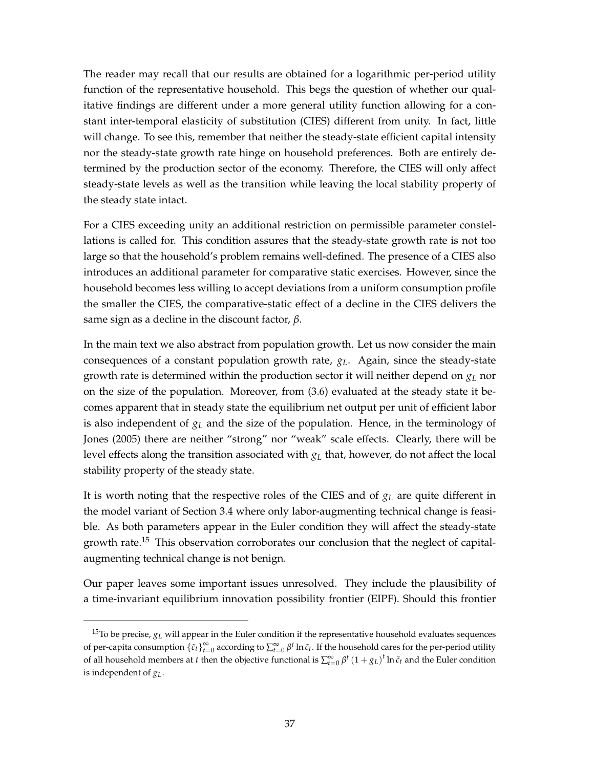The reader may recall that our results are obtained for a logarithmic per-period utility function of the representative household. This begs the question of whether our qualitative findings are different under a more general utility function allowing for a constant inter-temporal elasticity of substitution (CIES) different from unity. In fact, little will change. To see this, remember that neither the steady-state efficient capital intensity nor the steady-state growth rate hinge on household preferences. Both are entirely determined by the production sector of the economy. Therefore, the CIES will only affect steady-state levels as well as the transition while leaving the local stability property of the steady state intact.

For a CIES exceeding unity an additional restriction on permissible parameter constellations is called for. This condition assures that the steady-state growth rate is not too large so that the household's problem remains well-defined. The presence of a CIES also introduces an additional parameter for comparative static exercises. However, since the household becomes less willing to accept deviations from a uniform consumption profile the smaller the CIES, the comparative-static effect of a decline in the CIES delivers the same sign as a decline in the discount factor, $\beta$.

In the main text we also abstract from population growth. Let us now consider the main consequences of a constant population growth rate, $g_L$. Again, since the steady-state growth rate is determined within the production sector it will neither depend on $g_L$ nor on the size of the population. Moreover, from (3.6) evaluated at the steady state it becomes apparent that in steady state the equilibrium net output per unit of efficient labor is also independent of $g_L$ and the size of the population. Hence, in the terminology of Jones (2005) there are neither "strong" nor "weak" scale effects. Clearly, there will be level effects along the transition associated with $g_L$ that, however, do not affect the local stability property of the steady state.

It is worth noting that the respective roles of the CIES and of $g_L$ are quite different in the model variant of Section 3.4 where only labor-augmenting technical change is feasible. As both parameters appear in the Euler condition they will affect the steady-state growth rate.[15] This observation corroborates our conclusion that the neglect of capital-augmenting technical change is not benign.

Our paper leaves some important issues unresolved. They include the plausibility of a time-invariant equilibrium innovation possibility frontier (EIPF). Should this frontier

[15] To be precise, $g_L$ will appear in the Euler condition if the representative household evaluates sequences of per-capita consumption $\{\tilde{c}_t\}_{t=0}^{\infty}$ according to $\sum_{t=0}^{\infty} \beta^t \ln \tilde{c}_t$. If the household cares for the per-period utility of all household members at $t$ then the objective functional is $\sum_{t=0}^{\infty} \beta^t (1+g_L)^t \ln \tilde{c}_t$ and the Euler condition is independent of $g_L$.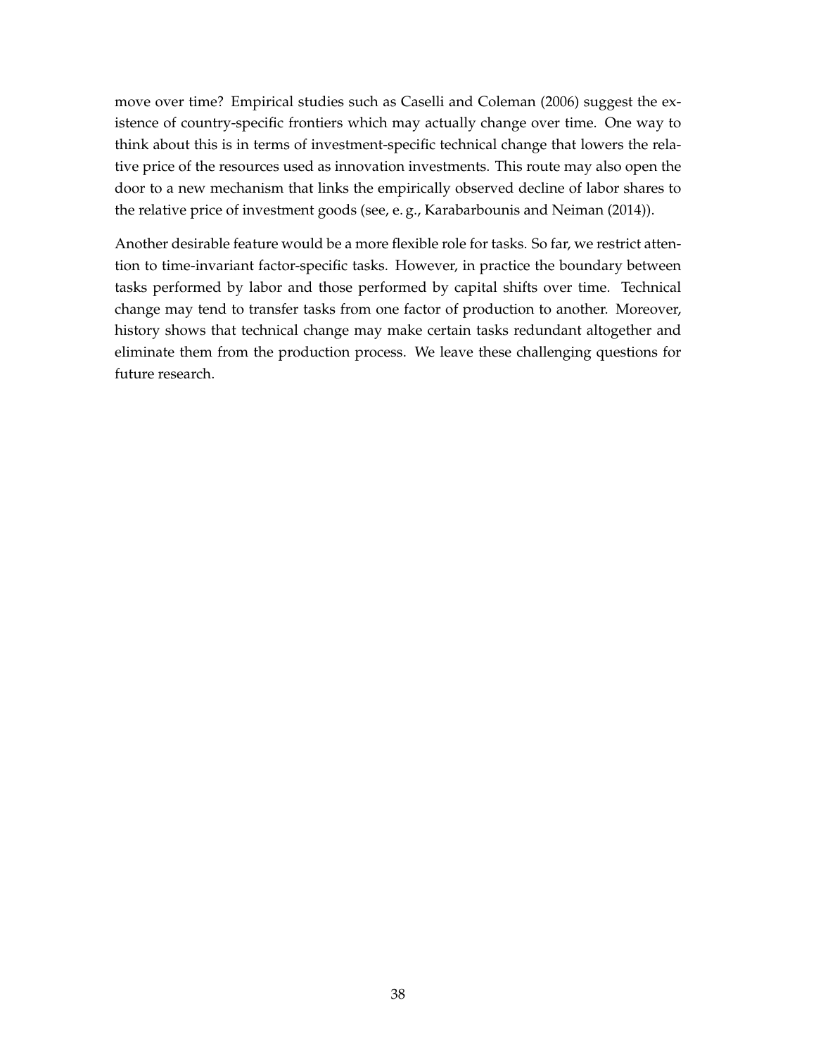move over time? Empirical studies such as Caselli and Coleman (2006) suggest the existence of country-specific frontiers which may actually change over time. One way to think about this is in terms of investment-specific technical change that lowers the relative price of the resources used as innovation investments. This route may also open the door to a new mechanism that links the empirically observed decline of labor shares to the relative price of investment goods (see, e. g., Karabarbounis and Neiman (2014)).

Another desirable feature would be a more flexible role for tasks. So far, we restrict attention to time-invariant factor-specific tasks. However, in practice the boundary between tasks performed by labor and those performed by capital shifts over time. Technical change may tend to transfer tasks from one factor of production to another. Moreover, history shows that technical change may make certain tasks redundant altogether and eliminate them from the production process. We leave these challenging questions for future research.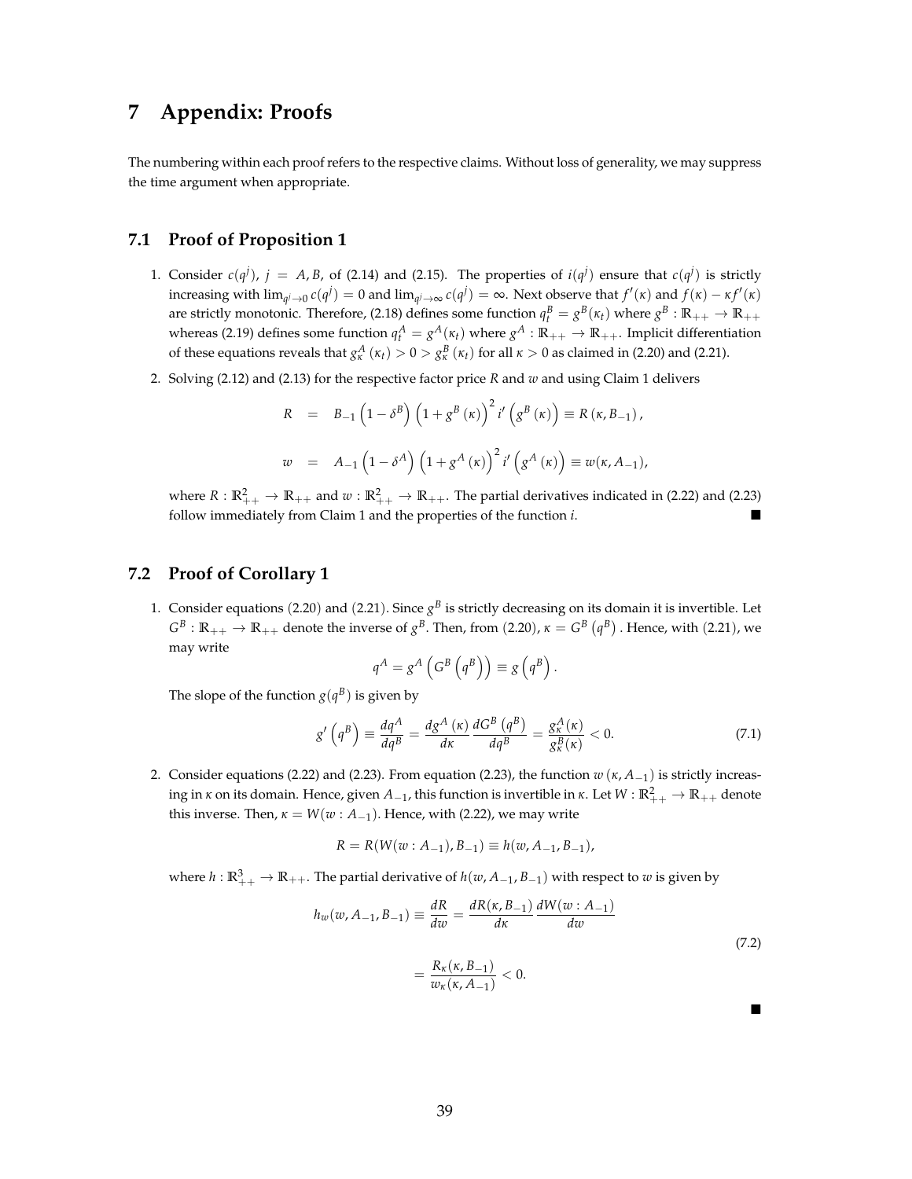# 7 Appendix: Proofs

The numbering within each proof refers to the respective claims. Without loss of generality, we may suppress the time argument when appropriate.

## 7.1 Proof of Proposition 1

1. Consider $c(q^j)$, $j = A, B$, of (2.14) and (2.15). The properties of $i(q^j)$ ensure that $c(q^j)$ is strictly increasing with $\lim_{q^j \to 0} c(q^j) = 0$ and $\lim_{q^j \to \infty} c(q^j) = \infty$. Next observe that $f'(\kappa)$ and $f(\kappa) - \kappa f'(\kappa)$ are strictly monotonic. Therefore, (2.18) defines some function $q_t^B = g^B(\kappa_t)$ where $g^B : \mathbb{R}_{++} \to \mathbb{R}_{++}$ whereas (2.19) defines some function $q_t^A = g^A(\kappa_t)$ where $g^A : \mathbb{R}_{++} \to \mathbb{R}_{++}$. Implicit differentiation of these equations reveals that $g_\kappa^A(\kappa_t) > 0 > g_\kappa^B(\kappa_t)$ for all $\kappa > 0$ as claimed in (2.20) and (2.21).

2. Solving (2.12) and (2.13) for the respective factor price $R$ and $w$ and using Claim 1 delivers

$$R = B_{-1}\left(1-\delta^B\right)\left(1+g^B(\kappa)\right)^2 i'\left(g^B(\kappa)\right) \equiv R(\kappa, B_{-1}),$$

$$w = A_{-1}\left(1-\delta^A\right)\left(1+g^A(\kappa)\right)^2 i'\left(g^A(\kappa)\right) \equiv w(\kappa, A_{-1}),$$

where $R : \mathbb{R}_{++}^2 \to \mathbb{R}_{++}$ and $w : \mathbb{R}_{++}^2 \to \mathbb{R}_{++}$. The partial derivatives indicated in (2.22) and (2.23) follow immediately from Claim 1 and the properties of the function $i$. ■

## 7.2 Proof of Corollary 1

1. Consider equations (2.20) and (2.21). Since $g^B$ is strictly decreasing on its domain it is invertible. Let $G^B : \mathbb{R}_{++} \to \mathbb{R}_{++}$ denote the inverse of $g^B$. Then, from (2.20), $\kappa = G^B\left(q^B\right)$. Hence, with (2.21), we may write

$$q^A = g^A\left(G^B\left(q^B\right)\right) \equiv g\left(q^B\right).$$

The slope of the function $g(q^B)$ is given by

$$g'\left(q^B\right) \equiv \frac{dq^A}{dq^B} = \frac{dg^A(\kappa)}{d\kappa}\frac{dG^B\left(q^B\right)}{dq^B} = \frac{g_\kappa^A(\kappa)}{g_\kappa^B(\kappa)} < 0. \tag{7.1}$$

2. Consider equations (2.22) and (2.23). From equation (2.23), the function $w(\kappa, A_{-1})$ is strictly increasing in $\kappa$ on its domain. Hence, given $A_{-1}$, this function is invertible in $\kappa$. Let $W : \mathbb{R}_{++}^2 \to \mathbb{R}_{++}$ denote this inverse. Then, $\kappa = W(w : A_{-1})$. Hence, with (2.22), we may write

$$R = R(W(w : A_{-1}), B_{-1}) \equiv h(w, A_{-1}, B_{-1}),$$

where $h : \mathbb{R}_{++}^3 \to \mathbb{R}_{++}$. The partial derivative of $h(w, A_{-1}, B_{-1})$ with respect to $w$ is given by

$$\begin{aligned} h_w(w, A_{-1}, B_{-1}) \equiv \frac{dR}{dw} &= \frac{dR(\kappa, B_{-1})}{d\kappa}\frac{dW(w : A_{-1})}{dw} \\ &= \frac{R_\kappa(\kappa, B_{-1})}{w_\kappa(\kappa, A_{-1})} < 0. \end{aligned} \tag{7.2}$$

■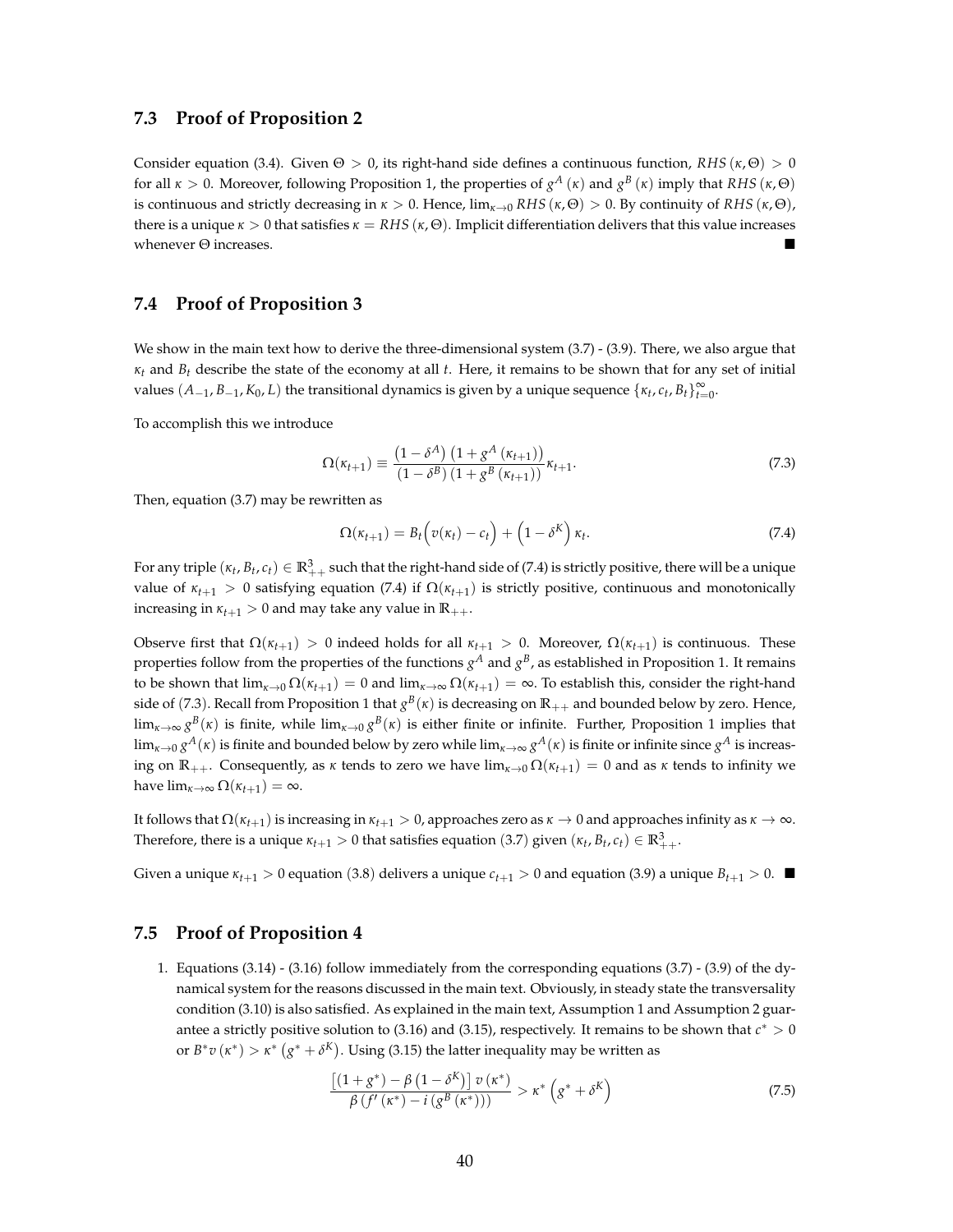### 7.3 Proof of Proposition 2

Consider equation (3.4). Given $\Theta > 0$, its right-hand side defines a continuous function, $RHS(\kappa, \Theta) > 0$ for all $\kappa > 0$. Moreover, following Proposition 1, the properties of $g^A(\kappa)$ and $g^B(\kappa)$ imply that $RHS(\kappa, \Theta)$ is continuous and strictly decreasing in $\kappa > 0$. Hence, $\lim_{\kappa \to 0} RHS(\kappa, \Theta) > 0$. By continuity of $RHS(\kappa, \Theta)$, there is a unique $\kappa > 0$ that satisfies $\kappa = RHS(\kappa, \Theta)$. Implicit differentiation delivers that this value increases whenever $\Theta$ increases. ■

### 7.4 Proof of Proposition 3

We show in the main text how to derive the three-dimensional system (3.7) - (3.9). There, we also argue that $\kappa_t$ and $B_t$ describe the state of the economy at all $t$. Here, it remains to be shown that for any set of initial values $(A_{-1}, B_{-1}, K_0, L)$ the transitional dynamics is given by a unique sequence $\{\kappa_t, c_t, B_t\}_{t=0}^{\infty}$.

To accomplish this we introduce

$$\Omega(\kappa_{t+1}) \equiv \frac{\left(1-\delta^A\right)\left(1+g^A\left(\kappa_{t+1}\right)\right)}{\left(1-\delta^B\right)\left(1+g^B\left(\kappa_{t+1}\right)\right)}\kappa_{t+1}. \tag{7.3}$$

Then, equation (3.7) may be rewritten as

$$\Omega(\kappa_{t+1}) = B_t\Big(v(\kappa_t) - c_t\Big) + \left(1-\delta^K\right)\kappa_t. \tag{7.4}$$

For any triple $(\kappa_t, B_t, c_t) \in \mathbb{R}^3_{++}$ such that the right-hand side of (7.4) is strictly positive, there will be a unique value of $\kappa_{t+1} > 0$ satisfying equation (7.4) if $\Omega(\kappa_{t+1})$ is strictly positive, continuous and monotonically increasing in $\kappa_{t+1} > 0$ and may take any value in $\mathbb{R}_{++}$.

Observe first that $\Omega(\kappa_{t+1}) > 0$ indeed holds for all $\kappa_{t+1} > 0$. Moreover, $\Omega(\kappa_{t+1})$ is continuous. These properties follow from the properties of the functions $g^A$ and $g^B$, as established in Proposition 1. It remains to be shown that $\lim_{\kappa \to 0} \Omega(\kappa_{t+1}) = 0$ and $\lim_{\kappa \to \infty} \Omega(\kappa_{t+1}) = \infty$. To establish this, consider the right-hand side of (7.3). Recall from Proposition 1 that $g^B(\kappa)$ is decreasing on $\mathbb{R}_{++}$ and bounded below by zero. Hence, $\lim_{\kappa \to \infty} g^B(\kappa)$ is finite, while $\lim_{\kappa \to 0} g^B(\kappa)$ is either finite or infinite. Further, Proposition 1 implies that $\lim_{\kappa \to 0} g^A(\kappa)$ is finite and bounded below by zero while $\lim_{\kappa \to \infty} g^A(\kappa)$ is finite or infinite since $g^A$ is increasing on $\mathbb{R}_{++}$. Consequently, as $\kappa$ tends to zero we have $\lim_{\kappa \to 0} \Omega(\kappa_{t+1}) = 0$ and as $\kappa$ tends to infinity we have $\lim_{\kappa \to \infty} \Omega(\kappa_{t+1}) = \infty$.

It follows that $\Omega(\kappa_{t+1})$ is increasing in $\kappa_{t+1} > 0$, approaches zero as $\kappa \to 0$ and approaches infinity as $\kappa \to \infty$. Therefore, there is a unique $\kappa_{t+1} > 0$ that satisfies equation (3.7) given $(\kappa_t, B_t, c_t) \in \mathbb{R}^3_{++}$.

Given a unique $\kappa_{t+1} > 0$ equation (3.8) delivers a unique $c_{t+1} > 0$ and equation (3.9) a unique $B_{t+1} > 0$. ■

### 7.5 Proof of Proposition 4

1. Equations (3.14) - (3.16) follow immediately from the corresponding equations (3.7) - (3.9) of the dynamical system for the reasons discussed in the main text. Obviously, in steady state the transversality condition (3.10) is also satisfied. As explained in the main text, Assumption 1 and Assumption 2 guarantee a strictly positive solution to (3.16) and (3.15), respectively. It remains to be shown that $c^* > 0$ or $B^* v(\kappa^*) > \kappa^* \left(g^* + \delta^K\right)$. Using (3.15) the latter inequality may be written as

$$\frac{\left[(1+g^*) - \beta\left(1-\delta^K\right)\right] v(\kappa^*)}{\beta\left(f'(\kappa^*) - i\left(g^B(\kappa^*)\right)\right)} > \kappa^* \left(g^* + \delta^K\right) \tag{7.5}$$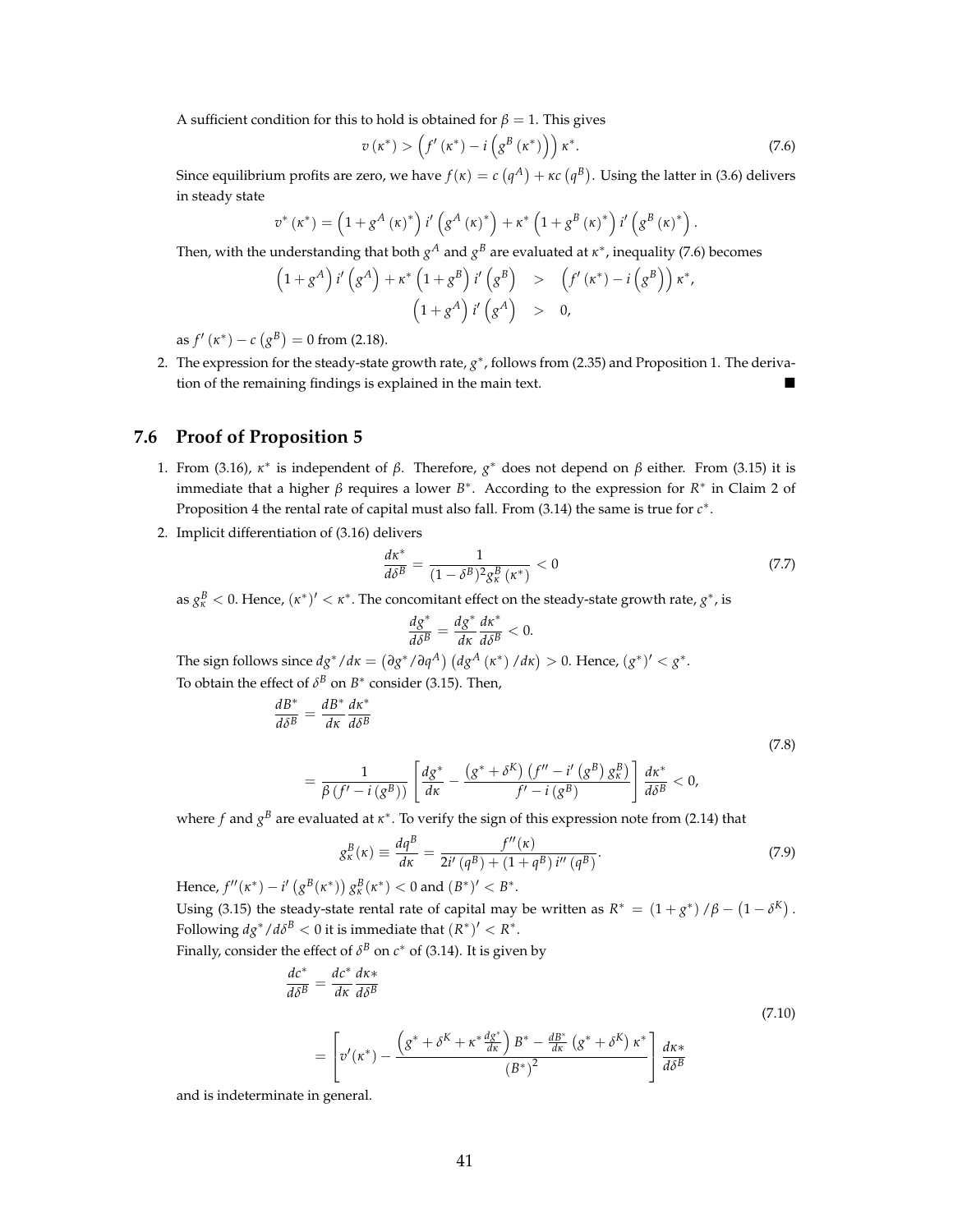A sufficient condition for this to hold is obtained for $\beta = 1$. This gives

$$v(\kappa^*) > \left(f'(\kappa^*) - i\left(g^B(\kappa^*)\right)\right)\kappa^*. \tag{7.6}$$

Since equilibrium profits are zero, we have $f(\kappa) = c\left(q^A\right) + \kappa c\left(q^B\right)$. Using the latter in (3.6) delivers in steady state

$$v^*(\kappa^*) = \left(1 + g^A(\kappa)^*\right) i'\left(g^A(\kappa)^*\right) + \kappa^*\left(1 + g^B(\kappa)^*\right) i'\left(g^B(\kappa)^*\right).$$

Then, with the understanding that both $g^A$ and $g^B$ are evaluated at $\kappa^*$, inequality (7.6) becomes

$$\begin{aligned}
\left(1 + g^A\right) i'\left(g^A\right) + \kappa^*\left(1 + g^B\right) i'\left(g^B\right) \quad &> \quad \left(f'(\kappa^*) - i\left(g^B\right)\right)\kappa^*, \\
\left(1 + g^A\right) i'\left(g^A\right) \quad &> \quad 0,
\end{aligned}$$

as $f'(\kappa^*) - c\left(g^B\right) = 0$ from (2.18).

2. The expression for the steady-state growth rate, $g^*$, follows from (2.35) and Proposition 1. The derivation of the remaining findings is explained in the main text. ■

## 7.6 Proof of Proposition 5

1. From (3.16), $\kappa^*$ is independent of $\beta$. Therefore, $g^*$ does not depend on $\beta$ either. From (3.15) it is immediate that a higher $\beta$ requires a lower $B^*$. According to the expression for $R^*$ in Claim 2 of Proposition 4 the rental rate of capital must also fall. From (3.14) the same is true for $c^*$.

2. Implicit differentiation of (3.16) delivers

$$\frac{d\kappa^*}{d\delta^B} = \frac{1}{(1-\delta^B)^2 g^B_\kappa(\kappa^*)} < 0 \tag{7.7}$$

as $g^B_\kappa < 0$. Hence, $(\kappa^*)' < \kappa^*$. The concomitant effect on the steady-state growth rate, $g^*$, is

$$\frac{dg^*}{d\delta^B} = \frac{dg^*}{d\kappa}\frac{d\kappa^*}{d\delta^B} < 0.$$

The sign follows since $dg^*/d\kappa = \left(\partial g^*/\partial q^A\right)\left(dg^A(\kappa^*)/d\kappa\right) > 0$. Hence, $(g^*)' < g^*$.

To obtain the effect of $\delta^B$ on $B^*$ consider (3.15). Then,

$$\begin{aligned}
\frac{dB^*}{d\delta^B} &= \frac{dB^*}{d\kappa}\frac{d\kappa^*}{d\delta^B} \\
&= \frac{1}{\beta\left(f' - i\left(g^B\right)\right)}\left[\frac{dg^*}{d\kappa} - \frac{\left(g^* + \delta^K\right)\left(f'' - i'\left(g^B\right)g^B_\kappa\right)}{f' - i\left(g^B\right)}\right]\frac{d\kappa^*}{d\delta^B} < 0,
\end{aligned} \tag{7.8}$$

where $f$ and $g^B$ are evaluated at $\kappa^*$. To verify the sign of this expression note from (2.14) that

$$g^B_\kappa(\kappa) \equiv \frac{dq^B}{d\kappa} = \frac{f''(\kappa)}{2i'\left(q^B\right) + \left(1 + q^B\right)i''\left(q^B\right)}. \tag{7.9}$$

Hence, $f''(\kappa^*) - i'\left(g^B(\kappa^*)\right)g^B_\kappa(\kappa^*) < 0$ and $(B^*)' < B^*$.

Using (3.15) the steady-state rental rate of capital may be written as $R^* = (1 + g^*)/\beta - \left(1 - \delta^K\right)$. Following $dg^*/d\delta^B < 0$ it is immediate that $(R^*)' < R^*$.

Finally, consider the effect of $\delta^B$ on $c^*$ of (3.14). It is given by

$$\begin{aligned}
\frac{dc^*}{d\delta^B} &= \frac{dc^*}{d\kappa}\frac{d\kappa*}{d\delta^B} \\
&= \left[v'(\kappa^*) - \frac{\left(g^* + \delta^K + \kappa^*\frac{dg^*}{d\kappa}\right)B^* - \frac{dB^*}{d\kappa}\left(g^* + \delta^K\right)\kappa^*}{\left(B^*\right)^2}\right]\frac{d\kappa*}{d\delta^B}
\end{aligned} \tag{7.10}$$

and is indeterminate in general.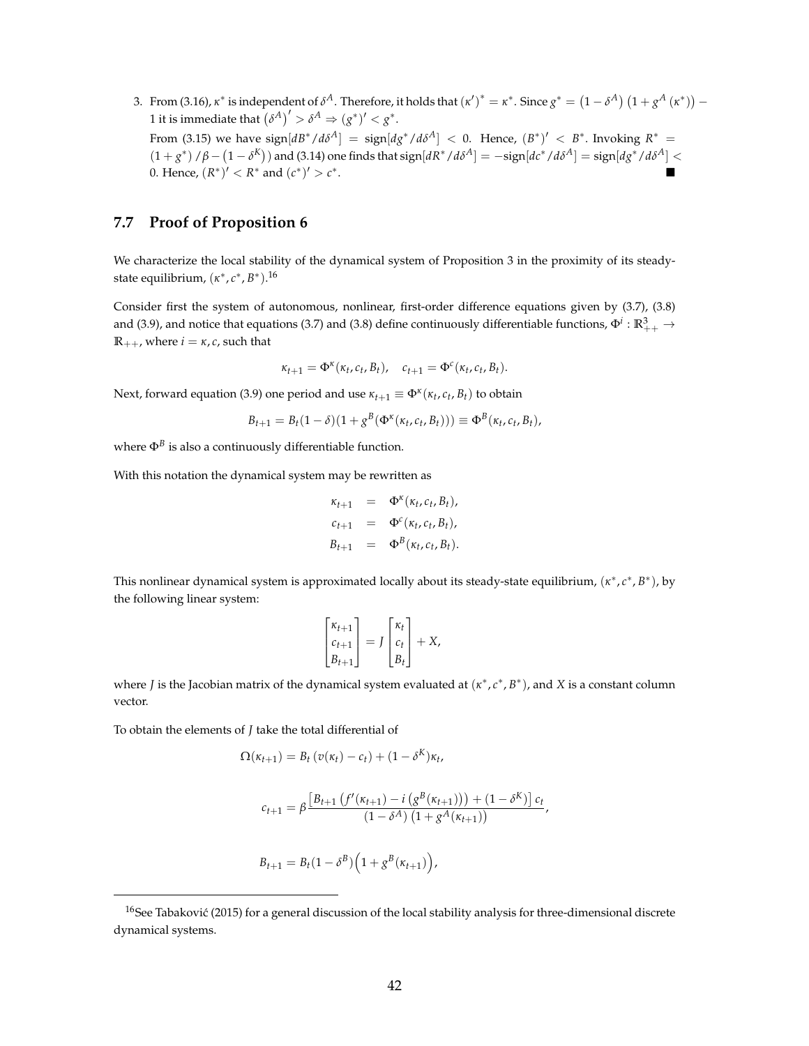3. From (3.16), $\kappa^*$ is independent of $\delta^A$. Therefore, it holds that $(\kappa')^* = \kappa^*$. Since $g^* = (1-\delta^A)(1+g^A(\kappa^*)) - 1$ it is immediate that $(\delta^A)' > \delta^A \Rightarrow (g^*)' < g^*$.
   From (3.15) we have $\text{sign}[dB^*/d\delta^A] = \text{sign}[dg^*/d\delta^A] < 0$. Hence, $(B^*)' < B^*$. Invoking $R^* = (1+g^*)/\beta - (1-\delta^K))$ and (3.14) one finds that $\text{sign}[dR^*/d\delta^A] = -\text{sign}[dc^*/d\delta^A] = \text{sign}[dg^*/d\delta^A] < 0$. Hence, $(R^*)' < R^*$ and $(c^*)' > c^*$. ■

## 7.7 Proof of Proposition 6

We characterize the local stability of the dynamical system of Proposition 3 in the proximity of its steady-state equilibrium, $(\kappa^*, c^*, B^*)$.[16]

Consider first the system of autonomous, nonlinear, first-order difference equations given by (3.7), (3.8) and (3.9), and notice that equations (3.7) and (3.8) define continuously differentiable functions, $\Phi^i : \mathbb{R}^3_{++} \to \mathbb{R}_{++}$, where $i = \kappa, c$, such that

$$\kappa_{t+1} = \Phi^\kappa(\kappa_t, c_t, B_t), \quad c_{t+1} = \Phi^c(\kappa_t, c_t, B_t).$$

Next, forward equation (3.9) one period and use $\kappa_{t+1} \equiv \Phi^\kappa(\kappa_t, c_t, B_t)$ to obtain

$$B_{t+1} = B_t(1-\delta)(1 + g^B(\Phi^\kappa(\kappa_t, c_t, B_t))) \equiv \Phi^B(\kappa_t, c_t, B_t),$$

where $\Phi^B$ is also a continuously differentiable function.

With this notation the dynamical system may be rewritten as

$$\begin{aligned}
\kappa_{t+1} &= \Phi^\kappa(\kappa_t, c_t, B_t), \\
c_{t+1} &= \Phi^c(\kappa_t, c_t, B_t), \\
B_{t+1} &= \Phi^B(\kappa_t, c_t, B_t).
\end{aligned}$$

This nonlinear dynamical system is approximated locally about its steady-state equilibrium, $(\kappa^*, c^*, B^*)$, by the following linear system:

$$\begin{bmatrix} \kappa_{t+1} \\ c_{t+1} \\ B_{t+1} \end{bmatrix} = J \begin{bmatrix} \kappa_t \\ c_t \\ B_t \end{bmatrix} + X,$$

where $J$ is the Jacobian matrix of the dynamical system evaluated at $(\kappa^*, c^*, B^*)$, and $X$ is a constant column vector.

To obtain the elements of $J$ take the total differential of

$$\Omega(\kappa_{t+1}) = B_t\left(v(\kappa_t) - c_t\right) + (1-\delta^K)\kappa_t,$$

$$c_{t+1} = \beta \frac{\left[B_{t+1}\left(f'(\kappa_{t+1}) - i\left(g^B(\kappa_{t+1})\right)\right) + (1-\delta^K)\right] c_t}{(1-\delta^A)\left(1 + g^A(\kappa_{t+1})\right)},$$

$$B_{t+1} = B_t(1-\delta^B)\Big(1 + g^B(\kappa_{t+1})\Big),$$

[16] See Tabaković (2015) for a general discussion of the local stability analysis for three-dimensional discrete dynamical systems.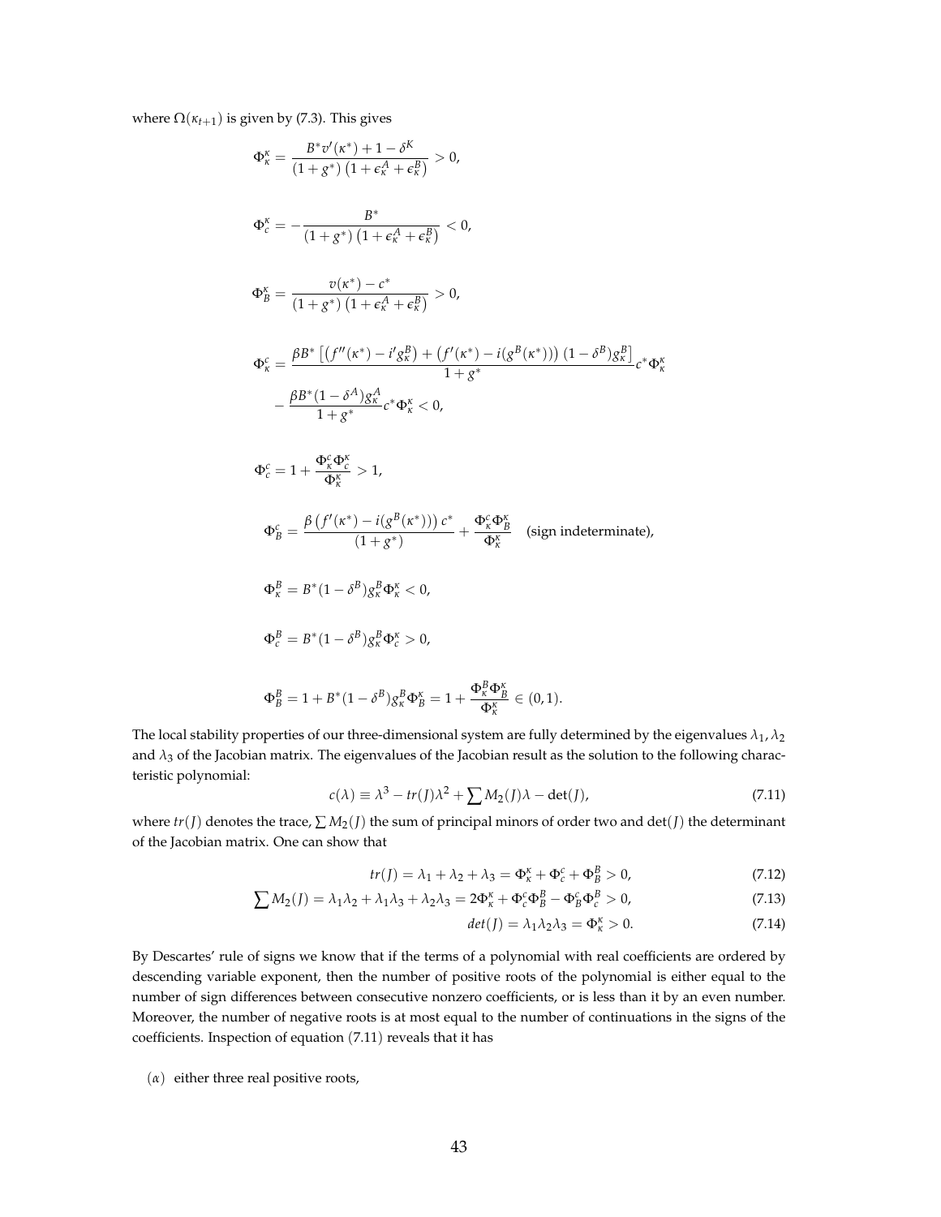where $\Omega(\kappa_{t+1})$ is given by (7.3). This gives

$$\Phi^{\kappa}_{\kappa} = \frac{B^* v'(\kappa^*) + 1 - \delta^K}{(1+g^*)\left(1+\epsilon^A_\kappa + \epsilon^B_\kappa\right)} > 0,$$

$$\Phi^{\kappa}_{c} = -\frac{B^*}{(1+g^*)\left(1+\epsilon^A_\kappa + \epsilon^B_\kappa\right)} < 0,$$

$$\Phi^{\kappa}_{B} = \frac{v(\kappa^*) - c^*}{(1+g^*)\left(1+\epsilon^A_\kappa + \epsilon^B_\kappa\right)} > 0,$$

$$\Phi^{c}_{\kappa} = \frac{\beta B^* \left[\left(f''(\kappa^*) - i' g^B_\kappa\right) + \left(f'(\kappa^*) - i(g^B(\kappa^*))\right)(1-\delta^B) g^B_\kappa\right]}{1+g^*} c^* \Phi^{\kappa}_{\kappa}$$
$$- \frac{\beta B^* (1-\delta^A) g^A_\kappa}{1+g^*} c^* \Phi^{\kappa}_{\kappa} < 0,$$

$$\Phi^{c}_{c} = 1 + \frac{\Phi^{c}_{\kappa} \Phi^{\kappa}_{c}}{\Phi^{\kappa}_{\kappa}} > 1,$$

$$\Phi^{c}_{B} = \frac{\beta \left(f'(\kappa^*) - i(g^B(\kappa^*))\right) c^*}{(1+g^*)} + \frac{\Phi^{c}_{\kappa} \Phi^{\kappa}_{B}}{\Phi^{\kappa}_{\kappa}} \quad \text{(sign indeterminate)},$$

$$\Phi^{B}_{\kappa} = B^* (1-\delta^B) g^B_\kappa \Phi^{\kappa}_{\kappa} < 0,$$

$$\Phi^{B}_{c} = B^* (1-\delta^B) g^B_\kappa \Phi^{\kappa}_{c} > 0,$$

$$\Phi^{B}_{B} = 1 + B^* (1-\delta^B) g^B_\kappa \Phi^{\kappa}_{B} = 1 + \frac{\Phi^{B}_{\kappa} \Phi^{\kappa}_{B}}{\Phi^{\kappa}_{\kappa}} \in (0,1).$$

The local stability properties of our three-dimensional system are fully determined by the eigenvalues $\lambda_1, \lambda_2$ and $\lambda_3$ of the Jacobian matrix. The eigenvalues of the Jacobian result as the solution to the following characteristic polynomial:

$$c(\lambda) \equiv \lambda^3 - tr(J)\lambda^2 + \sum M_2(J)\lambda - \det(J), \tag{7.11}$$

where $tr(J)$ denotes the trace, $\sum M_2(J)$ the sum of principal minors of order two and $\det(J)$ the determinant of the Jacobian matrix. One can show that

$$tr(J) = \lambda_1 + \lambda_2 + \lambda_3 = \Phi^{\kappa}_{\kappa} + \Phi^{c}_{c} + \Phi^{B}_{B} > 0, \tag{7.12}$$

$$\sum M_2(J) = \lambda_1\lambda_2 + \lambda_1\lambda_3 + \lambda_2\lambda_3 = 2\Phi^{\kappa}_{\kappa} + \Phi^{c}_{c}\Phi^{B}_{B} - \Phi^{c}_{B}\Phi^{B}_{c} > 0, \tag{7.13}$$

$$det(J) = \lambda_1\lambda_2\lambda_3 = \Phi^{\kappa}_{\kappa} > 0. \tag{7.14}$$

By Descartes' rule of signs we know that if the terms of a polynomial with real coefficients are ordered by descending variable exponent, then the number of positive roots of the polynomial is either equal to the number of sign differences between consecutive nonzero coefficients, or is less than it by an even number. Moreover, the number of negative roots is at most equal to the number of continuations in the signs of the coefficients. Inspection of equation (7.11) reveals that it has

($\alpha$) either three real positive roots,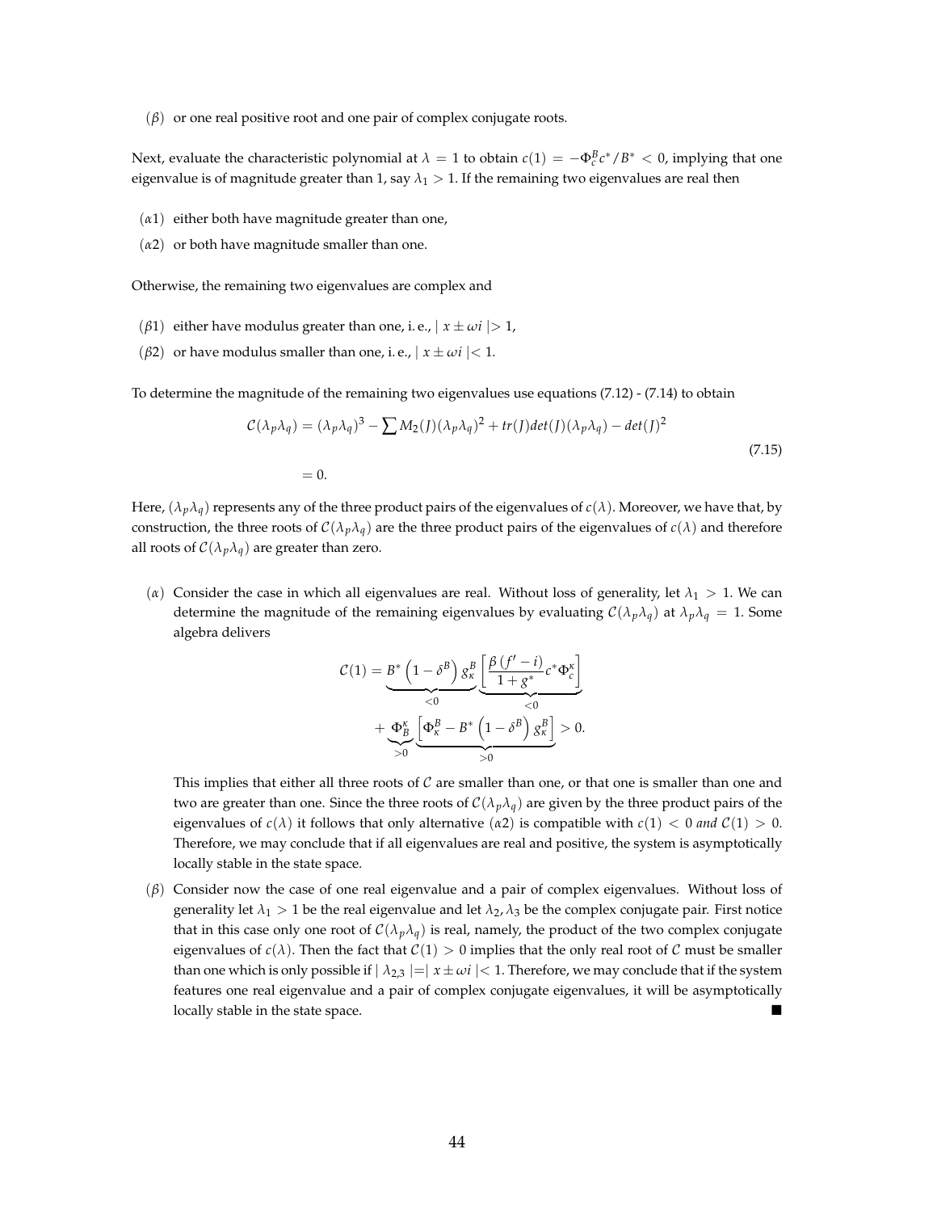($\beta$) or one real positive root and one pair of complex conjugate roots.

Next, evaluate the characteristic polynomial at $\lambda = 1$ to obtain $c(1) = -\Phi_c^B c^*/B^* < 0$, implying that one eigenvalue is of magnitude greater than 1, say $\lambda_1 > 1$. If the remaining two eigenvalues are real then

($\alpha$1) either both have magnitude greater than one,

($\alpha$2) or both have magnitude smaller than one.

Otherwise, the remaining two eigenvalues are complex and

($\beta$1) either have modulus greater than one, i. e., $| x \pm \omega i | > 1$,

($\beta$2) or have modulus smaller than one, i. e., $| x \pm \omega i | < 1$.

To determine the magnitude of the remaining two eigenvalues use equations (7.12) - (7.14) to obtain

$$\mathcal{C}(\lambda_p \lambda_q) = (\lambda_p \lambda_q)^3 - \sum M_2(J)(\lambda_p \lambda_q)^2 + tr(J)det(J)(\lambda_p \lambda_q) - det(J)^2 = 0. \tag{7.15}$$

Here, $(\lambda_p \lambda_q)$ represents any of the three product pairs of the eigenvalues of $c(\lambda)$. Moreover, we have that, by construction, the three roots of $\mathcal{C}(\lambda_p \lambda_q)$ are the three product pairs of the eigenvalues of $c(\lambda)$ and therefore all roots of $\mathcal{C}(\lambda_p \lambda_q)$ are greater than zero.

($\alpha$) Consider the case in which all eigenvalues are real. Without loss of generality, let $\lambda_1 > 1$. We can determine the magnitude of the remaining eigenvalues by evaluating $\mathcal{C}(\lambda_p \lambda_q)$ at $\lambda_p \lambda_q = 1$. Some algebra delivers

$$\mathcal{C}(1) = \underbrace{B^* \left(1 - \delta^B\right) g_\kappa^B}_{<0} \underbrace{\left[ \frac{\beta \left(f' - i\right)}{1 + g^*} c^* \Phi_c^\kappa \right]}_{<0} + \underbrace{\Phi_B^\kappa}_{>0} \underbrace{\left[ \Phi_\kappa^B - B^* \left(1 - \delta^B\right) g_\kappa^B \right]}_{>0} > 0.$$

This implies that either all three roots of $\mathcal{C}$ are smaller than one, or that one is smaller than one and two are greater than one. Since the three roots of $\mathcal{C}(\lambda_p \lambda_q)$ are given by the three product pairs of the eigenvalues of $c(\lambda)$ it follows that only alternative ($\alpha$2) is compatible with $c(1) < 0$ *and* $\mathcal{C}(1) > 0$. Therefore, we may conclude that if all eigenvalues are real and positive, the system is asymptotically locally stable in the state space.

($\beta$) Consider now the case of one real eigenvalue and a pair of complex eigenvalues. Without loss of generality let $\lambda_1 > 1$ be the real eigenvalue and let $\lambda_2, \lambda_3$ be the complex conjugate pair. First notice that in this case only one root of $\mathcal{C}(\lambda_p \lambda_q)$ is real, namely, the product of the two complex conjugate eigenvalues of $c(\lambda)$. Then the fact that $\mathcal{C}(1) > 0$ implies that the only real root of $\mathcal{C}$ must be smaller than one which is only possible if $| \lambda_{2,3} | = | x \pm \omega i | < 1$. Therefore, we may conclude that if the system features one real eigenvalue and a pair of complex conjugate eigenvalues, it will be asymptotically locally stable in the state space. ■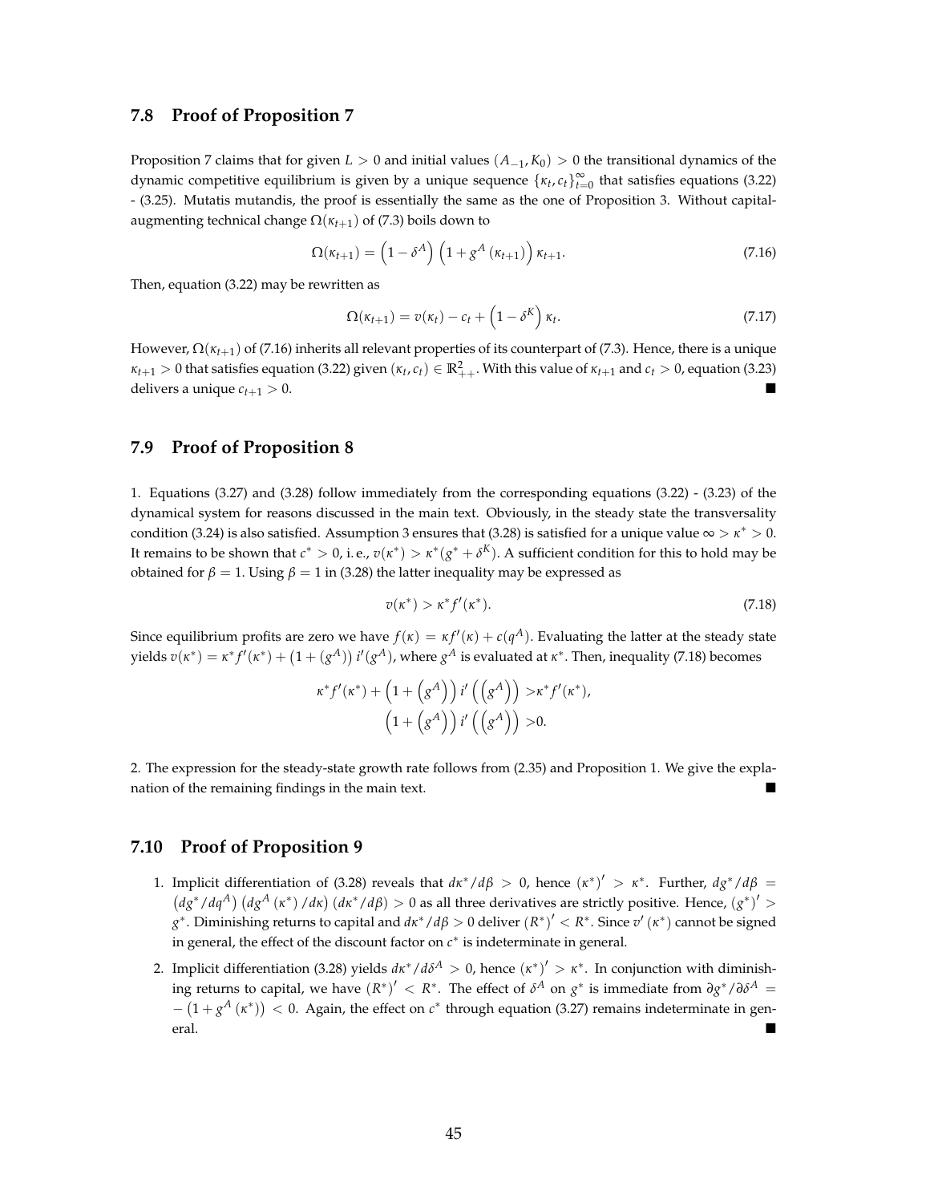## 7.8 Proof of Proposition 7

Proposition 7 claims that for given $L > 0$ and initial values $(A_{-1}, K_0) > 0$ the transitional dynamics of the dynamic competitive equilibrium is given by a unique sequence $\{\kappa_t, c_t\}_{t=0}^{\infty}$ that satisfies equations (3.22) - (3.25). Mutatis mutandis, the proof is essentially the same as the one of Proposition 3. Without capital-augmenting technical change $\Omega(\kappa_{t+1})$ of (7.3) boils down to

$$\Omega(\kappa_{t+1}) = \left(1 - \delta^A\right)\left(1 + g^A\left(\kappa_{t+1}\right)\right)\kappa_{t+1}. \tag{7.16}$$

Then, equation (3.22) may be rewritten as

$$\Omega(\kappa_{t+1}) = v(\kappa_t) - c_t + \left(1 - \delta^K\right)\kappa_t. \tag{7.17}$$

However, $\Omega(\kappa_{t+1})$ of (7.16) inherits all relevant properties of its counterpart of (7.3). Hence, there is a unique $\kappa_{t+1} > 0$ that satisfies equation (3.22) given $(\kappa_t, c_t) \in \mathbb{R}^2_{++}$. With this value of $\kappa_{t+1}$ and $c_t > 0$, equation (3.23) delivers a unique $c_{t+1} > 0$. ■

## 7.9 Proof of Proposition 8

1. Equations (3.27) and (3.28) follow immediately from the corresponding equations (3.22) - (3.23) of the dynamical system for reasons discussed in the main text. Obviously, in the steady state the transversality condition (3.24) is also satisfied. Assumption 3 ensures that (3.28) is satisfied for a unique value $\infty > \kappa^* > 0$. It remains to be shown that $c^* > 0$, i. e., $v(\kappa^*) > \kappa^*(g^* + \delta^K)$. A sufficient condition for this to hold may be obtained for $\beta = 1$. Using $\beta = 1$ in (3.28) the latter inequality may be expressed as

$$v(\kappa^*) > \kappa^* f'(\kappa^*). \tag{7.18}$$

Since equilibrium profits are zero we have $f(\kappa) = \kappa f'(\kappa) + c(q^A)$. Evaluating the latter at the steady state yields $v(\kappa^*) = \kappa^* f'(\kappa^*) + \left(1 + (g^A)\right) i'(g^A)$, where $g^A$ is evaluated at $\kappa^*$. Then, inequality (7.18) becomes

$$\begin{aligned}
\kappa^* f'(\kappa^*) + \left(1 + \left(g^A\right)\right) i'\left(\left(g^A\right)\right) &> \kappa^* f'(\kappa^*), \\
\left(1 + \left(g^A\right)\right) i'\left(\left(g^A\right)\right) &> 0.
\end{aligned}$$

2. The expression for the steady-state growth rate follows from (2.35) and Proposition 1. We give the explanation of the remaining findings in the main text. ■

## 7.10 Proof of Proposition 9

1. Implicit differentiation of (3.28) reveals that $d\kappa^*/d\beta > 0$, hence $(\kappa^*)' > \kappa^*$. Further, $dg^*/d\beta = \left(dg^*/dq^A\right)\left(dg^A\left(\kappa^*\right)/d\kappa\right)\left(d\kappa^*/d\beta\right) > 0$ as all three derivatives are strictly positive. Hence, $(g^*)' > g^*$. Diminishing returns to capital and $d\kappa^*/d\beta > 0$ deliver $(R^*)' < R^*$. Since $v'(\kappa^*)$ cannot be signed in general, the effect of the discount factor on $c^*$ is indeterminate in general.
2. Implicit differentiation (3.28) yields $d\kappa^*/d\delta^A > 0$, hence $(\kappa^*)' > \kappa^*$. In conjunction with diminishing returns to capital, we have $(R^*)' < R^*$. The effect of $\delta^A$ on $g^*$ is immediate from $\partial g^*/\partial \delta^A = -\left(1 + g^A\left(\kappa^*\right)\right) < 0$. Again, the effect on $c^*$ through equation (3.27) remains indeterminate in general. ■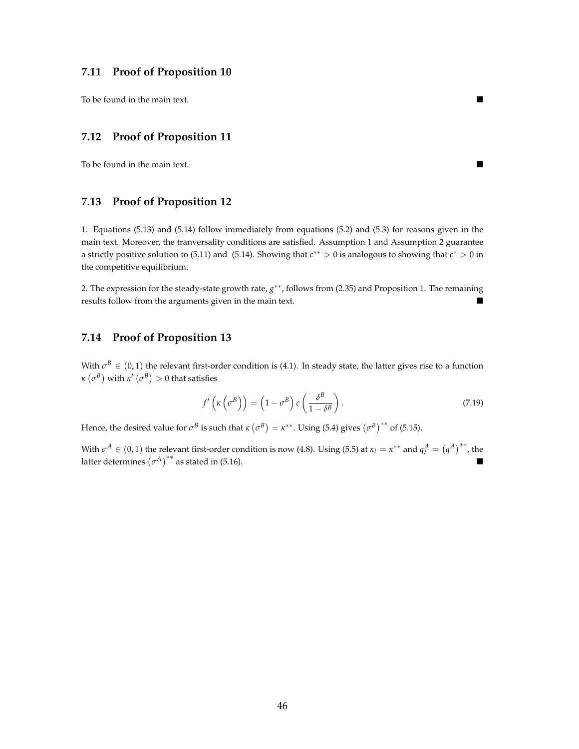### 7.11 Proof of Proposition 10

To be found in the main text. ■

### 7.12 Proof of Proposition 11

To be found in the main text. ■

### 7.13 Proof of Proposition 12

1. Equations (5.13) and (5.14) follow immediately from equations (5.2) and (5.3) for reasons given in the main text. Moreover, the tranversality conditions are satisfied. Assumption 1 and Assumption 2 guarantee a strictly positive solution to (5.11) and (5.14). Showing that $c^{**} > 0$ is analogous to showing that $c^{*} > 0$ in the competitive equilibrium.

2. The expression for the steady-state growth rate, $g^{**}$, follows from (2.35) and Proposition 1. The remaining results follow from the arguments given in the main text. ■

### 7.14 Proof of Proposition 13

With $\sigma^B \in (0, 1)$ the relevant first-order condition is (4.1). In steady state, the latter gives rise to a function $\kappa\left(\sigma^B\right)$ with $\kappa'\left(\sigma^B\right) > 0$ that satisfies

$$f'\left(\kappa\left(\sigma^B\right)\right) = \left(1 - \sigma^B\right) c\left(\frac{\delta^B}{1 - \delta^B}\right). \tag{7.19}$$

Hence, the desired value for $\sigma^B$ is such that $\kappa\left(\sigma^B\right) = \kappa^{**}$. Using (5.4) gives $\left(\sigma^B\right)^{**}$ of (5.15).

With $\sigma^A \in (0, 1)$ the relevant first-order condition is now (4.8). Using (5.5) at $\kappa_t = \kappa^{**}$ and $q_t^A = \left(q^A\right)^{**}$, the latter determines $\left(\sigma^A\right)^{**}$ as stated in (5.16). ■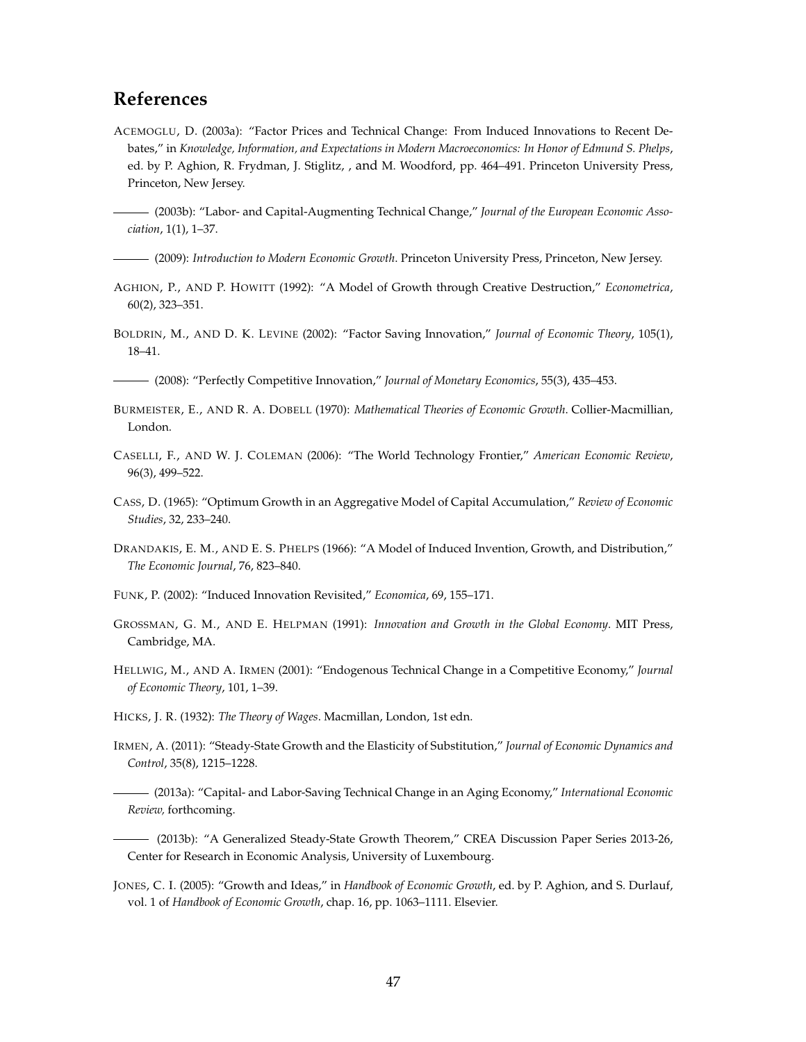## References

ACEMOGLU, D. (2003a): "Factor Prices and Technical Change: From Induced Innovations to Recent Debates," in *Knowledge, Information, and Expectations in Modern Macroeconomics: In Honor of Edmund S. Phelps*, ed. by P. Aghion, R. Frydman, J. Stiglitz, , and M. Woodford, pp. 464–491. Princeton University Press, Princeton, New Jersey.

——— (2003b): "Labor- and Capital-Augmenting Technical Change," *Journal of the European Economic Association*, 1(1), 1–37.

——— (2009): *Introduction to Modern Economic Growth*. Princeton University Press, Princeton, New Jersey.

AGHION, P., AND P. HOWITT (1992): "A Model of Growth through Creative Destruction," *Econometrica*, 60(2), 323–351.

BOLDRIN, M., AND D. K. LEVINE (2002): "Factor Saving Innovation," *Journal of Economic Theory*, 105(1), 18–41.

——— (2008): "Perfectly Competitive Innovation," *Journal of Monetary Economics*, 55(3), 435–453.

BURMEISTER, E., AND R. A. DOBELL (1970): *Mathematical Theories of Economic Growth*. Collier-Macmillian, London.

CASELLI, F., AND W. J. COLEMAN (2006): "The World Technology Frontier," *American Economic Review*, 96(3), 499–522.

CASS, D. (1965): "Optimum Growth in an Aggregative Model of Capital Accumulation," *Review of Economic Studies*, 32, 233–240.

DRANDAKIS, E. M., AND E. S. PHELPS (1966): "A Model of Induced Invention, Growth, and Distribution," *The Economic Journal*, 76, 823–840.

FUNK, P. (2002): "Induced Innovation Revisited," *Economica*, 69, 155–171.

GROSSMAN, G. M., AND E. HELPMAN (1991): *Innovation and Growth in the Global Economy*. MIT Press, Cambridge, MA.

HELLWIG, M., AND A. IRMEN (2001): "Endogenous Technical Change in a Competitive Economy," *Journal of Economic Theory*, 101, 1–39.

HICKS, J. R. (1932): *The Theory of Wages*. Macmillan, London, 1st edn.

IRMEN, A. (2011): "Steady-State Growth and the Elasticity of Substitution," *Journal of Economic Dynamics and Control*, 35(8), 1215–1228.

——— (2013a): "Capital- and Labor-Saving Technical Change in an Aging Economy," *International Economic Review,* forthcoming.

——— (2013b): "A Generalized Steady-State Growth Theorem," CREA Discussion Paper Series 2013-26, Center for Research in Economic Analysis, University of Luxembourg.

JONES, C. I. (2005): "Growth and Ideas," in *Handbook of Economic Growth*, ed. by P. Aghion, and S. Durlauf, vol. 1 of *Handbook of Economic Growth*, chap. 16, pp. 1063–1111. Elsevier.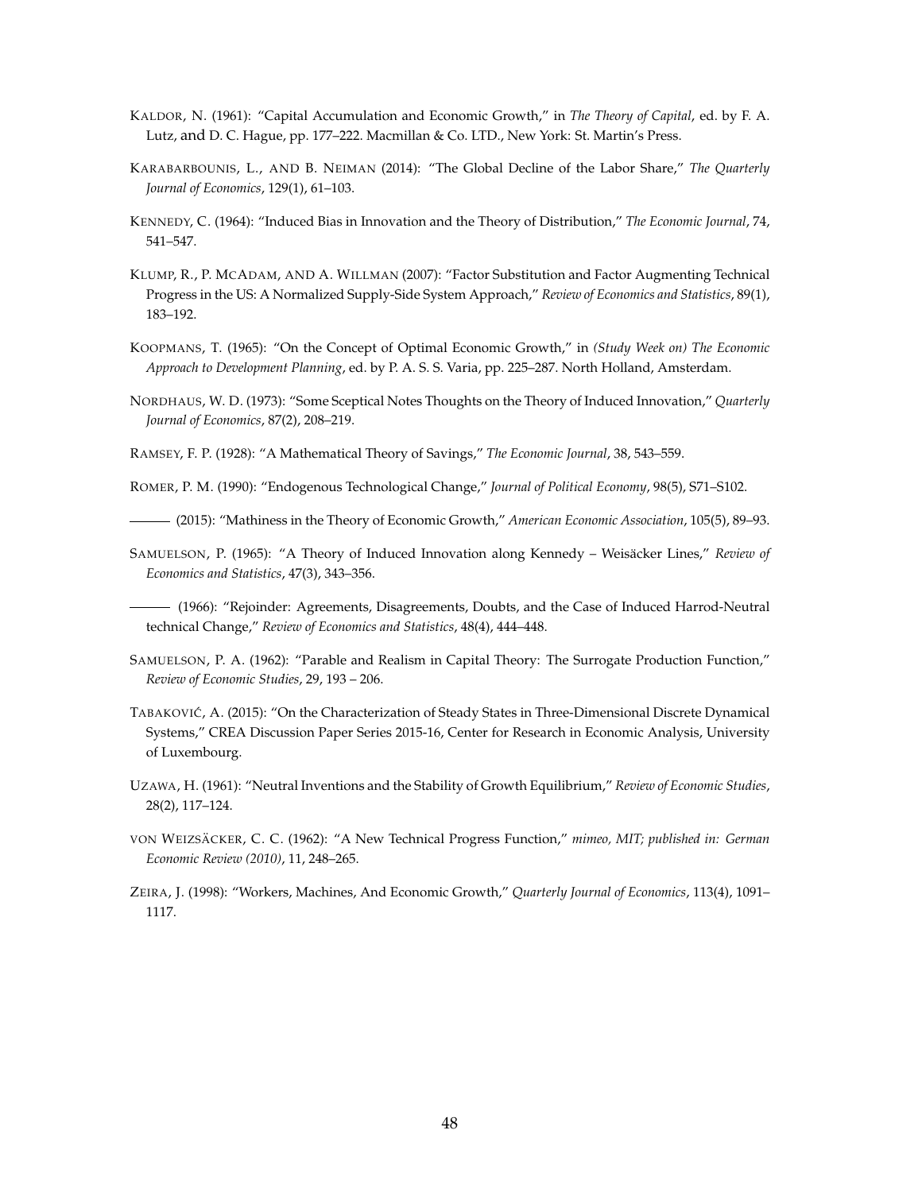KALDOR, N. (1961): "Capital Accumulation and Economic Growth," in *The Theory of Capital*, ed. by F. A. Lutz, and D. C. Hague, pp. 177–222. Macmillan & Co. LTD., New York: St. Martin's Press.

KARABARBOUNIS, L., AND B. NEIMAN (2014): "The Global Decline of the Labor Share," *The Quarterly Journal of Economics*, 129(1), 61–103.

KENNEDY, C. (1964): "Induced Bias in Innovation and the Theory of Distribution," *The Economic Journal*, 74, 541–547.

KLUMP, R., P. MCADAM, AND A. WILLMAN (2007): "Factor Substitution and Factor Augmenting Technical Progress in the US: A Normalized Supply-Side System Approach," *Review of Economics and Statistics*, 89(1), 183–192.

KOOPMANS, T. (1965): "On the Concept of Optimal Economic Growth," in *(Study Week on) The Economic Approach to Development Planning*, ed. by P. A. S. S. Varia, pp. 225–287. North Holland, Amsterdam.

NORDHAUS, W. D. (1973): "Some Sceptical Notes Thoughts on the Theory of Induced Innovation," *Quarterly Journal of Economics*, 87(2), 208–219.

RAMSEY, F. P. (1928): "A Mathematical Theory of Savings," *The Economic Journal*, 38, 543–559.

ROMER, P. M. (1990): "Endogenous Technological Change," *Journal of Political Economy*, 98(5), S71–S102.

——— (2015): "Mathiness in the Theory of Economic Growth," *American Economic Association*, 105(5), 89–93.

SAMUELSON, P. (1965): "A Theory of Induced Innovation along Kennedy – Weisäcker Lines," *Review of Economics and Statistics*, 47(3), 343–356.

——— (1966): "Rejoinder: Agreements, Disagreements, Doubts, and the Case of Induced Harrod-Neutral technical Change," *Review of Economics and Statistics*, 48(4), 444–448.

SAMUELSON, P. A. (1962): "Parable and Realism in Capital Theory: The Surrogate Production Function," *Review of Economic Studies*, 29, 193 – 206.

TABAKOVIĆ, A. (2015): "On the Characterization of Steady States in Three-Dimensional Discrete Dynamical Systems," CREA Discussion Paper Series 2015-16, Center for Research in Economic Analysis, University of Luxembourg.

UZAWA, H. (1961): "Neutral Inventions and the Stability of Growth Equilibrium," *Review of Economic Studies*, 28(2), 117–124.

VON WEIZSÄCKER, C. C. (1962): "A New Technical Progress Function," *mimeo, MIT; published in: German Economic Review (2010)*, 11, 248–265.

ZEIRA, J. (1998): "Workers, Machines, And Economic Growth," *Quarterly Journal of Economics*, 113(4), 1091–1117.